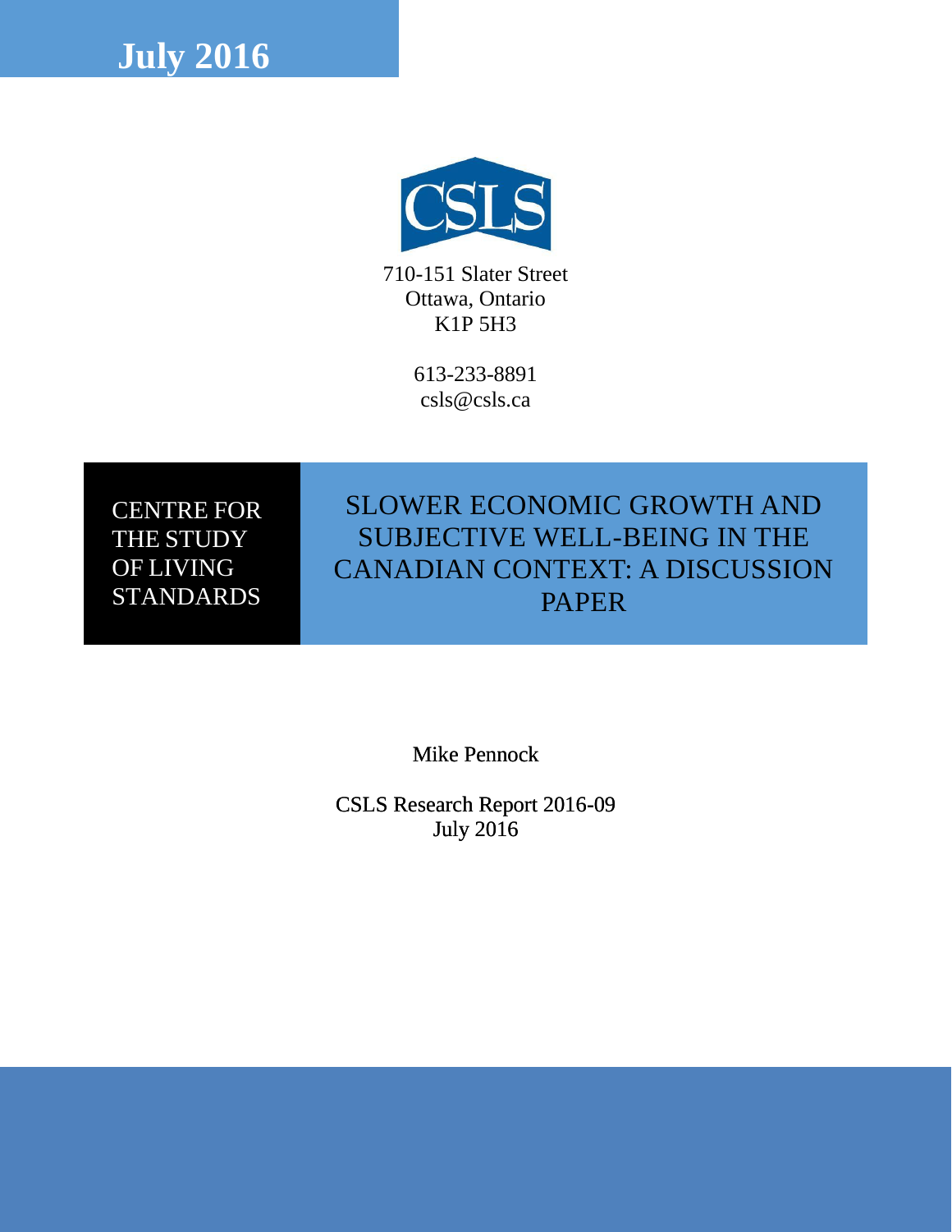**July 2016**

CSLS

710-151 Slater Street
Ottawa, Ontario
K1P 5H3

613-233-8891
csls@csls.ca

CENTRE FOR THE STUDY OF LIVING STANDARDS

# SLOWER ECONOMIC GROWTH AND SUBJECTIVE WELL-BEING IN THE CANADIAN CONTEXT: A DISCUSSION PAPER

Mike Pennock

CSLS Research Report 2016-09
July 2016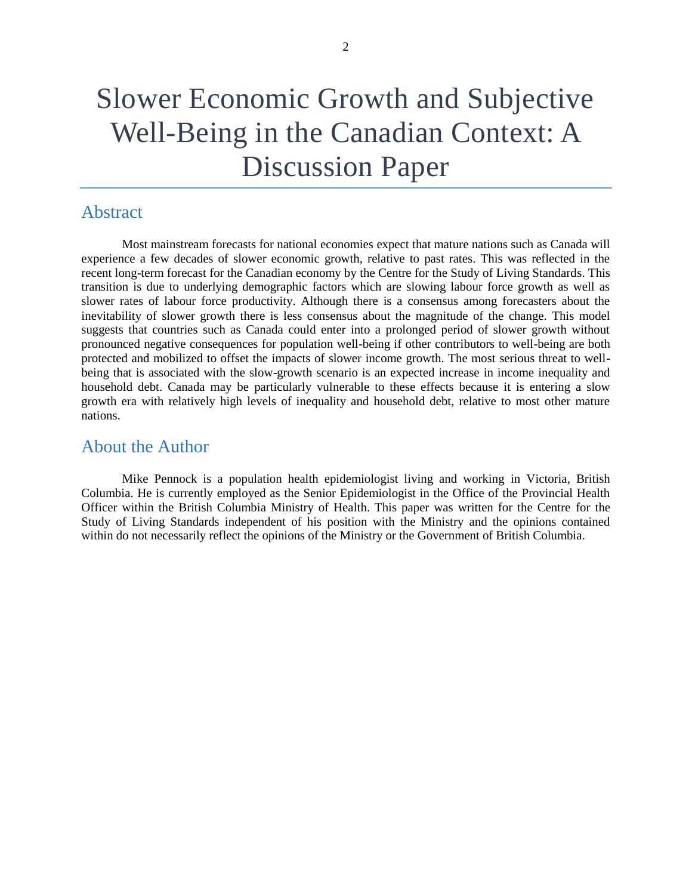# Slower Economic Growth and Subjective Well-Being in the Canadian Context: A Discussion Paper

## Abstract

Most mainstream forecasts for national economies expect that mature nations such as Canada will experience a few decades of slower economic growth, relative to past rates. This was reflected in the recent long-term forecast for the Canadian economy by the Centre for the Study of Living Standards. This transition is due to underlying demographic factors which are slowing labour force growth as well as slower rates of labour force productivity. Although there is a consensus among forecasters about the inevitability of slower growth there is less consensus about the magnitude of the change. This model suggests that countries such as Canada could enter into a prolonged period of slower growth without pronounced negative consequences for population well-being if other contributors to well-being are both protected and mobilized to offset the impacts of slower income growth. The most serious threat to well-being that is associated with the slow-growth scenario is an expected increase in income inequality and household debt. Canada may be particularly vulnerable to these effects because it is entering a slow growth era with relatively high levels of inequality and household debt, relative to most other mature nations.

## About the Author

Mike Pennock is a population health epidemiologist living and working in Victoria, British Columbia. He is currently employed as the Senior Epidemiologist in the Office of the Provincial Health Officer within the British Columbia Ministry of Health. This paper was written for the Centre for the Study of Living Standards independent of his position with the Ministry and the opinions contained within do not necessarily reflect the opinions of the Ministry or the Government of British Columbia.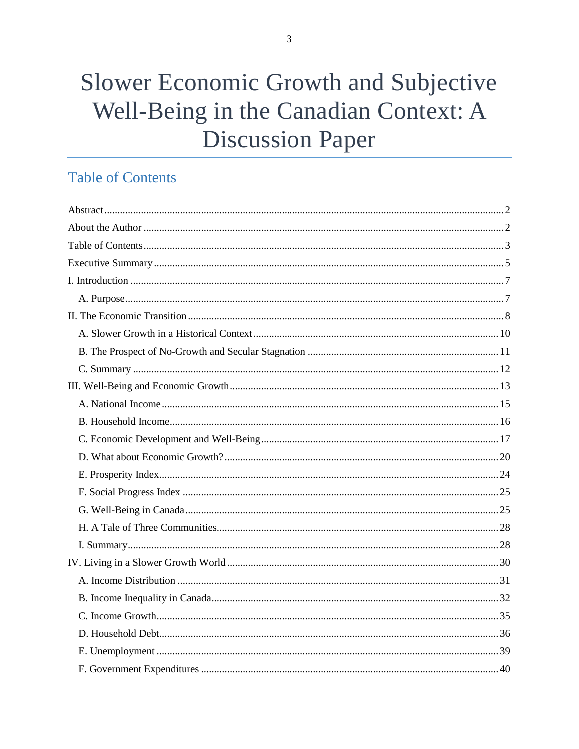# Slower Economic Growth and Subjective Well-Being in the Canadian Context: A Discussion Paper

## Table of Contents

Abstract .......... 2

About the Author .......... 2

Table of Contents .......... 3

Executive Summary .......... 5

I. Introduction .......... 7

- A. Purpose .......... 7

II. The Economic Transition .......... 8

- A. Slower Growth in a Historical Context .......... 10
- B. The Prospect of No-Growth and Secular Stagnation .......... 11
- C. Summary .......... 12

III. Well-Being and Economic Growth .......... 13

- A. National Income .......... 15
- B. Household Income .......... 16
- C. Economic Development and Well-Being .......... 17
- D. What about Economic Growth? .......... 20
- E. Prosperity Index .......... 24
- F. Social Progress Index .......... 25
- G. Well-Being in Canada .......... 25
- H. A Tale of Three Communities .......... 28
- I. Summary .......... 28

IV. Living in a Slower Growth World .......... 30

- A. Income Distribution .......... 31
- B. Income Inequality in Canada .......... 32
- C. Income Growth .......... 35
- D. Household Debt .......... 36
- E. Unemployment .......... 39
- F. Government Expenditures .......... 40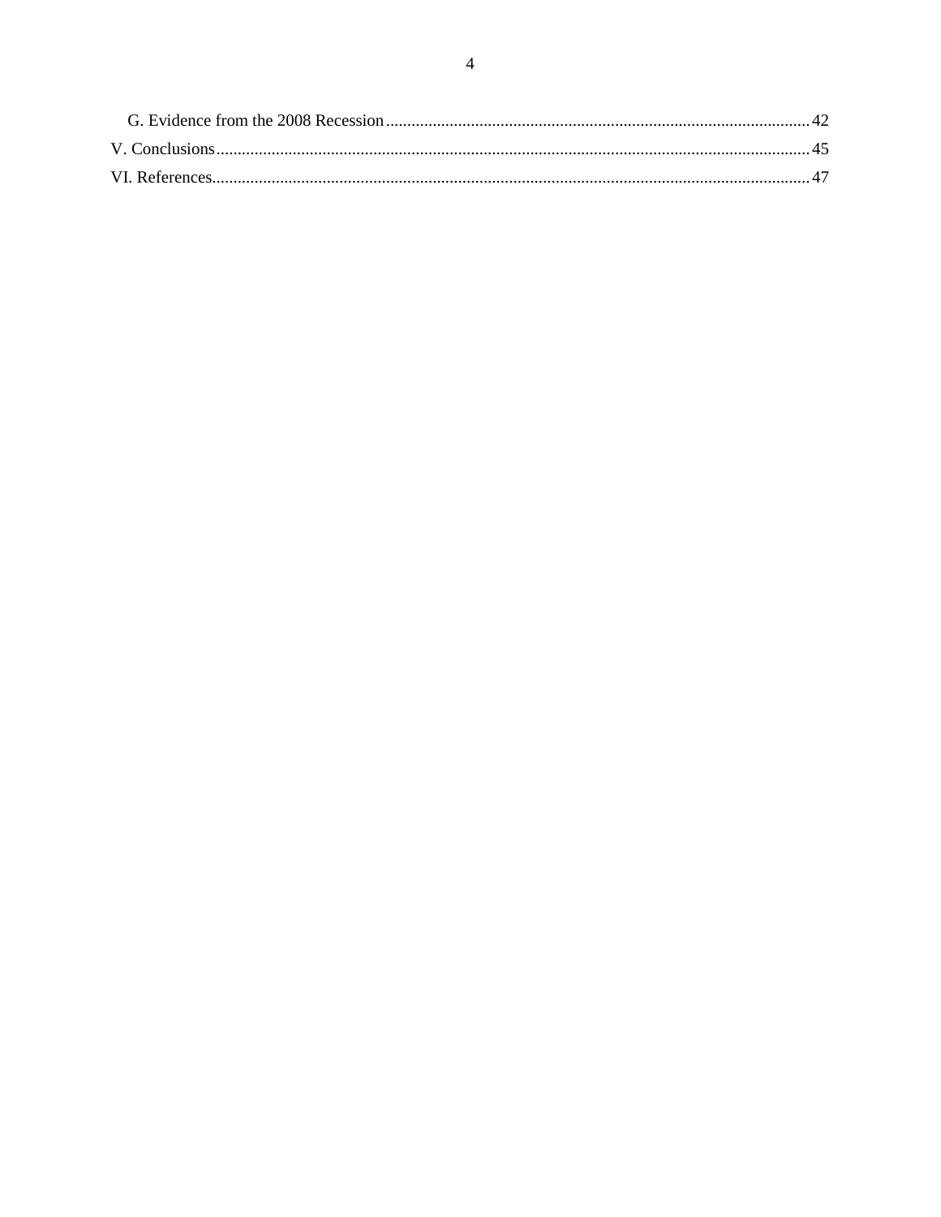G. Evidence from the 2008 Recession ........................................................................................ 42

V. Conclusions ........................................................................................................................... 45

VI. References ............................................................................................................................ 47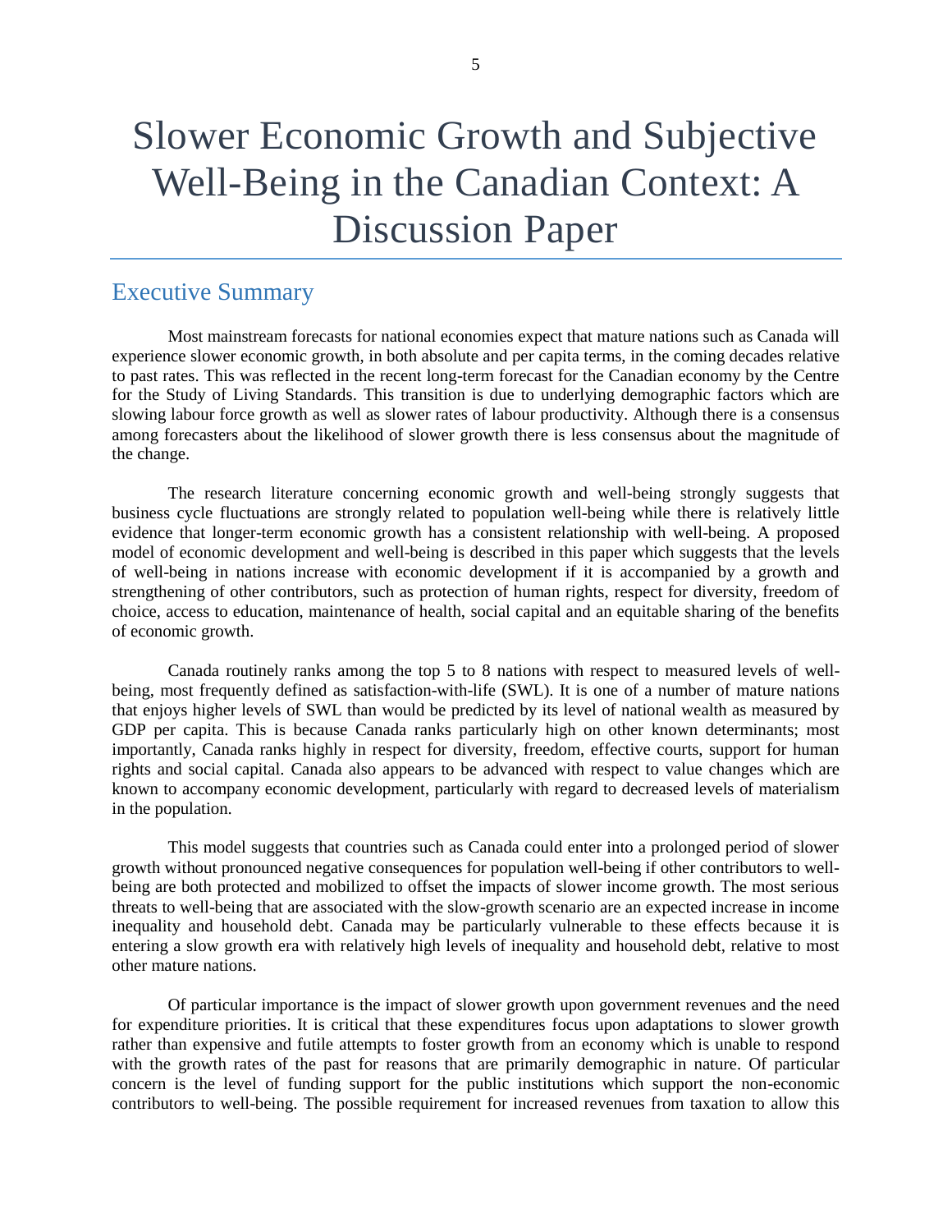# Slower Economic Growth and Subjective Well-Being in the Canadian Context: A Discussion Paper

## Executive Summary

Most mainstream forecasts for national economies expect that mature nations such as Canada will experience slower economic growth, in both absolute and per capita terms, in the coming decades relative to past rates. This was reflected in the recent long-term forecast for the Canadian economy by the Centre for the Study of Living Standards. This transition is due to underlying demographic factors which are slowing labour force growth as well as slower rates of labour productivity. Although there is a consensus among forecasters about the likelihood of slower growth there is less consensus about the magnitude of the change.

The research literature concerning economic growth and well-being strongly suggests that business cycle fluctuations are strongly related to population well-being while there is relatively little evidence that longer-term economic growth has a consistent relationship with well-being. A proposed model of economic development and well-being is described in this paper which suggests that the levels of well-being in nations increase with economic development if it is accompanied by a growth and strengthening of other contributors, such as protection of human rights, respect for diversity, freedom of choice, access to education, maintenance of health, social capital and an equitable sharing of the benefits of economic growth.

Canada routinely ranks among the top 5 to 8 nations with respect to measured levels of well-being, most frequently defined as satisfaction-with-life (SWL). It is one of a number of mature nations that enjoys higher levels of SWL than would be predicted by its level of national wealth as measured by GDP per capita. This is because Canada ranks particularly high on other known determinants; most importantly, Canada ranks highly in respect for diversity, freedom, effective courts, support for human rights and social capital. Canada also appears to be advanced with respect to value changes which are known to accompany economic development, particularly with regard to decreased levels of materialism in the population.

This model suggests that countries such as Canada could enter into a prolonged period of slower growth without pronounced negative consequences for population well-being if other contributors to well-being are both protected and mobilized to offset the impacts of slower income growth. The most serious threats to well-being that are associated with the slow-growth scenario are an expected increase in income inequality and household debt. Canada may be particularly vulnerable to these effects because it is entering a slow growth era with relatively high levels of inequality and household debt, relative to most other mature nations.

Of particular importance is the impact of slower growth upon government revenues and the need for expenditure priorities. It is critical that these expenditures focus upon adaptations to slower growth rather than expensive and futile attempts to foster growth from an economy which is unable to respond with the growth rates of the past for reasons that are primarily demographic in nature. Of particular concern is the level of funding support for the public institutions which support the non-economic contributors to well-being. The possible requirement for increased revenues from taxation to allow this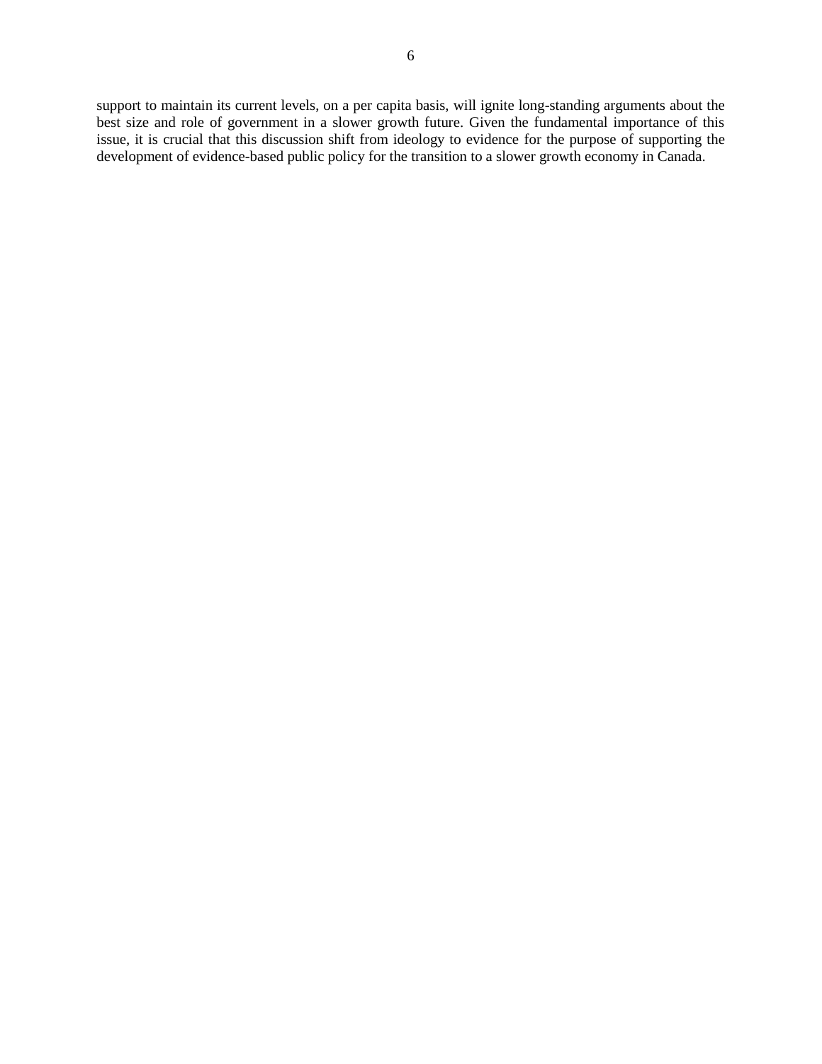support to maintain its current levels, on a per capita basis, will ignite long-standing arguments about the best size and role of government in a slower growth future. Given the fundamental importance of this issue, it is crucial that this discussion shift from ideology to evidence for the purpose of supporting the development of evidence-based public policy for the transition to a slower growth economy in Canada.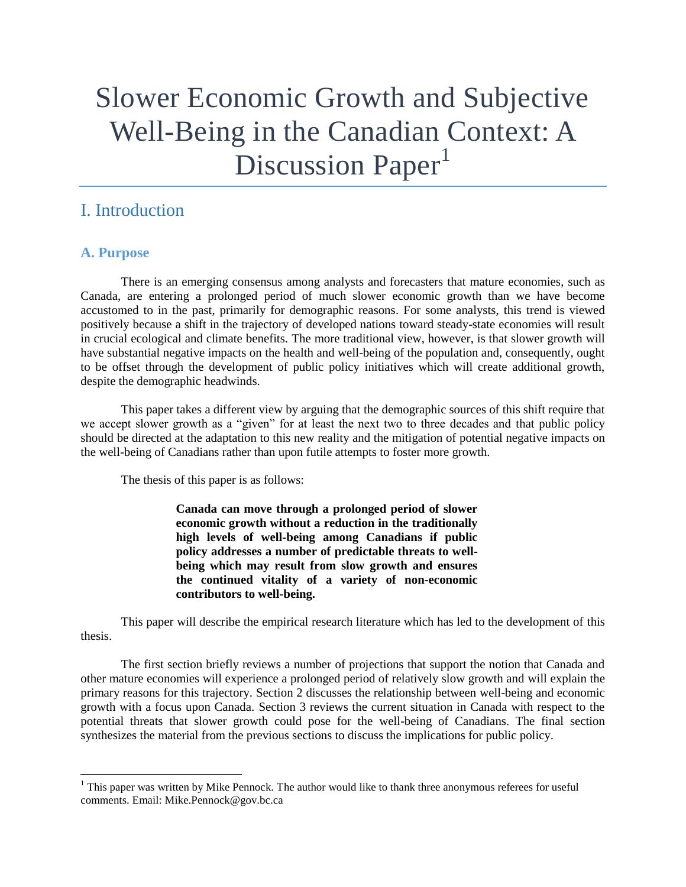# Slower Economic Growth and Subjective Well-Being in the Canadian Context: A Discussion Paper[1]

## I. Introduction

### A. Purpose

There is an emerging consensus among analysts and forecasters that mature economies, such as Canada, are entering a prolonged period of much slower economic growth than we have become accustomed to in the past, primarily for demographic reasons. For some analysts, this trend is viewed positively because a shift in the trajectory of developed nations toward steady-state economies will result in crucial ecological and climate benefits. The more traditional view, however, is that slower growth will have substantial negative impacts on the health and well-being of the population and, consequently, ought to be offset through the development of public policy initiatives which will create additional growth, despite the demographic headwinds.

This paper takes a different view by arguing that the demographic sources of this shift require that we accept slower growth as a "given" for at least the next two to three decades and that public policy should be directed at the adaptation to this new reality and the mitigation of potential negative impacts on the well-being of Canadians rather than upon futile attempts to foster more growth.

The thesis of this paper is as follows:

> **Canada can move through a prolonged period of slower economic growth without a reduction in the traditionally high levels of well-being among Canadians if public policy addresses a number of predictable threats to well-being which may result from slow growth and ensures the continued vitality of a variety of non-economic contributors to well-being.**

This paper will describe the empirical research literature which has led to the development of this thesis.

The first section briefly reviews a number of projections that support the notion that Canada and other mature economies will experience a prolonged period of relatively slow growth and will explain the primary reasons for this trajectory. Section 2 discusses the relationship between well-being and economic growth with a focus upon Canada. Section 3 reviews the current situation in Canada with respect to the potential threats that slower growth could pose for the well-being of Canadians. The final section synthesizes the material from the previous sections to discuss the implications for public policy.

[1] This paper was written by Mike Pennock. The author would like to thank three anonymous referees for useful comments. Email: Mike.Pennock@gov.bc.ca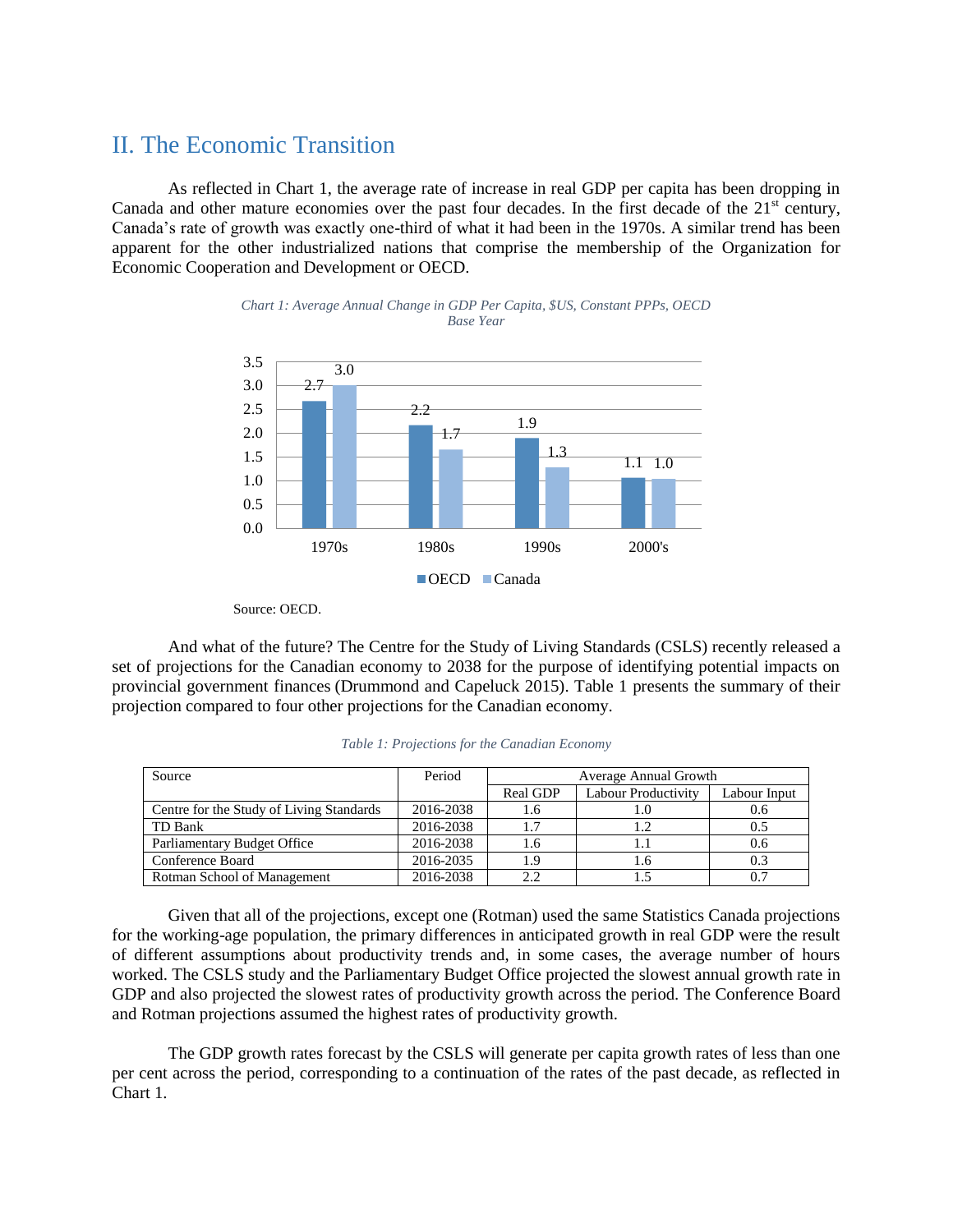## II. The Economic Transition

As reflected in Chart 1, the average rate of increase in real GDP per capita has been dropping in Canada and other mature economies over the past four decades. In the first decade of the 21st century, Canada's rate of growth was exactly one-third of what it had been in the 1970s. A similar trend has been apparent for the other industrialized nations that comprise the membership of the Organization for Economic Cooperation and Development or OECD.

*Chart 1: Average Annual Change in GDP Per Capita, $US, Constant PPPs, OECD Base Year*

| | OECD | Canada |
|---|---|---|
| 1970s | 2.7 | 3.0 |
| 1980s | 2.2 | 1.7 |
| 1990s | 1.9 | 1.3 |
| 2000's | 1.1 | 1.0 |

Source: OECD.

And what of the future? The Centre for the Study of Living Standards (CSLS) recently released a set of projections for the Canadian economy to 2038 for the purpose of identifying potential impacts on provincial government finances (Drummond and Capeluck 2015). Table 1 presents the summary of their projection compared to four other projections for the Canadian economy.

*Table 1: Projections for the Canadian Economy*

| Source | Period | Average Annual Growth | | |
|---|---|---|---|---|
| | | Real GDP | Labour Productivity | Labour Input |
| Centre for the Study of Living Standards | 2016-2038 | 1.6 | 1.0 | 0.6 |
| TD Bank | 2016-2038 | 1.7 | 1.2 | 0.5 |
| Parliamentary Budget Office | 2016-2038 | 1.6 | 1.1 | 0.6 |
| Conference Board | 2016-2035 | 1.9 | 1.6 | 0.3 |
| Rotman School of Management | 2016-2038 | 2.2 | 1.5 | 0.7 |

Given that all of the projections, except one (Rotman) used the same Statistics Canada projections for the working-age population, the primary differences in anticipated growth in real GDP were the result of different assumptions about productivity trends and, in some cases, the average number of hours worked. The CSLS study and the Parliamentary Budget Office projected the slowest annual growth rate in GDP and also projected the slowest rates of productivity growth across the period. The Conference Board and Rotman projections assumed the highest rates of productivity growth.

The GDP growth rates forecast by the CSLS will generate per capita growth rates of less than one per cent across the period, corresponding to a continuation of the rates of the past decade, as reflected in Chart 1.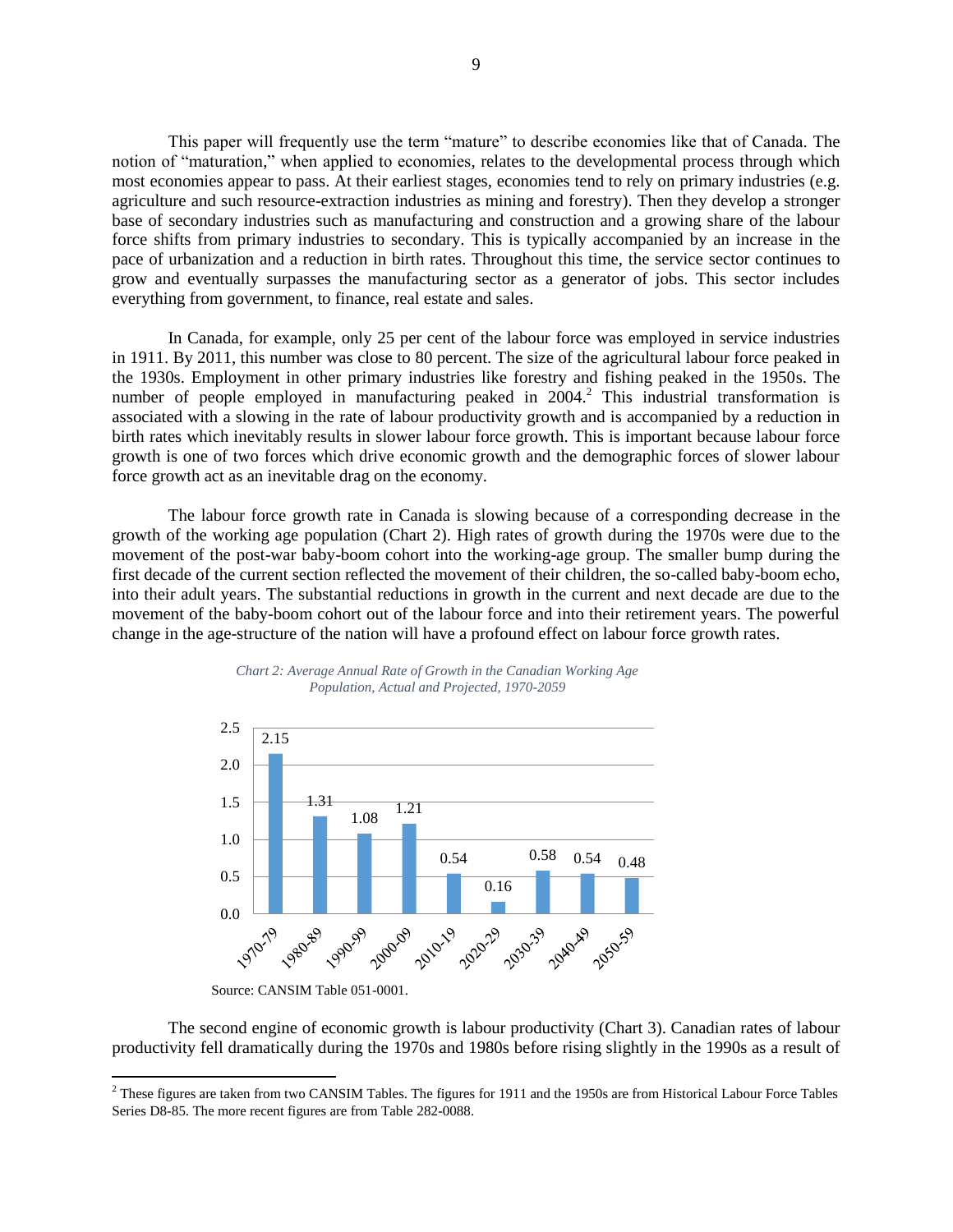This paper will frequently use the term "mature" to describe economies like that of Canada. The notion of "maturation," when applied to economies, relates to the developmental process through which most economies appear to pass. At their earliest stages, economies tend to rely on primary industries (e.g. agriculture and such resource-extraction industries as mining and forestry). Then they develop a stronger base of secondary industries such as manufacturing and construction and a growing share of the labour force shifts from primary industries to secondary. This is typically accompanied by an increase in the pace of urbanization and a reduction in birth rates. Throughout this time, the service sector continues to grow and eventually surpasses the manufacturing sector as a generator of jobs. This sector includes everything from government, to finance, real estate and sales.

In Canada, for example, only 25 per cent of the labour force was employed in service industries in 1911. By 2011, this number was close to 80 percent. The size of the agricultural labour force peaked in the 1930s. Employment in other primary industries like forestry and fishing peaked in the 1950s. The number of people employed in manufacturing peaked in 2004.[2] This industrial transformation is associated with a slowing in the rate of labour productivity growth and is accompanied by a reduction in birth rates which inevitably results in slower labour force growth. This is important because labour force growth is one of two forces which drive economic growth and the demographic forces of slower labour force growth act as an inevitable drag on the economy.

The labour force growth rate in Canada is slowing because of a corresponding decrease in the growth of the working age population (Chart 2). High rates of growth during the 1970s were due to the movement of the post-war baby-boom cohort into the working-age group. The smaller bump during the first decade of the current section reflected the movement of their children, the so-called baby-boom echo, into their adult years. The substantial reductions in growth in the current and next decade are due to the movement of the baby-boom cohort out of the labour force and into their retirement years. The powerful change in the age-structure of the nation will have a profound effect on labour force growth rates.

*Chart 2: Average Annual Rate of Growth in the Canadian Working Age Population, Actual and Projected, 1970-2059*

| Period | Average Annual Rate of Growth |
| --- | --- |
| 1970-79 | 2.15 |
| 1980-89 | 1.31 |
| 1990-99 | 1.08 |
| 2000-09 | 1.21 |
| 2010-19 | 0.54 |
| 2020-29 | 0.16 |
| 2030-39 | 0.58 |
| 2040-49 | 0.54 |
| 2050-59 | 0.48 |

Source: CANSIM Table 051-0001.

The second engine of economic growth is labour productivity (Chart 3). Canadian rates of labour productivity fell dramatically during the 1970s and 1980s before rising slightly in the 1990s as a result of

[2] These figures are taken from two CANSIM Tables. The figures for 1911 and the 1950s are from Historical Labour Force Tables Series D8-85. The more recent figures are from Table 282-0088.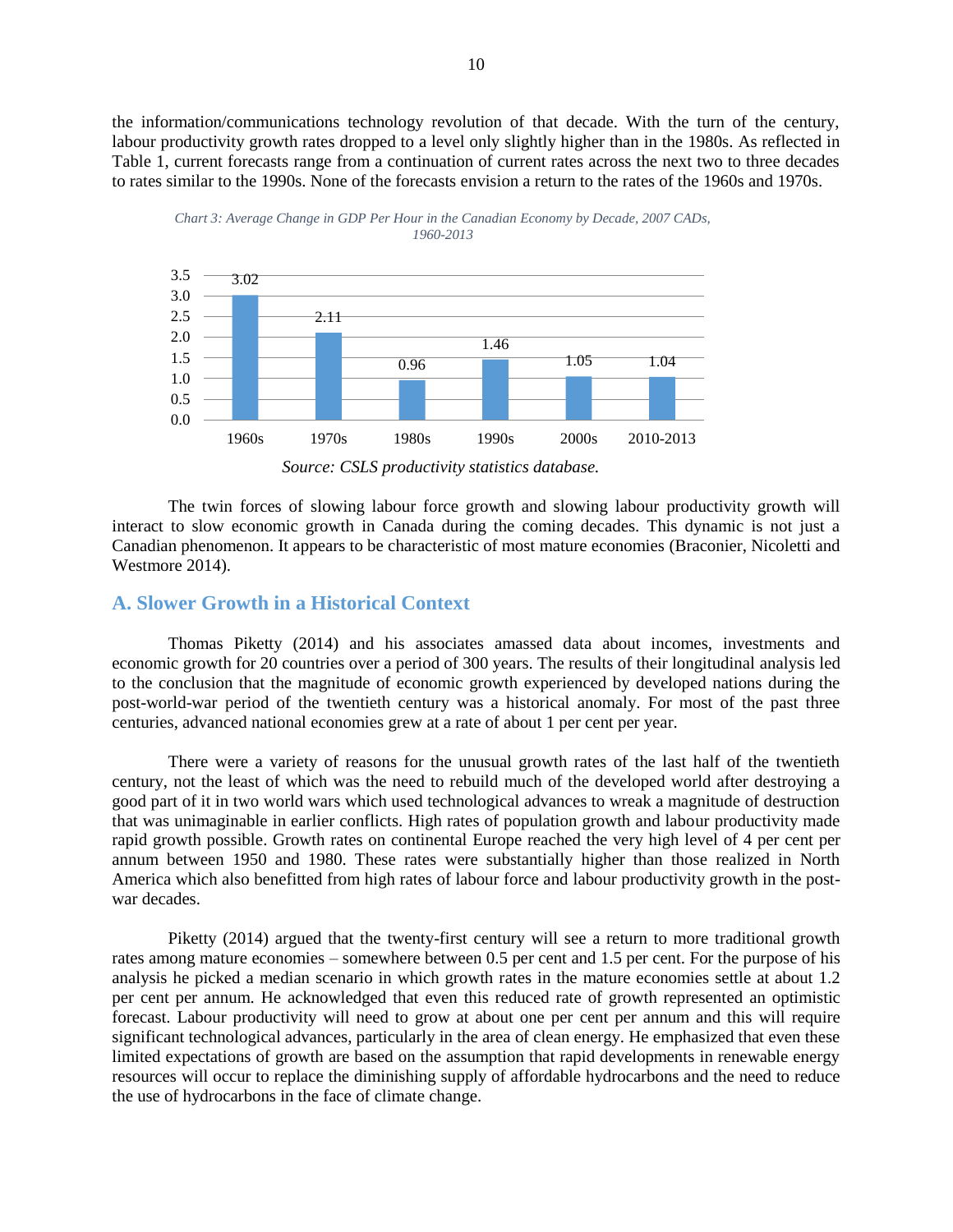the information/communications technology revolution of that decade. With the turn of the century, labour productivity growth rates dropped to a level only slightly higher than in the 1980s. As reflected in Table 1, current forecasts range from a continuation of current rates across the next two to three decades to rates similar to the 1990s. None of the forecasts envision a return to the rates of the 1960s and 1970s.

*Chart 3: Average Change in GDP Per Hour in the Canadian Economy by Decade, 2007 CADs, 1960-2013*

| Decade | Average Change |
|---|---|
| 1960s | 3.02 |
| 1970s | 2.11 |
| 1980s | 0.96 |
| 1990s | 1.46 |
| 2000s | 1.05 |
| 2010-2013 | 1.04 |

*Source: CSLS productivity statistics database.*

The twin forces of slowing labour force growth and slowing labour productivity growth will interact to slow economic growth in Canada during the coming decades. This dynamic is not just a Canadian phenomenon. It appears to be characteristic of most mature economies (Braconier, Nicoletti and Westmore 2014).

## A. Slower Growth in a Historical Context

Thomas Piketty (2014) and his associates amassed data about incomes, investments and economic growth for 20 countries over a period of 300 years. The results of their longitudinal analysis led to the conclusion that the magnitude of economic growth experienced by developed nations during the post-world-war period of the twentieth century was a historical anomaly. For most of the past three centuries, advanced national economies grew at a rate of about 1 per cent per year.

There were a variety of reasons for the unusual growth rates of the last half of the twentieth century, not the least of which was the need to rebuild much of the developed world after destroying a good part of it in two world wars which used technological advances to wreak a magnitude of destruction that was unimaginable in earlier conflicts. High rates of population growth and labour productivity made rapid growth possible. Growth rates on continental Europe reached the very high level of 4 per cent per annum between 1950 and 1980. These rates were substantially higher than those realized in North America which also benefitted from high rates of labour force and labour productivity growth in the post-war decades.

Piketty (2014) argued that the twenty-first century will see a return to more traditional growth rates among mature economies – somewhere between 0.5 per cent and 1.5 per cent. For the purpose of his analysis he picked a median scenario in which growth rates in the mature economies settle at about 1.2 per cent per annum. He acknowledged that even this reduced rate of growth represented an optimistic forecast. Labour productivity will need to grow at about one per cent per annum and this will require significant technological advances, particularly in the area of clean energy. He emphasized that even these limited expectations of growth are based on the assumption that rapid developments in renewable energy resources will occur to replace the diminishing supply of affordable hydrocarbons and the need to reduce the use of hydrocarbons in the face of climate change.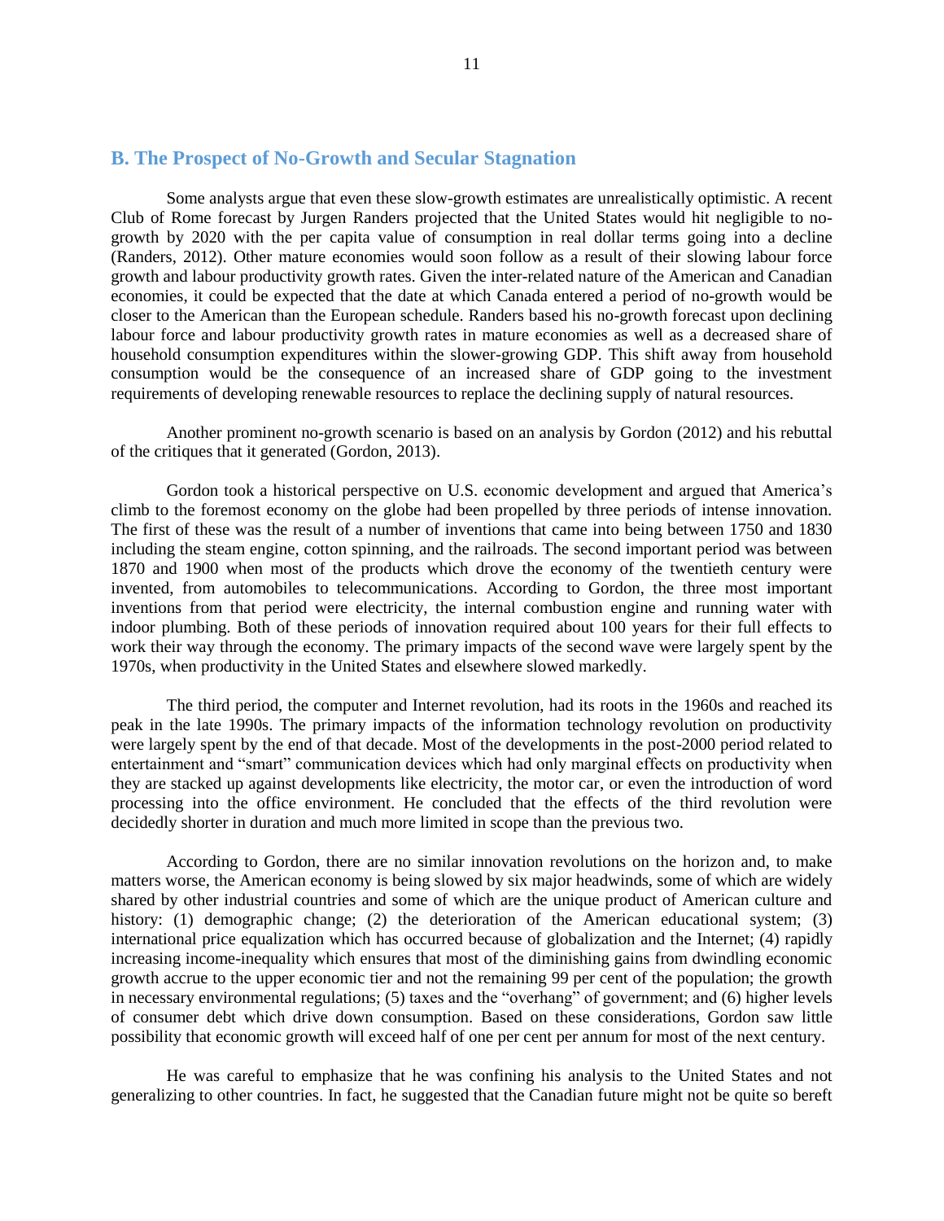## B. The Prospect of No-Growth and Secular Stagnation

Some analysts argue that even these slow-growth estimates are unrealistically optimistic. A recent Club of Rome forecast by Jurgen Randers projected that the United States would hit negligible to no-growth by 2020 with the per capita value of consumption in real dollar terms going into a decline (Randers, 2012). Other mature economies would soon follow as a result of their slowing labour force growth and labour productivity growth rates. Given the inter-related nature of the American and Canadian economies, it could be expected that the date at which Canada entered a period of no-growth would be closer to the American than the European schedule. Randers based his no-growth forecast upon declining labour force and labour productivity growth rates in mature economies as well as a decreased share of household consumption expenditures within the slower-growing GDP. This shift away from household consumption would be the consequence of an increased share of GDP going to the investment requirements of developing renewable resources to replace the declining supply of natural resources.

Another prominent no-growth scenario is based on an analysis by Gordon (2012) and his rebuttal of the critiques that it generated (Gordon, 2013).

Gordon took a historical perspective on U.S. economic development and argued that America's climb to the foremost economy on the globe had been propelled by three periods of intense innovation. The first of these was the result of a number of inventions that came into being between 1750 and 1830 including the steam engine, cotton spinning, and the railroads. The second important period was between 1870 and 1900 when most of the products which drove the economy of the twentieth century were invented, from automobiles to telecommunications. According to Gordon, the three most important inventions from that period were electricity, the internal combustion engine and running water with indoor plumbing. Both of these periods of innovation required about 100 years for their full effects to work their way through the economy. The primary impacts of the second wave were largely spent by the 1970s, when productivity in the United States and elsewhere slowed markedly.

The third period, the computer and Internet revolution, had its roots in the 1960s and reached its peak in the late 1990s. The primary impacts of the information technology revolution on productivity were largely spent by the end of that decade. Most of the developments in the post-2000 period related to entertainment and "smart" communication devices which had only marginal effects on productivity when they are stacked up against developments like electricity, the motor car, or even the introduction of word processing into the office environment. He concluded that the effects of the third revolution were decidedly shorter in duration and much more limited in scope than the previous two.

According to Gordon, there are no similar innovation revolutions on the horizon and, to make matters worse, the American economy is being slowed by six major headwinds, some of which are widely shared by other industrial countries and some of which are the unique product of American culture and history: (1) demographic change; (2) the deterioration of the American educational system; (3) international price equalization which has occurred because of globalization and the Internet; (4) rapidly increasing income-inequality which ensures that most of the diminishing gains from dwindling economic growth accrue to the upper economic tier and not the remaining 99 per cent of the population; the growth in necessary environmental regulations; (5) taxes and the "overhang" of government; and (6) higher levels of consumer debt which drive down consumption. Based on these considerations, Gordon saw little possibility that economic growth will exceed half of one per cent per annum for most of the next century.

He was careful to emphasize that he was confining his analysis to the United States and not generalizing to other countries. In fact, he suggested that the Canadian future might not be quite so bereft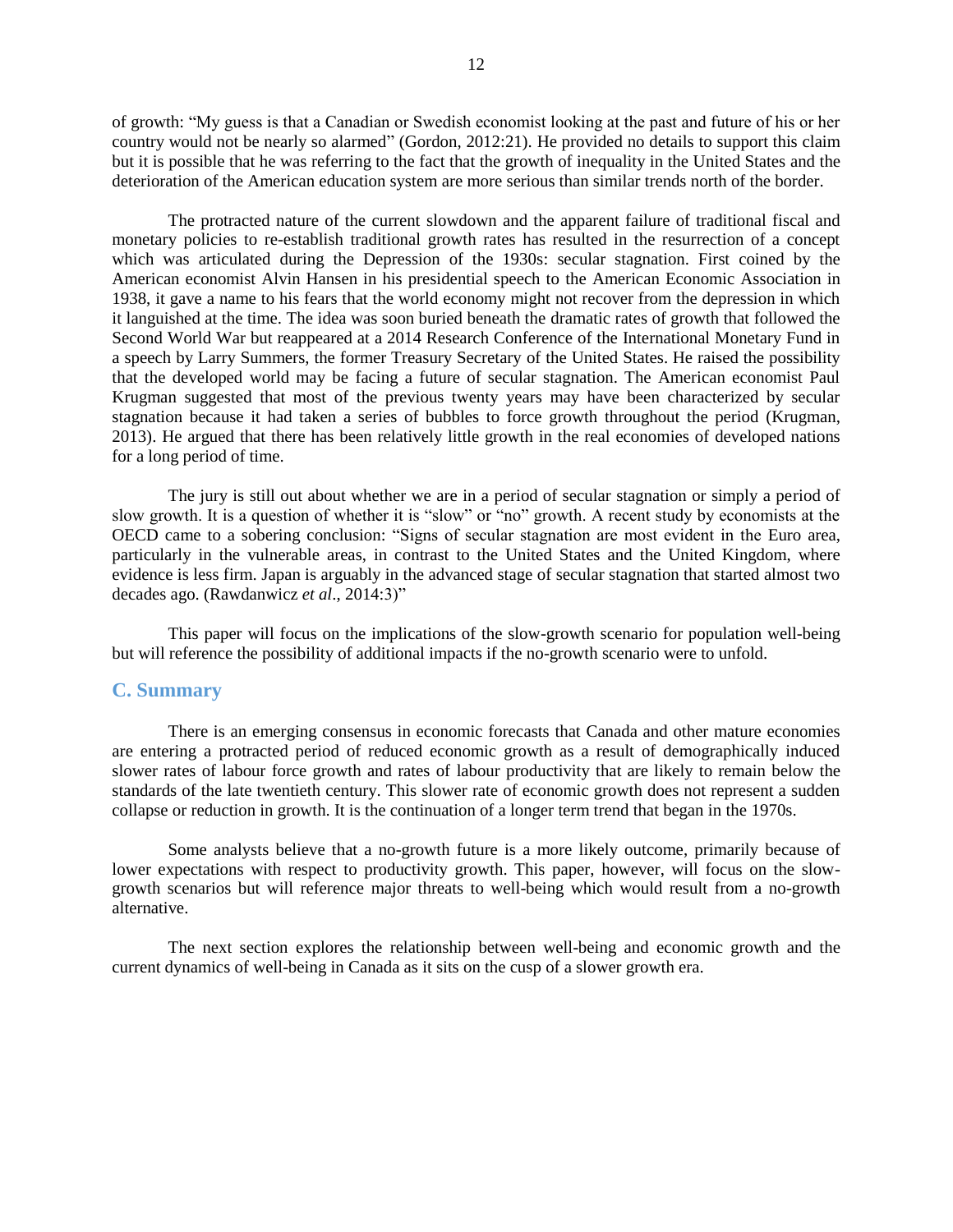of growth: "My guess is that a Canadian or Swedish economist looking at the past and future of his or her country would not be nearly so alarmed" (Gordon, 2012:21). He provided no details to support this claim but it is possible that he was referring to the fact that the growth of inequality in the United States and the deterioration of the American education system are more serious than similar trends north of the border.

The protracted nature of the current slowdown and the apparent failure of traditional fiscal and monetary policies to re-establish traditional growth rates has resulted in the resurrection of a concept which was articulated during the Depression of the 1930s: secular stagnation. First coined by the American economist Alvin Hansen in his presidential speech to the American Economic Association in 1938, it gave a name to his fears that the world economy might not recover from the depression in which it languished at the time. The idea was soon buried beneath the dramatic rates of growth that followed the Second World War but reappeared at a 2014 Research Conference of the International Monetary Fund in a speech by Larry Summers, the former Treasury Secretary of the United States. He raised the possibility that the developed world may be facing a future of secular stagnation. The American economist Paul Krugman suggested that most of the previous twenty years may have been characterized by secular stagnation because it had taken a series of bubbles to force growth throughout the period (Krugman, 2013). He argued that there has been relatively little growth in the real economies of developed nations for a long period of time.

The jury is still out about whether we are in a period of secular stagnation or simply a period of slow growth. It is a question of whether it is "slow" or "no" growth. A recent study by economists at the OECD came to a sobering conclusion: "Signs of secular stagnation are most evident in the Euro area, particularly in the vulnerable areas, in contrast to the United States and the United Kingdom, where evidence is less firm. Japan is arguably in the advanced stage of secular stagnation that started almost two decades ago. (Rawdanwicz *et al*., 2014:3)"

This paper will focus on the implications of the slow-growth scenario for population well-being but will reference the possibility of additional impacts if the no-growth scenario were to unfold.

## C. Summary

There is an emerging consensus in economic forecasts that Canada and other mature economies are entering a protracted period of reduced economic growth as a result of demographically induced slower rates of labour force growth and rates of labour productivity that are likely to remain below the standards of the late twentieth century. This slower rate of economic growth does not represent a sudden collapse or reduction in growth. It is the continuation of a longer term trend that began in the 1970s.

Some analysts believe that a no-growth future is a more likely outcome, primarily because of lower expectations with respect to productivity growth. This paper, however, will focus on the slow-growth scenarios but will reference major threats to well-being which would result from a no-growth alternative.

The next section explores the relationship between well-being and economic growth and the current dynamics of well-being in Canada as it sits on the cusp of a slower growth era.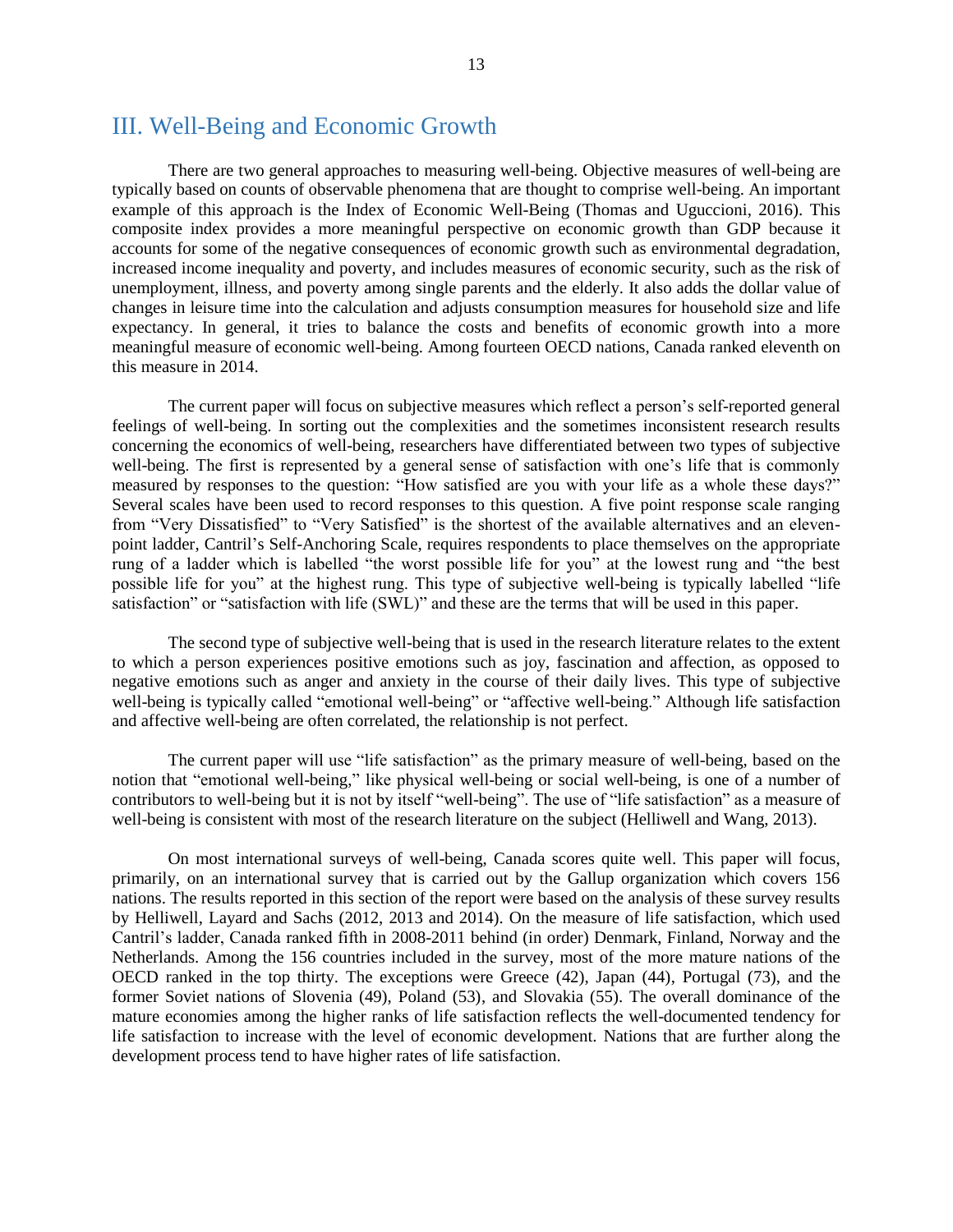## III. Well-Being and Economic Growth

There are two general approaches to measuring well-being. Objective measures of well-being are typically based on counts of observable phenomena that are thought to comprise well-being. An important example of this approach is the Index of Economic Well-Being (Thomas and Uguccioni, 2016). This composite index provides a more meaningful perspective on economic growth than GDP because it accounts for some of the negative consequences of economic growth such as environmental degradation, increased income inequality and poverty, and includes measures of economic security, such as the risk of unemployment, illness, and poverty among single parents and the elderly. It also adds the dollar value of changes in leisure time into the calculation and adjusts consumption measures for household size and life expectancy. In general, it tries to balance the costs and benefits of economic growth into a more meaningful measure of economic well-being. Among fourteen OECD nations, Canada ranked eleventh on this measure in 2014.

The current paper will focus on subjective measures which reflect a person's self-reported general feelings of well-being. In sorting out the complexities and the sometimes inconsistent research results concerning the economics of well-being, researchers have differentiated between two types of subjective well-being. The first is represented by a general sense of satisfaction with one's life that is commonly measured by responses to the question: "How satisfied are you with your life as a whole these days?" Several scales have been used to record responses to this question. A five point response scale ranging from "Very Dissatisfied" to "Very Satisfied" is the shortest of the available alternatives and an eleven-point ladder, Cantril's Self-Anchoring Scale, requires respondents to place themselves on the appropriate rung of a ladder which is labelled "the worst possible life for you" at the lowest rung and "the best possible life for you" at the highest rung. This type of subjective well-being is typically labelled "life satisfaction" or "satisfaction with life (SWL)" and these are the terms that will be used in this paper.

The second type of subjective well-being that is used in the research literature relates to the extent to which a person experiences positive emotions such as joy, fascination and affection, as opposed to negative emotions such as anger and anxiety in the course of their daily lives. This type of subjective well-being is typically called "emotional well-being" or "affective well-being." Although life satisfaction and affective well-being are often correlated, the relationship is not perfect.

The current paper will use "life satisfaction" as the primary measure of well-being, based on the notion that "emotional well-being," like physical well-being or social well-being, is one of a number of contributors to well-being but it is not by itself "well-being". The use of "life satisfaction" as a measure of well-being is consistent with most of the research literature on the subject (Helliwell and Wang, 2013).

On most international surveys of well-being, Canada scores quite well. This paper will focus, primarily, on an international survey that is carried out by the Gallup organization which covers 156 nations. The results reported in this section of the report were based on the analysis of these survey results by Helliwell, Layard and Sachs (2012, 2013 and 2014). On the measure of life satisfaction, which used Cantril's ladder, Canada ranked fifth in 2008-2011 behind (in order) Denmark, Finland, Norway and the Netherlands. Among the 156 countries included in the survey, most of the more mature nations of the OECD ranked in the top thirty. The exceptions were Greece (42), Japan (44), Portugal (73), and the former Soviet nations of Slovenia (49), Poland (53), and Slovakia (55). The overall dominance of the mature economies among the higher ranks of life satisfaction reflects the well-documented tendency for life satisfaction to increase with the level of economic development. Nations that are further along the development process tend to have higher rates of life satisfaction.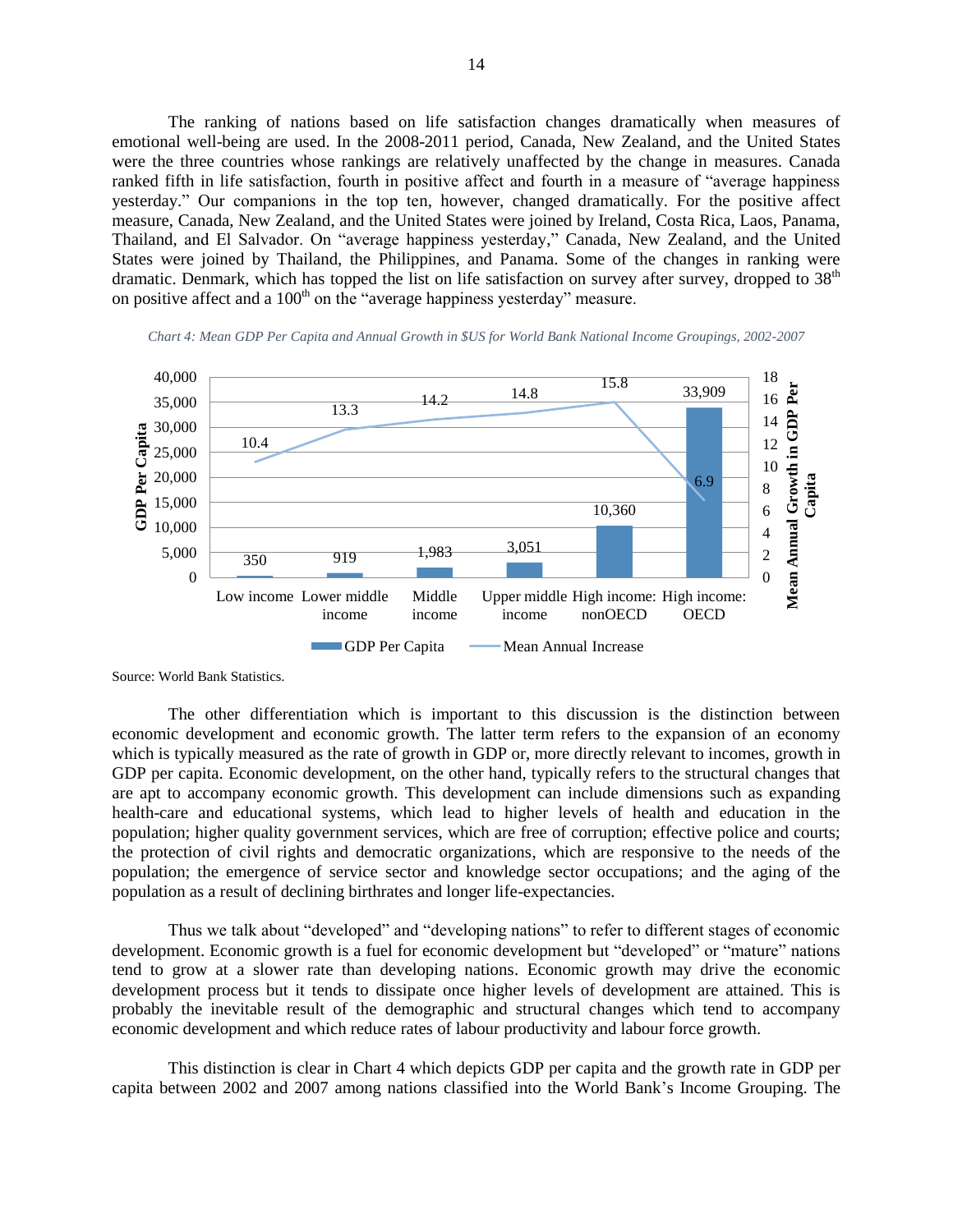The ranking of nations based on life satisfaction changes dramatically when measures of emotional well-being are used. In the 2008-2011 period, Canada, New Zealand, and the United States were the three countries whose rankings are relatively unaffected by the change in measures. Canada ranked fifth in life satisfaction, fourth in positive affect and fourth in a measure of "average happiness yesterday." Our companions in the top ten, however, changed dramatically. For the positive affect measure, Canada, New Zealand, and the United States were joined by Ireland, Costa Rica, Laos, Panama, Thailand, and El Salvador. On "average happiness yesterday," Canada, New Zealand, and the United States were joined by Thailand, the Philippines, and Panama. Some of the changes in ranking were dramatic. Denmark, which has topped the list on life satisfaction on survey after survey, dropped to 38th on positive affect and a 100th on the "average happiness yesterday" measure.

*Chart 4: Mean GDP Per Capita and Annual Growth in $US for World Bank National Income Groupings, 2002-2007*

| | Low income | Lower middle income | Middle income | Upper middle income | High income: nonOECD | High income: OECD |
|---|---|---|---|---|---|---|
| GDP Per Capita | 350 | 919 | 1,983 | 3,051 | 10,360 | 33,909 |
| Mean Annual Increase | 10.4 | 13.3 | 14.2 | 14.8 | 15.8 | 6.9 |

Source: World Bank Statistics.

The other differentiation which is important to this discussion is the distinction between economic development and economic growth. The latter term refers to the expansion of an economy which is typically measured as the rate of growth in GDP or, more directly relevant to incomes, growth in GDP per capita. Economic development, on the other hand, typically refers to the structural changes that are apt to accompany economic growth. This development can include dimensions such as expanding health-care and educational systems, which lead to higher levels of health and education in the population; higher quality government services, which are free of corruption; effective police and courts; the protection of civil rights and democratic organizations, which are responsive to the needs of the population; the emergence of service sector and knowledge sector occupations; and the aging of the population as a result of declining birthrates and longer life-expectancies.

Thus we talk about "developed" and "developing nations" to refer to different stages of economic development. Economic growth is a fuel for economic development but "developed" or "mature" nations tend to grow at a slower rate than developing nations. Economic growth may drive the economic development process but it tends to dissipate once higher levels of development are attained. This is probably the inevitable result of the demographic and structural changes which tend to accompany economic development and which reduce rates of labour productivity and labour force growth.

This distinction is clear in Chart 4 which depicts GDP per capita and the growth rate in GDP per capita between 2002 and 2007 among nations classified into the World Bank's Income Grouping. The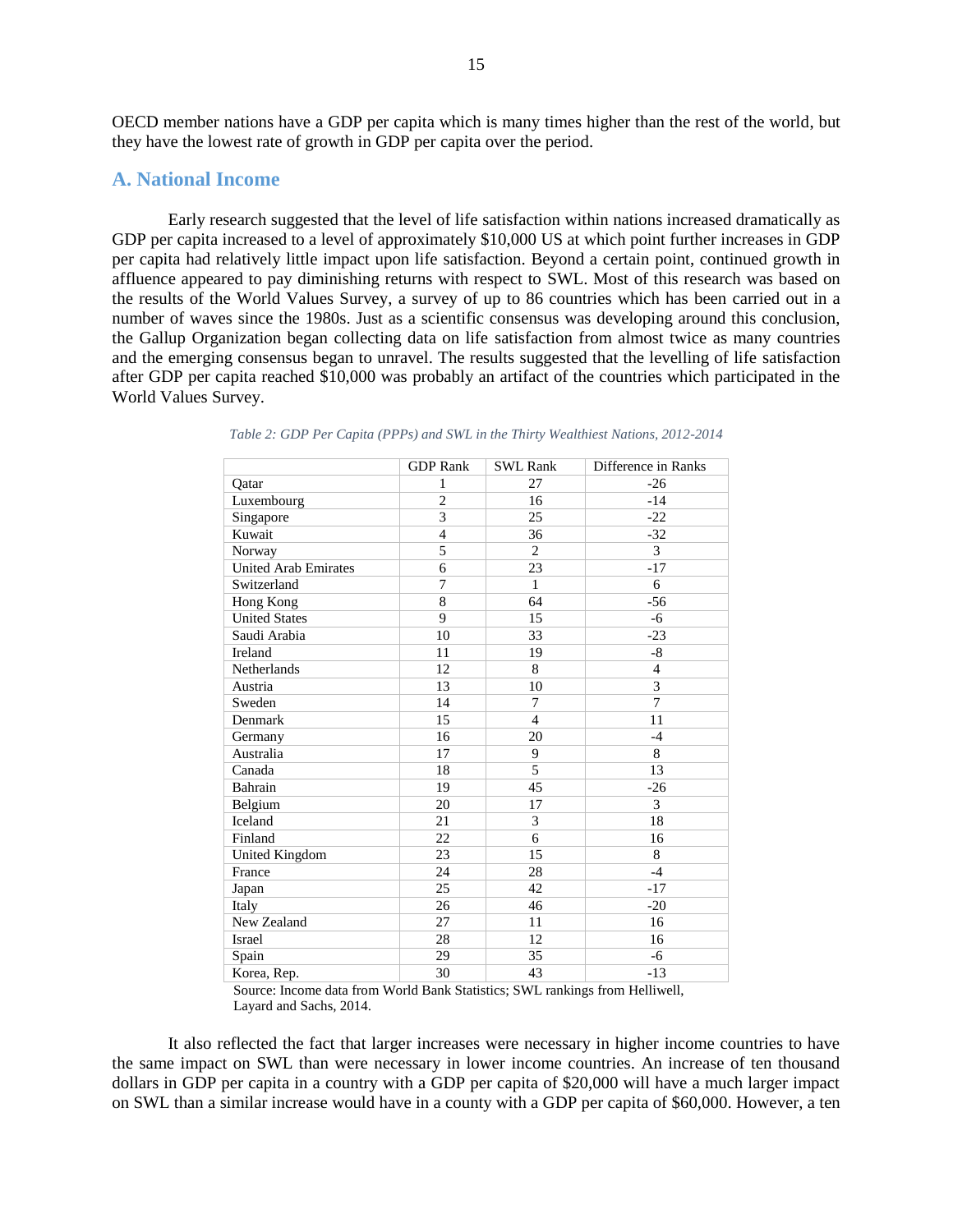OECD member nations have a GDP per capita which is many times higher than the rest of the world, but they have the lowest rate of growth in GDP per capita over the period.

## A. National Income

Early research suggested that the level of life satisfaction within nations increased dramatically as GDP per capita increased to a level of approximately $10,000 US at which point further increases in GDP per capita had relatively little impact upon life satisfaction. Beyond a certain point, continued growth in affluence appeared to pay diminishing returns with respect to SWL. Most of this research was based on the results of the World Values Survey, a survey of up to 86 countries which has been carried out in a number of waves since the 1980s. Just as a scientific consensus was developing around this conclusion, the Gallup Organization began collecting data on life satisfaction from almost twice as many countries and the emerging consensus began to unravel. The results suggested that the levelling of life satisfaction after GDP per capita reached $10,000 was probably an artifact of the countries which participated in the World Values Survey.

*Table 2: GDP Per Capita (PPPs) and SWL in the Thirty Wealthiest Nations, 2012-2014*

| | GDP Rank | SWL Rank | Difference in Ranks |
|---|---|---|---|
| Qatar | 1 | 27 | -26 |
| Luxembourg | 2 | 16 | -14 |
| Singapore | 3 | 25 | -22 |
| Kuwait | 4 | 36 | -32 |
| Norway | 5 | 2 | 3 |
| United Arab Emirates | 6 | 23 | -17 |
| Switzerland | 7 | 1 | 6 |
| Hong Kong | 8 | 64 | -56 |
| United States | 9 | 15 | -6 |
| Saudi Arabia | 10 | 33 | -23 |
| Ireland | 11 | 19 | -8 |
| Netherlands | 12 | 8 | 4 |
| Austria | 13 | 10 | 3 |
| Sweden | 14 | 7 | 7 |
| Denmark | 15 | 4 | 11 |
| Germany | 16 | 20 | -4 |
| Australia | 17 | 9 | 8 |
| Canada | 18 | 5 | 13 |
| Bahrain | 19 | 45 | -26 |
| Belgium | 20 | 17 | 3 |
| Iceland | 21 | 3 | 18 |
| Finland | 22 | 6 | 16 |
| United Kingdom | 23 | 15 | 8 |
| France | 24 | 28 | -4 |
| Japan | 25 | 42 | -17 |
| Italy | 26 | 46 | -20 |
| New Zealand | 27 | 11 | 16 |
| Israel | 28 | 12 | 16 |
| Spain | 29 | 35 | -6 |
| Korea, Rep. | 30 | 43 | -13 |

Source: Income data from World Bank Statistics; SWL rankings from Helliwell, Layard and Sachs, 2014.

It also reflected the fact that larger increases were necessary in higher income countries to have the same impact on SWL than were necessary in lower income countries. An increase of ten thousand dollars in GDP per capita in a country with a GDP per capita of $20,000 will have a much larger impact on SWL than a similar increase would have in a county with a GDP per capita of $60,000. However, a ten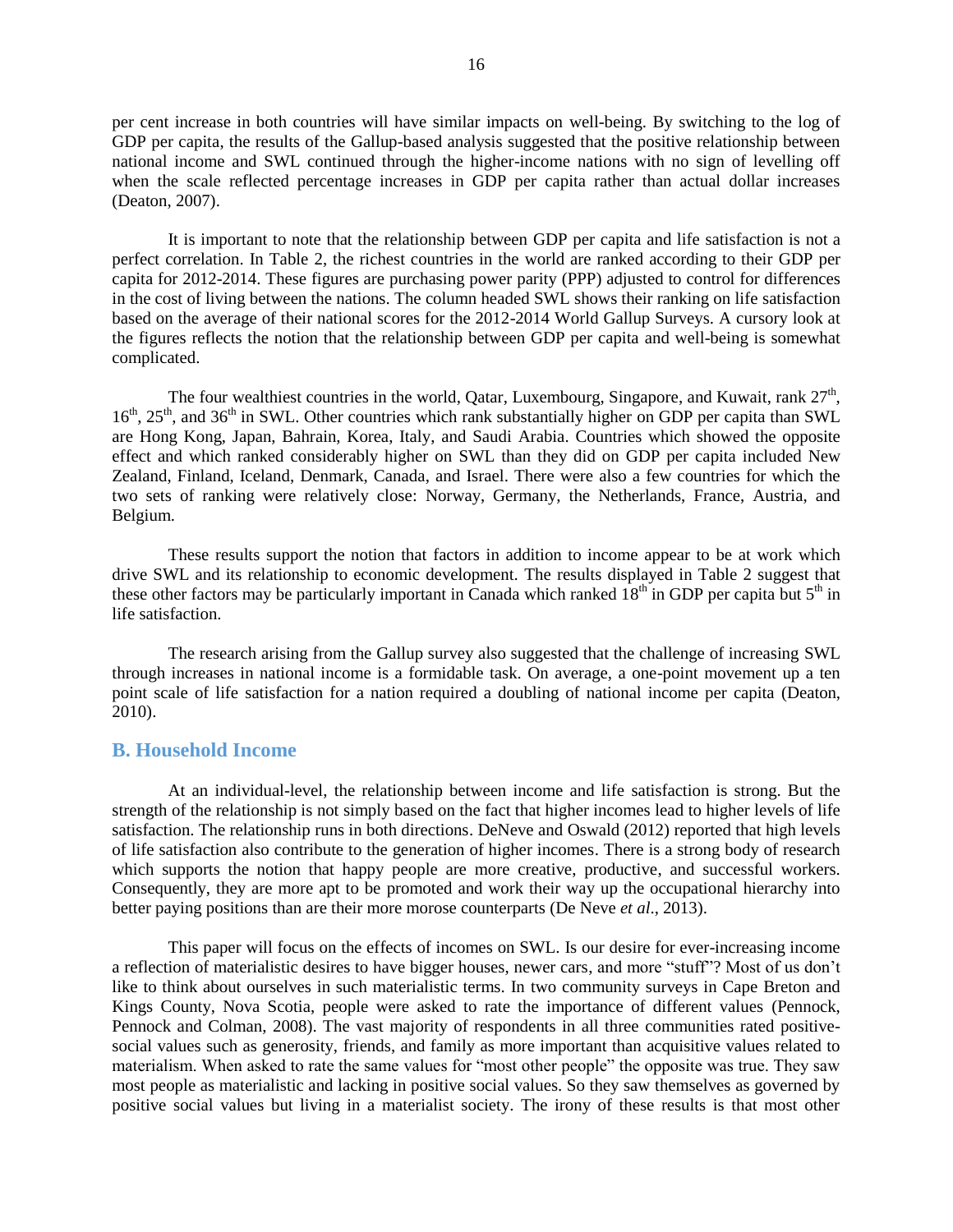per cent increase in both countries will have similar impacts on well-being. By switching to the log of GDP per capita, the results of the Gallup-based analysis suggested that the positive relationship between national income and SWL continued through the higher-income nations with no sign of levelling off when the scale reflected percentage increases in GDP per capita rather than actual dollar increases (Deaton, 2007).

It is important to note that the relationship between GDP per capita and life satisfaction is not a perfect correlation. In Table 2, the richest countries in the world are ranked according to their GDP per capita for 2012-2014. These figures are purchasing power parity (PPP) adjusted to control for differences in the cost of living between the nations. The column headed SWL shows their ranking on life satisfaction based on the average of their national scores for the 2012-2014 World Gallup Surveys. A cursory look at the figures reflects the notion that the relationship between GDP per capita and well-being is somewhat complicated.

The four wealthiest countries in the world, Qatar, Luxembourg, Singapore, and Kuwait, rank 27th, 16th, 25th, and 36th in SWL. Other countries which rank substantially higher on GDP per capita than SWL are Hong Kong, Japan, Bahrain, Korea, Italy, and Saudi Arabia. Countries which showed the opposite effect and which ranked considerably higher on SWL than they did on GDP per capita included New Zealand, Finland, Iceland, Denmark, Canada, and Israel. There were also a few countries for which the two sets of ranking were relatively close: Norway, Germany, the Netherlands, France, Austria, and Belgium.

These results support the notion that factors in addition to income appear to be at work which drive SWL and its relationship to economic development. The results displayed in Table 2 suggest that these other factors may be particularly important in Canada which ranked 18th in GDP per capita but 5th in life satisfaction.

The research arising from the Gallup survey also suggested that the challenge of increasing SWL through increases in national income is a formidable task. On average, a one-point movement up a ten point scale of life satisfaction for a nation required a doubling of national income per capita (Deaton, 2010).

## B. Household Income

At an individual-level, the relationship between income and life satisfaction is strong. But the strength of the relationship is not simply based on the fact that higher incomes lead to higher levels of life satisfaction. The relationship runs in both directions. DeNeve and Oswald (2012) reported that high levels of life satisfaction also contribute to the generation of higher incomes. There is a strong body of research which supports the notion that happy people are more creative, productive, and successful workers. Consequently, they are more apt to be promoted and work their way up the occupational hierarchy into better paying positions than are their more morose counterparts (De Neve *et al*., 2013).

This paper will focus on the effects of incomes on SWL. Is our desire for ever-increasing income a reflection of materialistic desires to have bigger houses, newer cars, and more "stuff"? Most of us don't like to think about ourselves in such materialistic terms. In two community surveys in Cape Breton and Kings County, Nova Scotia, people were asked to rate the importance of different values (Pennock, Pennock and Colman, 2008). The vast majority of respondents in all three communities rated positive-social values such as generosity, friends, and family as more important than acquisitive values related to materialism. When asked to rate the same values for "most other people" the opposite was true. They saw most people as materialistic and lacking in positive social values. So they saw themselves as governed by positive social values but living in a materialist society. The irony of these results is that most other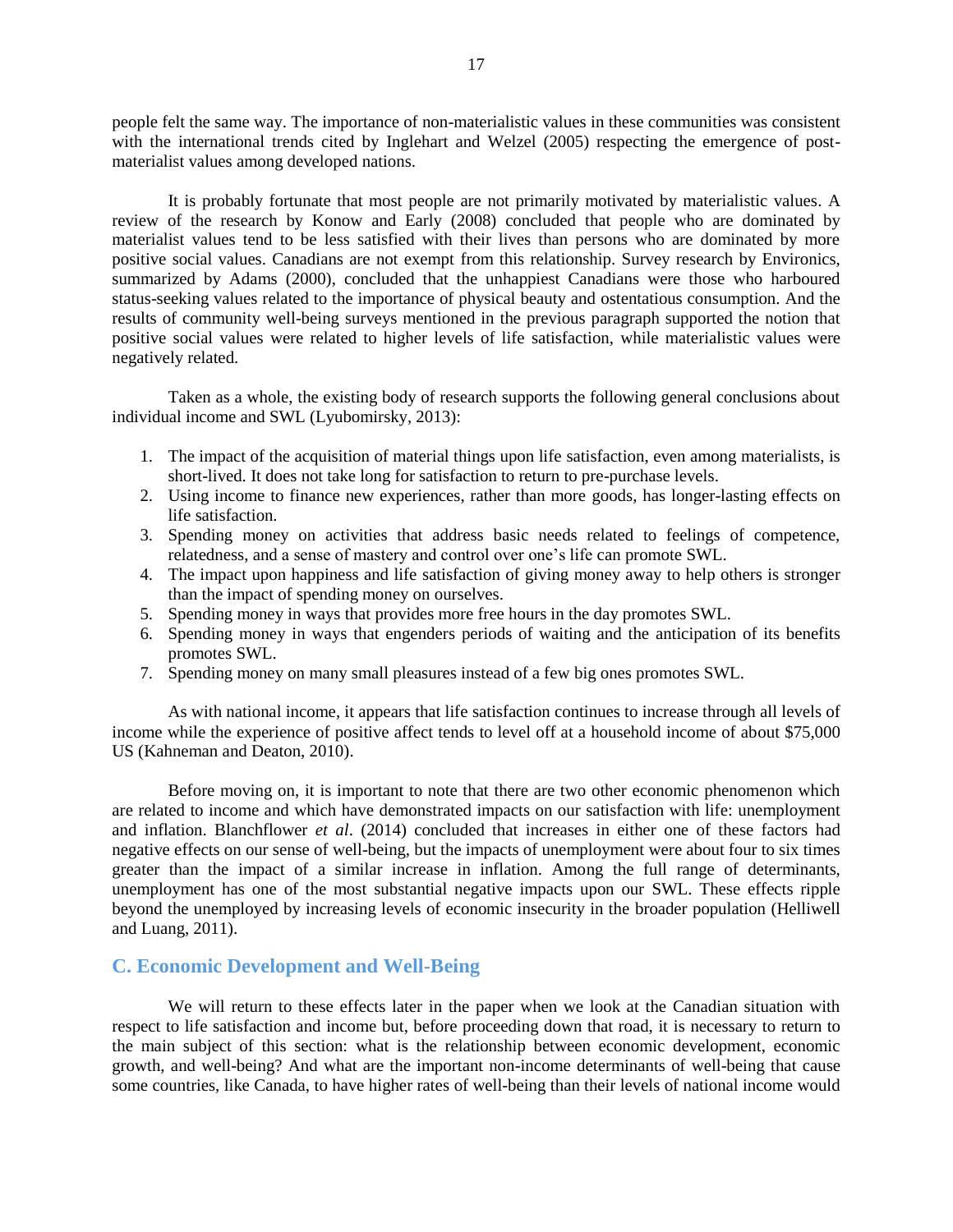people felt the same way. The importance of non-materialistic values in these communities was consistent with the international trends cited by Inglehart and Welzel (2005) respecting the emergence of post-materialist values among developed nations.

It is probably fortunate that most people are not primarily motivated by materialistic values. A review of the research by Konow and Early (2008) concluded that people who are dominated by materialist values tend to be less satisfied with their lives than persons who are dominated by more positive social values. Canadians are not exempt from this relationship. Survey research by Environics, summarized by Adams (2000), concluded that the unhappiest Canadians were those who harboured status-seeking values related to the importance of physical beauty and ostentatious consumption. And the results of community well-being surveys mentioned in the previous paragraph supported the notion that positive social values were related to higher levels of life satisfaction, while materialistic values were negatively related.

Taken as a whole, the existing body of research supports the following general conclusions about individual income and SWL (Lyubomirsky, 2013):

1. The impact of the acquisition of material things upon life satisfaction, even among materialists, is short-lived. It does not take long for satisfaction to return to pre-purchase levels.
2. Using income to finance new experiences, rather than more goods, has longer-lasting effects on life satisfaction.
3. Spending money on activities that address basic needs related to feelings of competence, relatedness, and a sense of mastery and control over one's life can promote SWL.
4. The impact upon happiness and life satisfaction of giving money away to help others is stronger than the impact of spending money on ourselves.
5. Spending money in ways that provides more free hours in the day promotes SWL.
6. Spending money in ways that engenders periods of waiting and the anticipation of its benefits promotes SWL.
7. Spending money on many small pleasures instead of a few big ones promotes SWL.

As with national income, it appears that life satisfaction continues to increase through all levels of income while the experience of positive affect tends to level off at a household income of about $75,000 US (Kahneman and Deaton, 2010).

Before moving on, it is important to note that there are two other economic phenomenon which are related to income and which have demonstrated impacts on our satisfaction with life: unemployment and inflation. Blanchflower *et al*. (2014) concluded that increases in either one of these factors had negative effects on our sense of well-being, but the impacts of unemployment were about four to six times greater than the impact of a similar increase in inflation. Among the full range of determinants, unemployment has one of the most substantial negative impacts upon our SWL. These effects ripple beyond the unemployed by increasing levels of economic insecurity in the broader population (Helliwell and Luang, 2011).

## C. Economic Development and Well-Being

We will return to these effects later in the paper when we look at the Canadian situation with respect to life satisfaction and income but, before proceeding down that road, it is necessary to return to the main subject of this section: what is the relationship between economic development, economic growth, and well-being? And what are the important non-income determinants of well-being that cause some countries, like Canada, to have higher rates of well-being than their levels of national income would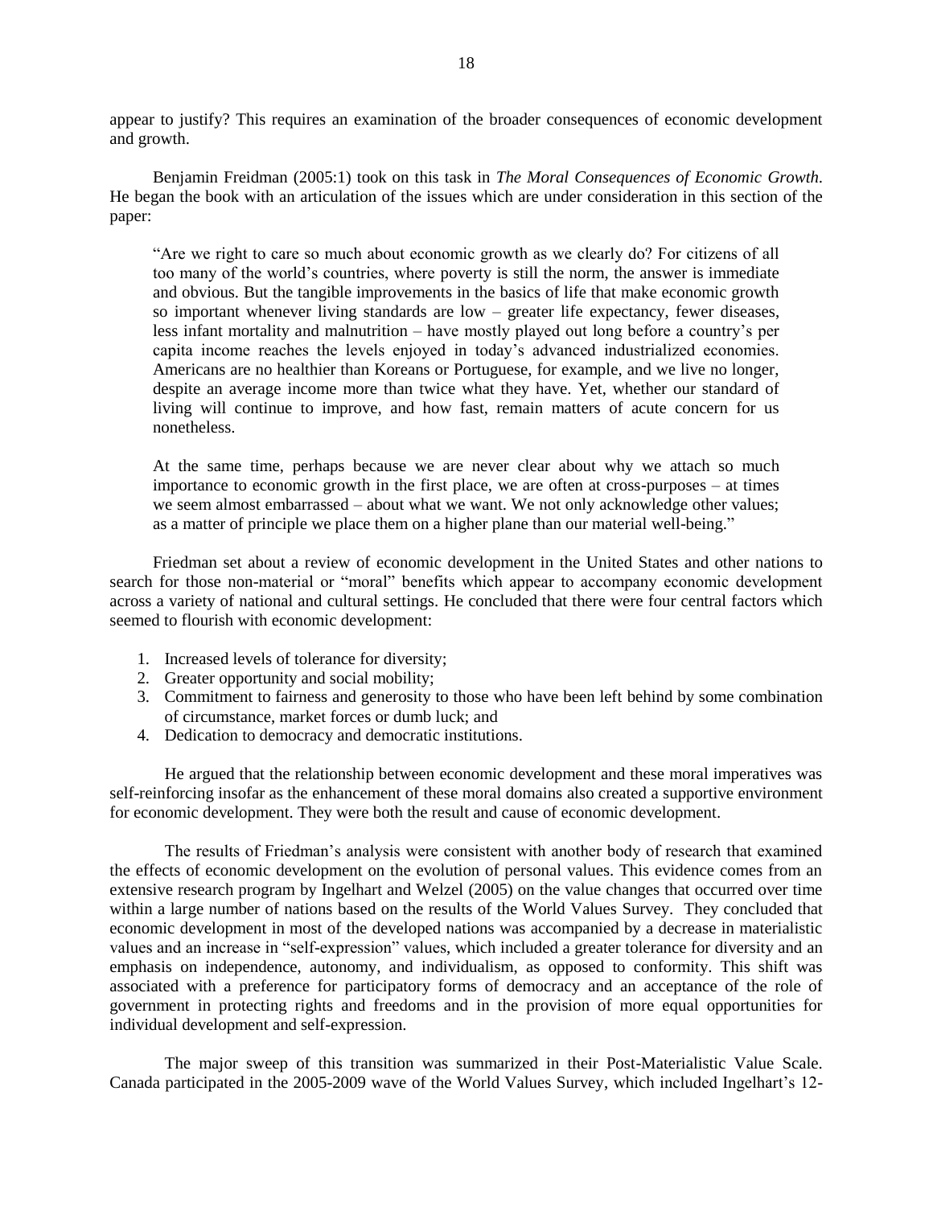appear to justify? This requires an examination of the broader consequences of economic development and growth.

Benjamin Freidman (2005:1) took on this task in *The Moral Consequences of Economic Growth*. He began the book with an articulation of the issues which are under consideration in this section of the paper:

> "Are we right to care so much about economic growth as we clearly do? For citizens of all too many of the world's countries, where poverty is still the norm, the answer is immediate and obvious. But the tangible improvements in the basics of life that make economic growth so important whenever living standards are low – greater life expectancy, fewer diseases, less infant mortality and malnutrition – have mostly played out long before a country's per capita income reaches the levels enjoyed in today's advanced industrialized economies. Americans are no healthier than Koreans or Portuguese, for example, and we live no longer, despite an average income more than twice what they have. Yet, whether our standard of living will continue to improve, and how fast, remain matters of acute concern for us nonetheless.
>
> At the same time, perhaps because we are never clear about why we attach so much importance to economic growth in the first place, we are often at cross-purposes – at times we seem almost embarrassed – about what we want. We not only acknowledge other values; as a matter of principle we place them on a higher plane than our material well-being."

Friedman set about a review of economic development in the United States and other nations to search for those non-material or "moral" benefits which appear to accompany economic development across a variety of national and cultural settings. He concluded that there were four central factors which seemed to flourish with economic development:

1. Increased levels of tolerance for diversity;
2. Greater opportunity and social mobility;
3. Commitment to fairness and generosity to those who have been left behind by some combination of circumstance, market forces or dumb luck; and
4. Dedication to democracy and democratic institutions.

He argued that the relationship between economic development and these moral imperatives was self-reinforcing insofar as the enhancement of these moral domains also created a supportive environment for economic development. They were both the result and cause of economic development.

The results of Friedman's analysis were consistent with another body of research that examined the effects of economic development on the evolution of personal values. This evidence comes from an extensive research program by Ingelhart and Welzel (2005) on the value changes that occurred over time within a large number of nations based on the results of the World Values Survey. They concluded that economic development in most of the developed nations was accompanied by a decrease in materialistic values and an increase in "self-expression" values, which included a greater tolerance for diversity and an emphasis on independence, autonomy, and individualism, as opposed to conformity. This shift was associated with a preference for participatory forms of democracy and an acceptance of the role of government in protecting rights and freedoms and in the provision of more equal opportunities for individual development and self-expression.

The major sweep of this transition was summarized in their Post-Materialistic Value Scale. Canada participated in the 2005-2009 wave of the World Values Survey, which included Ingelhart's 12-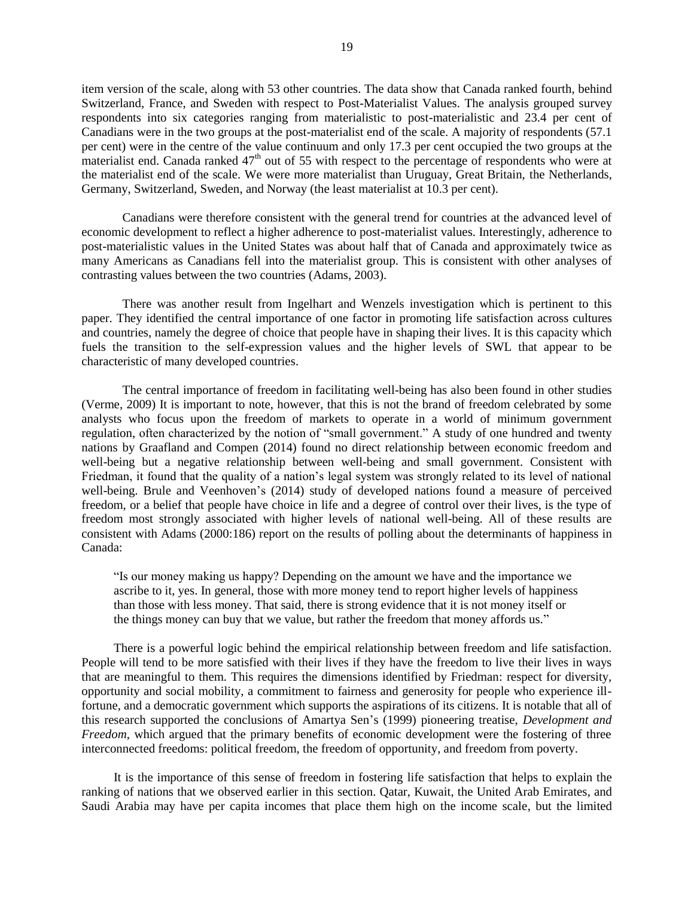item version of the scale, along with 53 other countries. The data show that Canada ranked fourth, behind Switzerland, France, and Sweden with respect to Post-Materialist Values. The analysis grouped survey respondents into six categories ranging from materialistic to post-materialistic and 23.4 per cent of Canadians were in the two groups at the post-materialist end of the scale. A majority of respondents (57.1 per cent) were in the centre of the value continuum and only 17.3 per cent occupied the two groups at the materialist end. Canada ranked 47th out of 55 with respect to the percentage of respondents who were at the materialist end of the scale. We were more materialist than Uruguay, Great Britain, the Netherlands, Germany, Switzerland, Sweden, and Norway (the least materialist at 10.3 per cent).

Canadians were therefore consistent with the general trend for countries at the advanced level of economic development to reflect a higher adherence to post-materialist values. Interestingly, adherence to post-materialistic values in the United States was about half that of Canada and approximately twice as many Americans as Canadians fell into the materialist group. This is consistent with other analyses of contrasting values between the two countries (Adams, 2003).

There was another result from Ingelhart and Wenzels investigation which is pertinent to this paper. They identified the central importance of one factor in promoting life satisfaction across cultures and countries, namely the degree of choice that people have in shaping their lives. It is this capacity which fuels the transition to the self-expression values and the higher levels of SWL that appear to be characteristic of many developed countries.

The central importance of freedom in facilitating well-being has also been found in other studies (Verme, 2009) It is important to note, however, that this is not the brand of freedom celebrated by some analysts who focus upon the freedom of markets to operate in a world of minimum government regulation, often characterized by the notion of "small government." A study of one hundred and twenty nations by Graafland and Compen (2014) found no direct relationship between economic freedom and well-being but a negative relationship between well-being and small government. Consistent with Friedman, it found that the quality of a nation's legal system was strongly related to its level of national well-being. Brule and Veenhoven's (2014) study of developed nations found a measure of perceived freedom, or a belief that people have choice in life and a degree of control over their lives, is the type of freedom most strongly associated with higher levels of national well-being. All of these results are consistent with Adams (2000:186) report on the results of polling about the determinants of happiness in Canada:

> "Is our money making us happy? Depending on the amount we have and the importance we ascribe to it, yes. In general, those with more money tend to report higher levels of happiness than those with less money. That said, there is strong evidence that it is not money itself or the things money can buy that we value, but rather the freedom that money affords us."

There is a powerful logic behind the empirical relationship between freedom and life satisfaction. People will tend to be more satisfied with their lives if they have the freedom to live their lives in ways that are meaningful to them. This requires the dimensions identified by Friedman: respect for diversity, opportunity and social mobility, a commitment to fairness and generosity for people who experience ill-fortune, and a democratic government which supports the aspirations of its citizens. It is notable that all of this research supported the conclusions of Amartya Sen's (1999) pioneering treatise, *Development and Freedom*, which argued that the primary benefits of economic development were the fostering of three interconnected freedoms: political freedom, the freedom of opportunity, and freedom from poverty.

It is the importance of this sense of freedom in fostering life satisfaction that helps to explain the ranking of nations that we observed earlier in this section. Qatar, Kuwait, the United Arab Emirates, and Saudi Arabia may have per capita incomes that place them high on the income scale, but the limited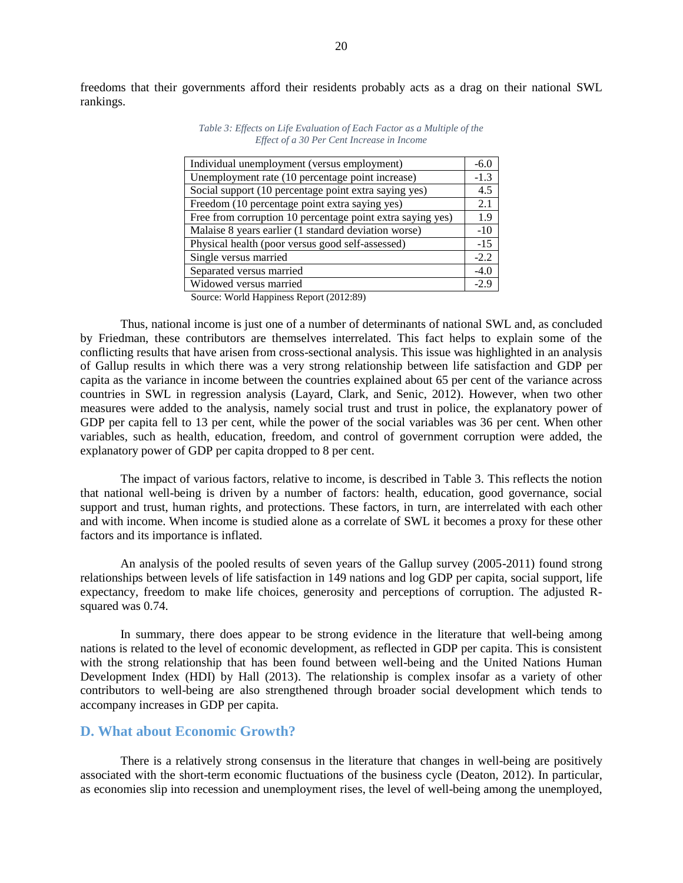freedoms that their governments afford their residents probably acts as a drag on their national SWL rankings.

*Table 3: Effects on Life Evaluation of Each Factor as a Multiple of the Effect of a 30 Per Cent Increase in Income*

| Factor | Multiple |
|---|---|
| Individual unemployment (versus employment) | -6.0 |
| Unemployment rate (10 percentage point increase) | -1.3 |
| Social support (10 percentage point extra saying yes) | 4.5 |
| Freedom (10 percentage point extra saying yes) | 2.1 |
| Free from corruption 10 percentage point extra saying yes) | 1.9 |
| Malaise 8 years earlier (1 standard deviation worse) | -10 |
| Physical health (poor versus good self-assessed) | -15 |
| Single versus married | -2.2 |
| Separated versus married | -4.0 |
| Widowed versus married | -2.9 |

Source: World Happiness Report (2012:89)

Thus, national income is just one of a number of determinants of national SWL and, as concluded by Friedman, these contributors are themselves interrelated. This fact helps to explain some of the conflicting results that have arisen from cross-sectional analysis. This issue was highlighted in an analysis of Gallup results in which there was a very strong relationship between life satisfaction and GDP per capita as the variance in income between the countries explained about 65 per cent of the variance across countries in SWL in regression analysis (Layard, Clark, and Senic, 2012). However, when two other measures were added to the analysis, namely social trust and trust in police, the explanatory power of GDP per capita fell to 13 per cent, while the power of the social variables was 36 per cent. When other variables, such as health, education, freedom, and control of government corruption were added, the explanatory power of GDP per capita dropped to 8 per cent.

The impact of various factors, relative to income, is described in Table 3. This reflects the notion that national well-being is driven by a number of factors: health, education, good governance, social support and trust, human rights, and protections. These factors, in turn, are interrelated with each other and with income. When income is studied alone as a correlate of SWL it becomes a proxy for these other factors and its importance is inflated.

An analysis of the pooled results of seven years of the Gallup survey (2005-2011) found strong relationships between levels of life satisfaction in 149 nations and log GDP per capita, social support, life expectancy, freedom to make life choices, generosity and perceptions of corruption. The adjusted R-squared was 0.74.

In summary, there does appear to be strong evidence in the literature that well-being among nations is related to the level of economic development, as reflected in GDP per capita. This is consistent with the strong relationship that has been found between well-being and the United Nations Human Development Index (HDI) by Hall (2013). The relationship is complex insofar as a variety of other contributors to well-being are also strengthened through broader social development which tends to accompany increases in GDP per capita.

## D. What about Economic Growth?

There is a relatively strong consensus in the literature that changes in well-being are positively associated with the short-term economic fluctuations of the business cycle (Deaton, 2012). In particular, as economies slip into recession and unemployment rises, the level of well-being among the unemployed,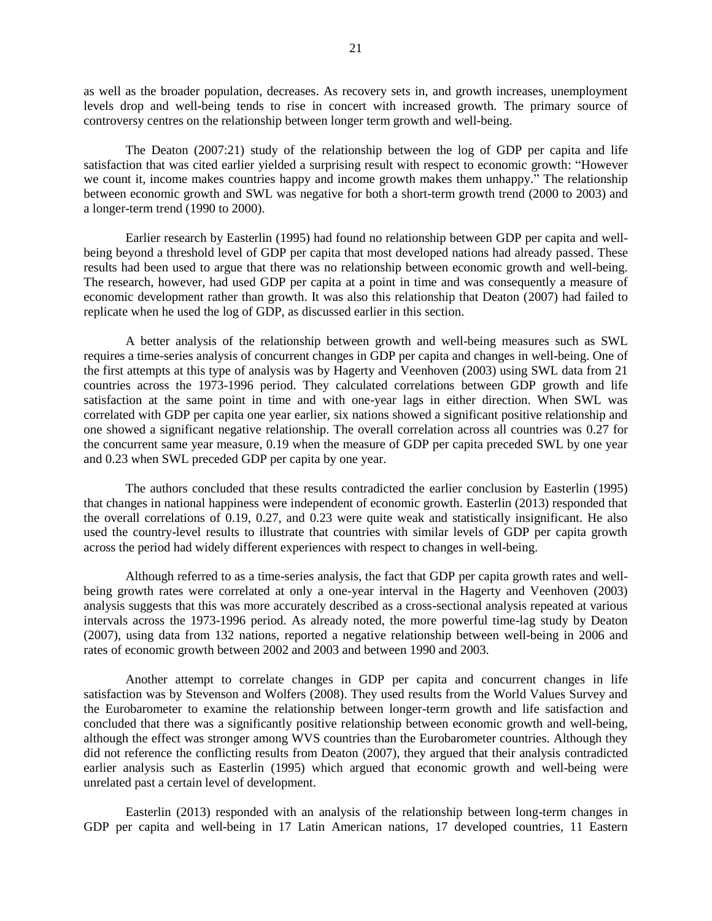as well as the broader population, decreases. As recovery sets in, and growth increases, unemployment levels drop and well-being tends to rise in concert with increased growth. The primary source of controversy centres on the relationship between longer term growth and well-being.

The Deaton (2007:21) study of the relationship between the log of GDP per capita and life satisfaction that was cited earlier yielded a surprising result with respect to economic growth: "However we count it, income makes countries happy and income growth makes them unhappy." The relationship between economic growth and SWL was negative for both a short-term growth trend (2000 to 2003) and a longer-term trend (1990 to 2000).

Earlier research by Easterlin (1995) had found no relationship between GDP per capita and well-being beyond a threshold level of GDP per capita that most developed nations had already passed. These results had been used to argue that there was no relationship between economic growth and well-being. The research, however, had used GDP per capita at a point in time and was consequently a measure of economic development rather than growth. It was also this relationship that Deaton (2007) had failed to replicate when he used the log of GDP, as discussed earlier in this section.

A better analysis of the relationship between growth and well-being measures such as SWL requires a time-series analysis of concurrent changes in GDP per capita and changes in well-being. One of the first attempts at this type of analysis was by Hagerty and Veenhoven (2003) using SWL data from 21 countries across the 1973-1996 period. They calculated correlations between GDP growth and life satisfaction at the same point in time and with one-year lags in either direction. When SWL was correlated with GDP per capita one year earlier, six nations showed a significant positive relationship and one showed a significant negative relationship. The overall correlation across all countries was 0.27 for the concurrent same year measure, 0.19 when the measure of GDP per capita preceded SWL by one year and 0.23 when SWL preceded GDP per capita by one year.

The authors concluded that these results contradicted the earlier conclusion by Easterlin (1995) that changes in national happiness were independent of economic growth. Easterlin (2013) responded that the overall correlations of 0.19, 0.27, and 0.23 were quite weak and statistically insignificant. He also used the country-level results to illustrate that countries with similar levels of GDP per capita growth across the period had widely different experiences with respect to changes in well-being.

Although referred to as a time-series analysis, the fact that GDP per capita growth rates and well-being growth rates were correlated at only a one-year interval in the Hagerty and Veenhoven (2003) analysis suggests that this was more accurately described as a cross-sectional analysis repeated at various intervals across the 1973-1996 period. As already noted, the more powerful time-lag study by Deaton (2007), using data from 132 nations, reported a negative relationship between well-being in 2006 and rates of economic growth between 2002 and 2003 and between 1990 and 2003.

Another attempt to correlate changes in GDP per capita and concurrent changes in life satisfaction was by Stevenson and Wolfers (2008). They used results from the World Values Survey and the Eurobarometer to examine the relationship between longer-term growth and life satisfaction and concluded that there was a significantly positive relationship between economic growth and well-being, although the effect was stronger among WVS countries than the Eurobarometer countries. Although they did not reference the conflicting results from Deaton (2007), they argued that their analysis contradicted earlier analysis such as Easterlin (1995) which argued that economic growth and well-being were unrelated past a certain level of development.

Easterlin (2013) responded with an analysis of the relationship between long-term changes in GDP per capita and well-being in 17 Latin American nations, 17 developed countries, 11 Eastern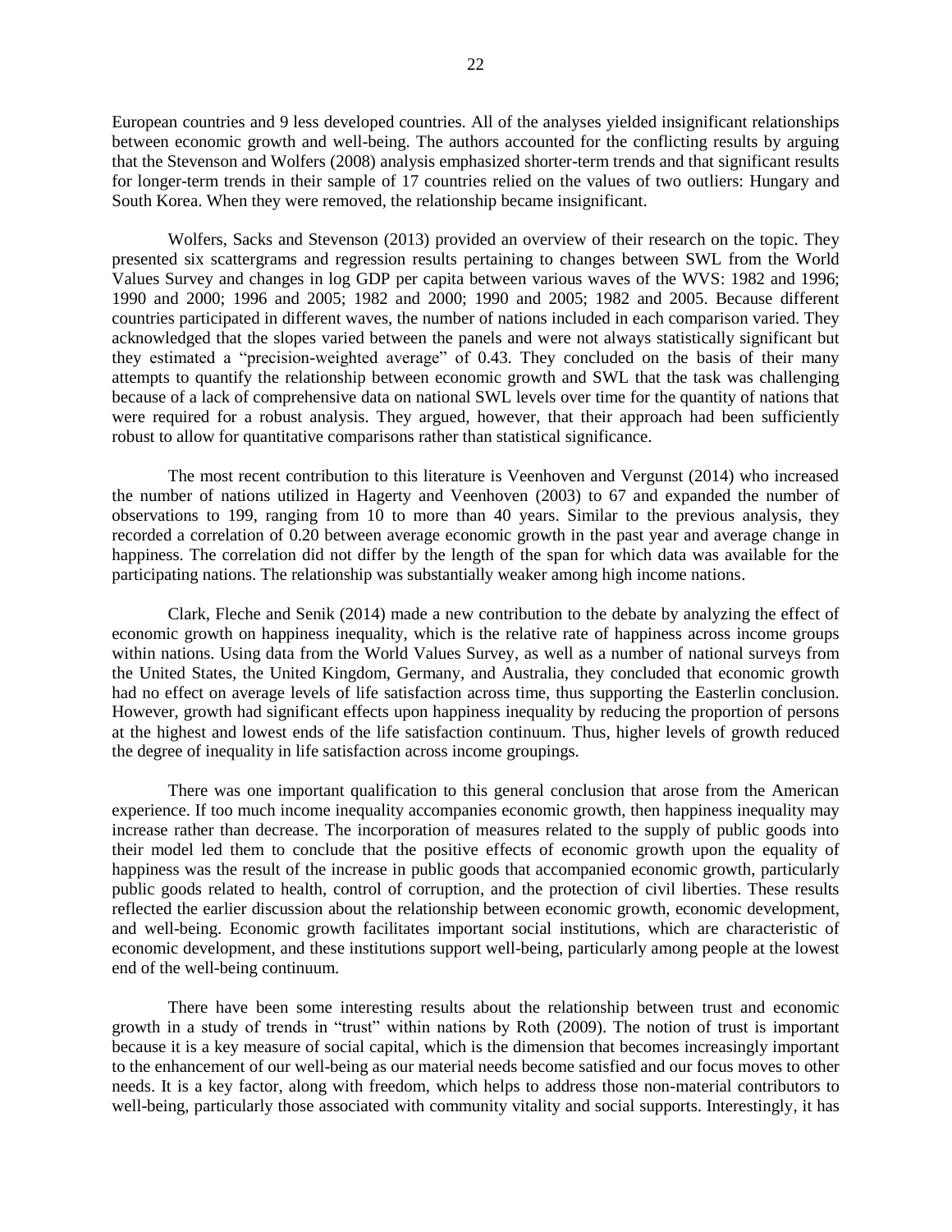European countries and 9 less developed countries. All of the analyses yielded insignificant relationships between economic growth and well-being. The authors accounted for the conflicting results by arguing that the Stevenson and Wolfers (2008) analysis emphasized shorter-term trends and that significant results for longer-term trends in their sample of 17 countries relied on the values of two outliers: Hungary and South Korea. When they were removed, the relationship became insignificant.

Wolfers, Sacks and Stevenson (2013) provided an overview of their research on the topic. They presented six scattergrams and regression results pertaining to changes between SWL from the World Values Survey and changes in log GDP per capita between various waves of the WVS: 1982 and 1996; 1990 and 2000; 1996 and 2005; 1982 and 2000; 1990 and 2005; 1982 and 2005. Because different countries participated in different waves, the number of nations included in each comparison varied. They acknowledged that the slopes varied between the panels and were not always statistically significant but they estimated a "precision-weighted average" of 0.43. They concluded on the basis of their many attempts to quantify the relationship between economic growth and SWL that the task was challenging because of a lack of comprehensive data on national SWL levels over time for the quantity of nations that were required for a robust analysis. They argued, however, that their approach had been sufficiently robust to allow for quantitative comparisons rather than statistical significance.

The most recent contribution to this literature is Veenhoven and Vergunst (2014) who increased the number of nations utilized in Hagerty and Veenhoven (2003) to 67 and expanded the number of observations to 199, ranging from 10 to more than 40 years. Similar to the previous analysis, they recorded a correlation of 0.20 between average economic growth in the past year and average change in happiness. The correlation did not differ by the length of the span for which data was available for the participating nations. The relationship was substantially weaker among high income nations.

Clark, Fleche and Senik (2014) made a new contribution to the debate by analyzing the effect of economic growth on happiness inequality, which is the relative rate of happiness across income groups within nations. Using data from the World Values Survey, as well as a number of national surveys from the United States, the United Kingdom, Germany, and Australia, they concluded that economic growth had no effect on average levels of life satisfaction across time, thus supporting the Easterlin conclusion. However, growth had significant effects upon happiness inequality by reducing the proportion of persons at the highest and lowest ends of the life satisfaction continuum. Thus, higher levels of growth reduced the degree of inequality in life satisfaction across income groupings.

There was one important qualification to this general conclusion that arose from the American experience. If too much income inequality accompanies economic growth, then happiness inequality may increase rather than decrease. The incorporation of measures related to the supply of public goods into their model led them to conclude that the positive effects of economic growth upon the equality of happiness was the result of the increase in public goods that accompanied economic growth, particularly public goods related to health, control of corruption, and the protection of civil liberties. These results reflected the earlier discussion about the relationship between economic growth, economic development, and well-being. Economic growth facilitates important social institutions, which are characteristic of economic development, and these institutions support well-being, particularly among people at the lowest end of the well-being continuum.

There have been some interesting results about the relationship between trust and economic growth in a study of trends in "trust" within nations by Roth (2009). The notion of trust is important because it is a key measure of social capital, which is the dimension that becomes increasingly important to the enhancement of our well-being as our material needs become satisfied and our focus moves to other needs. It is a key factor, along with freedom, which helps to address those non-material contributors to well-being, particularly those associated with community vitality and social supports. Interestingly, it has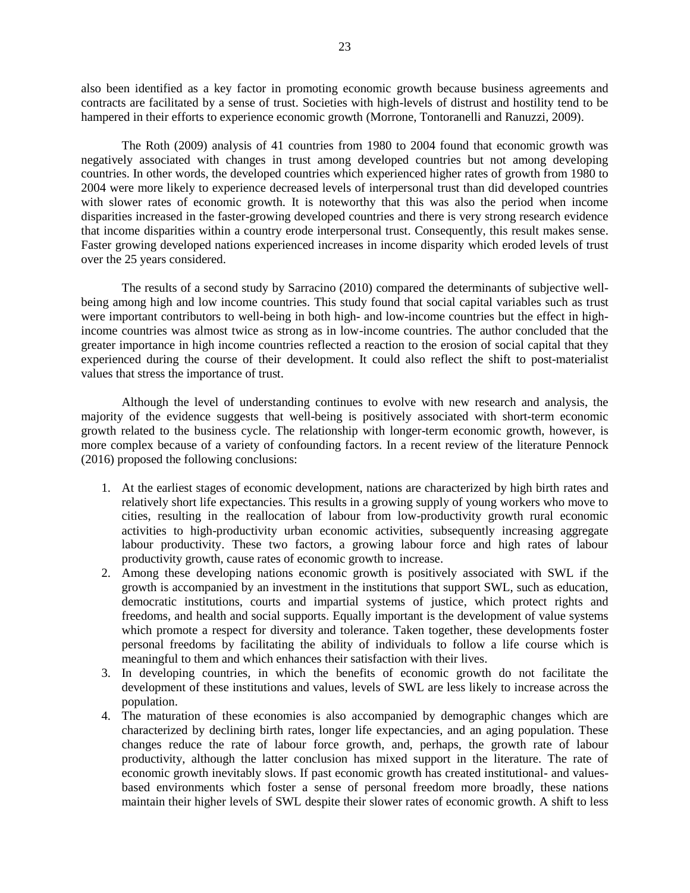also been identified as a key factor in promoting economic growth because business agreements and contracts are facilitated by a sense of trust. Societies with high-levels of distrust and hostility tend to be hampered in their efforts to experience economic growth (Morrone, Tontoranelli and Ranuzzi, 2009).

The Roth (2009) analysis of 41 countries from 1980 to 2004 found that economic growth was negatively associated with changes in trust among developed countries but not among developing countries. In other words, the developed countries which experienced higher rates of growth from 1980 to 2004 were more likely to experience decreased levels of interpersonal trust than did developed countries with slower rates of economic growth. It is noteworthy that this was also the period when income disparities increased in the faster-growing developed countries and there is very strong research evidence that income disparities within a country erode interpersonal trust. Consequently, this result makes sense. Faster growing developed nations experienced increases in income disparity which eroded levels of trust over the 25 years considered.

The results of a second study by Sarracino (2010) compared the determinants of subjective well-being among high and low income countries. This study found that social capital variables such as trust were important contributors to well-being in both high- and low-income countries but the effect in high-income countries was almost twice as strong as in low-income countries. The author concluded that the greater importance in high income countries reflected a reaction to the erosion of social capital that they experienced during the course of their development. It could also reflect the shift to post-materialist values that stress the importance of trust.

Although the level of understanding continues to evolve with new research and analysis, the majority of the evidence suggests that well-being is positively associated with short-term economic growth related to the business cycle. The relationship with longer-term economic growth, however, is more complex because of a variety of confounding factors. In a recent review of the literature Pennock (2016) proposed the following conclusions:

1. At the earliest stages of economic development, nations are characterized by high birth rates and relatively short life expectancies. This results in a growing supply of young workers who move to cities, resulting in the reallocation of labour from low-productivity growth rural economic activities to high-productivity urban economic activities, subsequently increasing aggregate labour productivity. These two factors, a growing labour force and high rates of labour productivity growth, cause rates of economic growth to increase.
2. Among these developing nations economic growth is positively associated with SWL if the growth is accompanied by an investment in the institutions that support SWL, such as education, democratic institutions, courts and impartial systems of justice, which protect rights and freedoms, and health and social supports. Equally important is the development of value systems which promote a respect for diversity and tolerance. Taken together, these developments foster personal freedoms by facilitating the ability of individuals to follow a life course which is meaningful to them and which enhances their satisfaction with their lives.
3. In developing countries, in which the benefits of economic growth do not facilitate the development of these institutions and values, levels of SWL are less likely to increase across the population.
4. The maturation of these economies is also accompanied by demographic changes which are characterized by declining birth rates, longer life expectancies, and an aging population. These changes reduce the rate of labour force growth, and, perhaps, the growth rate of labour productivity, although the latter conclusion has mixed support in the literature. The rate of economic growth inevitably slows. If past economic growth has created institutional- and values-based environments which foster a sense of personal freedom more broadly, these nations maintain their higher levels of SWL despite their slower rates of economic growth. A shift to less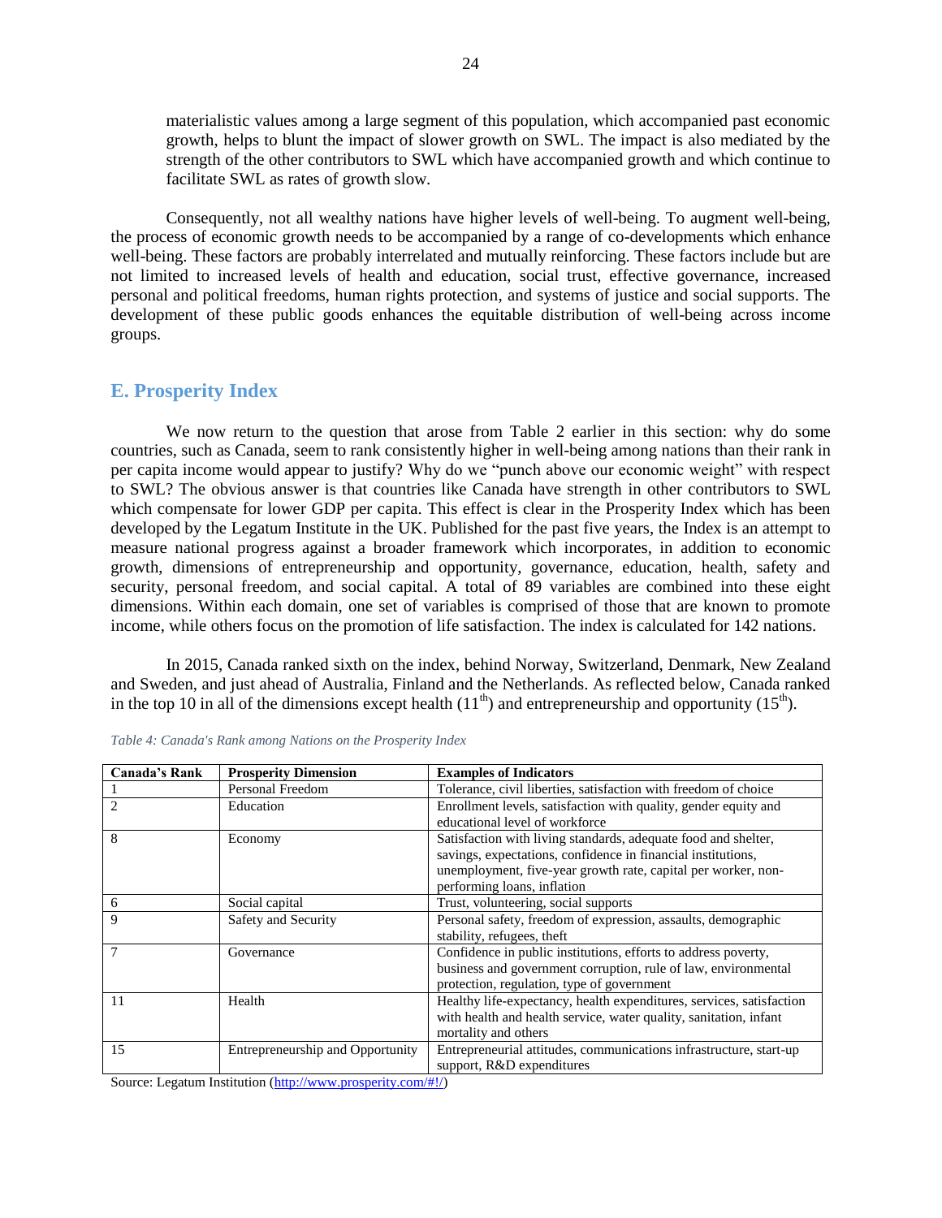materialistic values among a large segment of this population, which accompanied past economic growth, helps to blunt the impact of slower growth on SWL. The impact is also mediated by the strength of the other contributors to SWL which have accompanied growth and which continue to facilitate SWL as rates of growth slow.

Consequently, not all wealthy nations have higher levels of well-being. To augment well-being, the process of economic growth needs to be accompanied by a range of co-developments which enhance well-being. These factors are probably interrelated and mutually reinforcing. These factors include but are not limited to increased levels of health and education, social trust, effective governance, increased personal and political freedoms, human rights protection, and systems of justice and social supports. The development of these public goods enhances the equitable distribution of well-being across income groups.

## E. Prosperity Index

We now return to the question that arose from Table 2 earlier in this section: why do some countries, such as Canada, seem to rank consistently higher in well-being among nations than their rank in per capita income would appear to justify? Why do we "punch above our economic weight" with respect to SWL? The obvious answer is that countries like Canada have strength in other contributors to SWL which compensate for lower GDP per capita. This effect is clear in the Prosperity Index which has been developed by the Legatum Institute in the UK. Published for the past five years, the Index is an attempt to measure national progress against a broader framework which incorporates, in addition to economic growth, dimensions of entrepreneurship and opportunity, governance, education, health, safety and security, personal freedom, and social capital. A total of 89 variables are combined into these eight dimensions. Within each domain, one set of variables is comprised of those that are known to promote income, while others focus on the promotion of life satisfaction. The index is calculated for 142 nations.

In 2015, Canada ranked sixth on the index, behind Norway, Switzerland, Denmark, New Zealand and Sweden, and just ahead of Australia, Finland and the Netherlands. As reflected below, Canada ranked in the top 10 in all of the dimensions except health (11th) and entrepreneurship and opportunity (15th).

*Table 4: Canada's Rank among Nations on the Prosperity Index*

| Canada's Rank | Prosperity Dimension | Examples of Indicators |
|---|---|---|
| 1 | Personal Freedom | Tolerance, civil liberties, satisfaction with freedom of choice |
| 2 | Education | Enrollment levels, satisfaction with quality, gender equity and educational level of workforce |
| 8 | Economy | Satisfaction with living standards, adequate food and shelter, savings, expectations, confidence in financial institutions, unemployment, five-year growth rate, capital per worker, non-performing loans, inflation |
| 6 | Social capital | Trust, volunteering, social supports |
| 9 | Safety and Security | Personal safety, freedom of expression, assaults, demographic stability, refugees, theft |
| 7 | Governance | Confidence in public institutions, efforts to address poverty, business and government corruption, rule of law, environmental protection, regulation, type of government |
| 11 | Health | Healthy life-expectancy, health expenditures, services, satisfaction with health and health service, water quality, sanitation, infant mortality and others |
| 15 | Entrepreneurship and Opportunity | Entrepreneurial attitudes, communications infrastructure, start-up support, R&D expenditures |

Source: Legatum Institution (http://www.prosperity.com/#!/)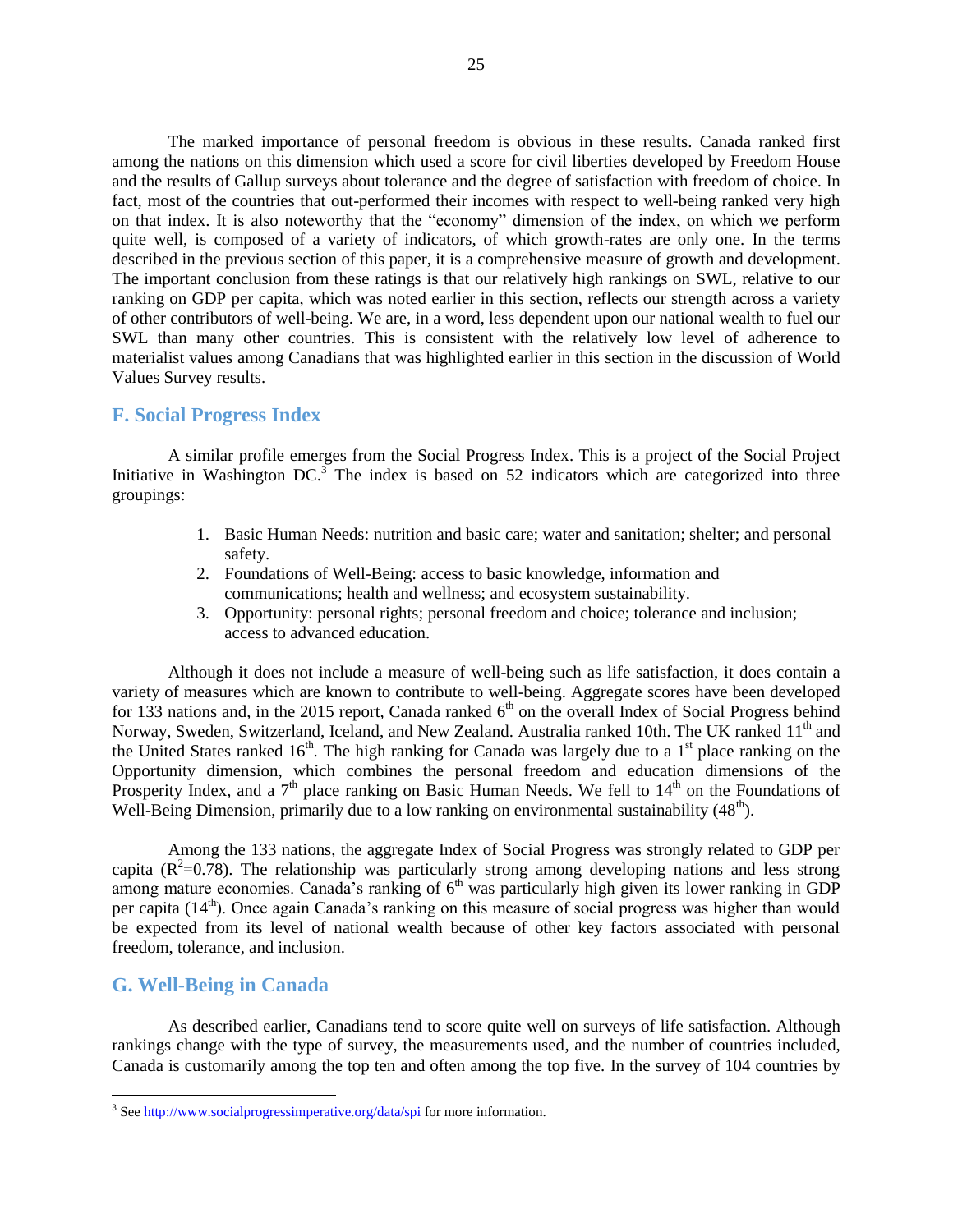The marked importance of personal freedom is obvious in these results. Canada ranked first among the nations on this dimension which used a score for civil liberties developed by Freedom House and the results of Gallup surveys about tolerance and the degree of satisfaction with freedom of choice. In fact, most of the countries that out-performed their incomes with respect to well-being ranked very high on that index. It is also noteworthy that the "economy" dimension of the index, on which we perform quite well, is composed of a variety of indicators, of which growth-rates are only one. In the terms described in the previous section of this paper, it is a comprehensive measure of growth and development. The important conclusion from these ratings is that our relatively high rankings on SWL, relative to our ranking on GDP per capita, which was noted earlier in this section, reflects our strength across a variety of other contributors of well-being. We are, in a word, less dependent upon our national wealth to fuel our SWL than many other countries. This is consistent with the relatively low level of adherence to materialist values among Canadians that was highlighted earlier in this section in the discussion of World Values Survey results.

## F. Social Progress Index

A similar profile emerges from the Social Progress Index. This is a project of the Social Project Initiative in Washington DC.[3] The index is based on 52 indicators which are categorized into three groupings:

1. Basic Human Needs: nutrition and basic care; water and sanitation; shelter; and personal safety.
2. Foundations of Well-Being: access to basic knowledge, information and communications; health and wellness; and ecosystem sustainability.
3. Opportunity: personal rights; personal freedom and choice; tolerance and inclusion; access to advanced education.

Although it does not include a measure of well-being such as life satisfaction, it does contain a variety of measures which are known to contribute to well-being. Aggregate scores have been developed for 133 nations and, in the 2015 report, Canada ranked 6th on the overall Index of Social Progress behind Norway, Sweden, Switzerland, Iceland, and New Zealand. Australia ranked 10th. The UK ranked 11th and the United States ranked 16th. The high ranking for Canada was largely due to a 1st place ranking on the Opportunity dimension, which combines the personal freedom and education dimensions of the Prosperity Index, and a 7th place ranking on Basic Human Needs. We fell to 14th on the Foundations of Well-Being Dimension, primarily due to a low ranking on environmental sustainability (48th).

Among the 133 nations, the aggregate Index of Social Progress was strongly related to GDP per capita ($R^2$=0.78). The relationship was particularly strong among developing nations and less strong among mature economies. Canada's ranking of 6th was particularly high given its lower ranking in GDP per capita (14th). Once again Canada's ranking on this measure of social progress was higher than would be expected from its level of national wealth because of other key factors associated with personal freedom, tolerance, and inclusion.

## G. Well-Being in Canada

As described earlier, Canadians tend to score quite well on surveys of life satisfaction. Although rankings change with the type of survey, the measurements used, and the number of countries included, Canada is customarily among the top ten and often among the top five. In the survey of 104 countries by

---

[3] See http://www.socialprogressimperative.org/data/spi for more information.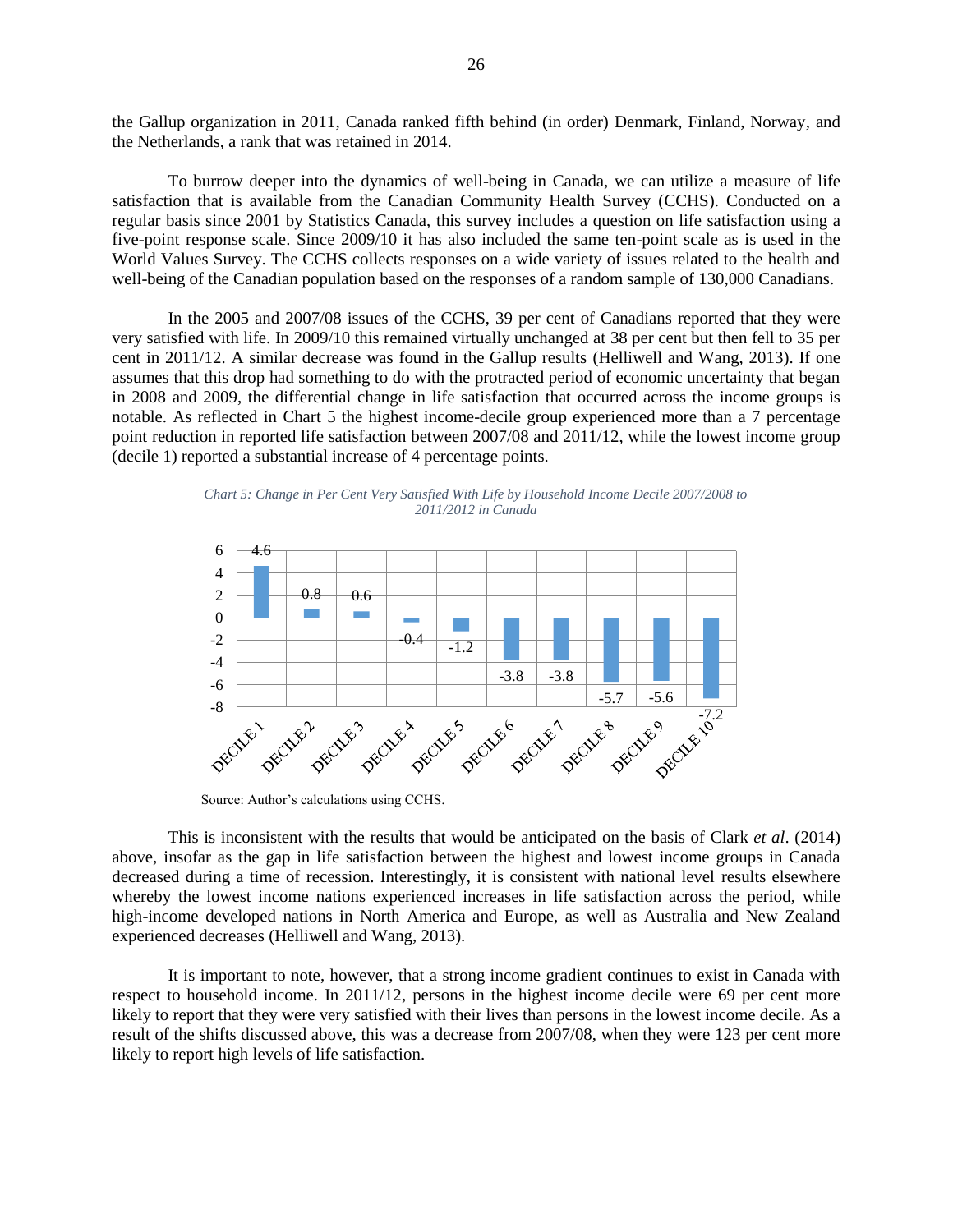the Gallup organization in 2011, Canada ranked fifth behind (in order) Denmark, Finland, Norway, and the Netherlands, a rank that was retained in 2014.

To burrow deeper into the dynamics of well-being in Canada, we can utilize a measure of life satisfaction that is available from the Canadian Community Health Survey (CCHS). Conducted on a regular basis since 2001 by Statistics Canada, this survey includes a question on life satisfaction using a five-point response scale. Since 2009/10 it has also included the same ten-point scale as is used in the World Values Survey. The CCHS collects responses on a wide variety of issues related to the health and well-being of the Canadian population based on the responses of a random sample of 130,000 Canadians.

In the 2005 and 2007/08 issues of the CCHS, 39 per cent of Canadians reported that they were very satisfied with life. In 2009/10 this remained virtually unchanged at 38 per cent but then fell to 35 per cent in 2011/12. A similar decrease was found in the Gallup results (Helliwell and Wang, 2013). If one assumes that this drop had something to do with the protracted period of economic uncertainty that began in 2008 and 2009, the differential change in life satisfaction that occurred across the income groups is notable. As reflected in Chart 5 the highest income-decile group experienced more than a 7 percentage point reduction in reported life satisfaction between 2007/08 and 2011/12, while the lowest income group (decile 1) reported a substantial increase of 4 percentage points.

*Chart 5: Change in Per Cent Very Satisfied With Life by Household Income Decile 2007/2008 to 2011/2012 in Canada*

| Decile | Change |
|---|---|
| DECILE 1 | 4.6 |
| DECILE 2 | 0.8 |
| DECILE 3 | 0.6 |
| DECILE 4 | -0.4 |
| DECILE 5 | -1.2 |
| DECILE 6 | -3.8 |
| DECILE 7 | -3.8 |
| DECILE 8 | -5.7 |
| DECILE 9 | -5.6 |
| DECILE 10 | -7.2 |

Source: Author's calculations using CCHS.

This is inconsistent with the results that would be anticipated on the basis of Clark *et al*. (2014) above, insofar as the gap in life satisfaction between the highest and lowest income groups in Canada decreased during a time of recession. Interestingly, it is consistent with national level results elsewhere whereby the lowest income nations experienced increases in life satisfaction across the period, while high-income developed nations in North America and Europe, as well as Australia and New Zealand experienced decreases (Helliwell and Wang, 2013).

It is important to note, however, that a strong income gradient continues to exist in Canada with respect to household income. In 2011/12, persons in the highest income decile were 69 per cent more likely to report that they were very satisfied with their lives than persons in the lowest income decile. As a result of the shifts discussed above, this was a decrease from 2007/08, when they were 123 per cent more likely to report high levels of life satisfaction.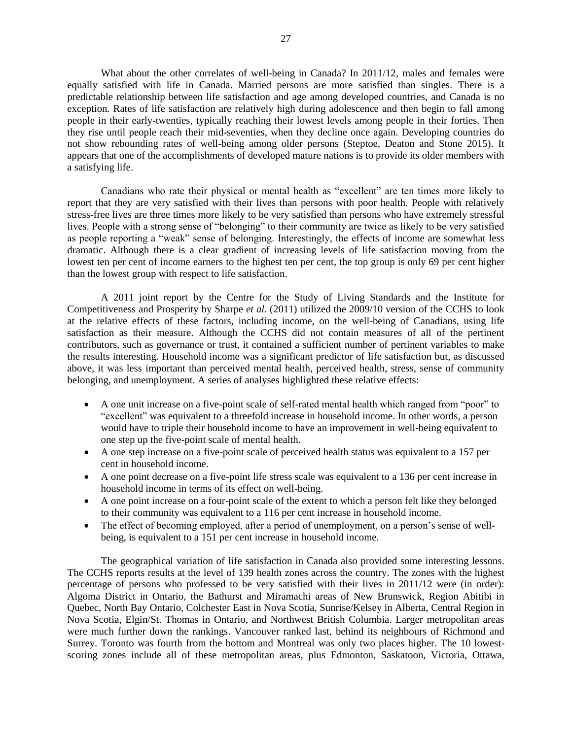What about the other correlates of well-being in Canada? In 2011/12, males and females were equally satisfied with life in Canada. Married persons are more satisfied than singles. There is a predictable relationship between life satisfaction and age among developed countries, and Canada is no exception. Rates of life satisfaction are relatively high during adolescence and then begin to fall among people in their early-twenties, typically reaching their lowest levels among people in their forties. Then they rise until people reach their mid-seventies, when they decline once again. Developing countries do not show rebounding rates of well-being among older persons (Steptoe, Deaton and Stone 2015). It appears that one of the accomplishments of developed mature nations is to provide its older members with a satisfying life.

Canadians who rate their physical or mental health as "excellent" are ten times more likely to report that they are very satisfied with their lives than persons with poor health. People with relatively stress-free lives are three times more likely to be very satisfied than persons who have extremely stressful lives. People with a strong sense of "belonging" to their community are twice as likely to be very satisfied as people reporting a "weak" sense of belonging. Interestingly, the effects of income are somewhat less dramatic. Although there is a clear gradient of increasing levels of life satisfaction moving from the lowest ten per cent of income earners to the highest ten per cent, the top group is only 69 per cent higher than the lowest group with respect to life satisfaction.

A 2011 joint report by the Centre for the Study of Living Standards and the Institute for Competitiveness and Prosperity by Sharpe *et al*. (2011) utilized the 2009/10 version of the CCHS to look at the relative effects of these factors, including income, on the well-being of Canadians, using life satisfaction as their measure. Although the CCHS did not contain measures of all of the pertinent contributors, such as governance or trust, it contained a sufficient number of pertinent variables to make the results interesting. Household income was a significant predictor of life satisfaction but, as discussed above, it was less important than perceived mental health, perceived health, stress, sense of community belonging, and unemployment. A series of analyses highlighted these relative effects:

- A one unit increase on a five-point scale of self-rated mental health which ranged from "poor" to "excellent" was equivalent to a threefold increase in household income. In other words, a person would have to triple their household income to have an improvement in well-being equivalent to one step up the five-point scale of mental health.
- A one step increase on a five-point scale of perceived health status was equivalent to a 157 per cent in household income.
- A one point decrease on a five-point life stress scale was equivalent to a 136 per cent increase in household income in terms of its effect on well-being.
- A one point increase on a four-point scale of the extent to which a person felt like they belonged to their community was equivalent to a 116 per cent increase in household income.
- The effect of becoming employed, after a period of unemployment, on a person's sense of well-being, is equivalent to a 151 per cent increase in household income.

The geographical variation of life satisfaction in Canada also provided some interesting lessons. The CCHS reports results at the level of 139 health zones across the country. The zones with the highest percentage of persons who professed to be very satisfied with their lives in 2011/12 were (in order): Algoma District in Ontario, the Bathurst and Miramachi areas of New Brunswick, Region Abitibi in Quebec, North Bay Ontario, Colchester East in Nova Scotia, Sunrise/Kelsey in Alberta, Central Region in Nova Scotia, Elgin/St. Thomas in Ontario, and Northwest British Columbia. Larger metropolitan areas were much further down the rankings. Vancouver ranked last, behind its neighbours of Richmond and Surrey. Toronto was fourth from the bottom and Montreal was only two places higher. The 10 lowest-scoring zones include all of these metropolitan areas, plus Edmonton, Saskatoon, Victoria, Ottawa,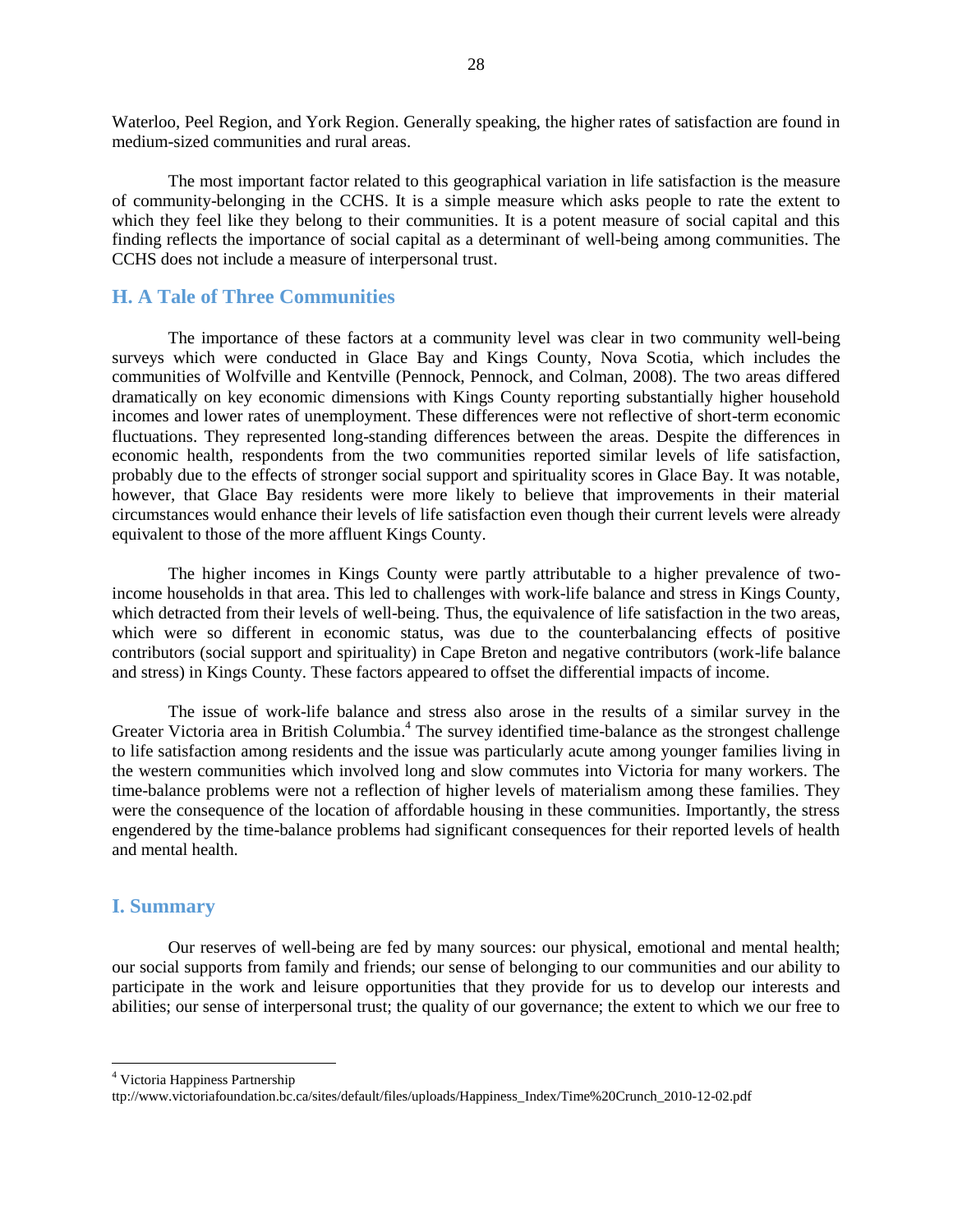Waterloo, Peel Region, and York Region. Generally speaking, the higher rates of satisfaction are found in medium-sized communities and rural areas.

The most important factor related to this geographical variation in life satisfaction is the measure of community-belonging in the CCHS. It is a simple measure which asks people to rate the extent to which they feel like they belong to their communities. It is a potent measure of social capital and this finding reflects the importance of social capital as a determinant of well-being among communities. The CCHS does not include a measure of interpersonal trust.

## H. A Tale of Three Communities

The importance of these factors at a community level was clear in two community well-being surveys which were conducted in Glace Bay and Kings County, Nova Scotia, which includes the communities of Wolfville and Kentville (Pennock, Pennock, and Colman, 2008). The two areas differed dramatically on key economic dimensions with Kings County reporting substantially higher household incomes and lower rates of unemployment. These differences were not reflective of short-term economic fluctuations. They represented long-standing differences between the areas. Despite the differences in economic health, respondents from the two communities reported similar levels of life satisfaction, probably due to the effects of stronger social support and spirituality scores in Glace Bay. It was notable, however, that Glace Bay residents were more likely to believe that improvements in their material circumstances would enhance their levels of life satisfaction even though their current levels were already equivalent to those of the more affluent Kings County.

The higher incomes in Kings County were partly attributable to a higher prevalence of two-income households in that area. This led to challenges with work-life balance and stress in Kings County, which detracted from their levels of well-being. Thus, the equivalence of life satisfaction in the two areas, which were so different in economic status, was due to the counterbalancing effects of positive contributors (social support and spirituality) in Cape Breton and negative contributors (work-life balance and stress) in Kings County. These factors appeared to offset the differential impacts of income.

The issue of work-life balance and stress also arose in the results of a similar survey in the Greater Victoria area in British Columbia.[4] The survey identified time-balance as the strongest challenge to life satisfaction among residents and the issue was particularly acute among younger families living in the western communities which involved long and slow commutes into Victoria for many workers. The time-balance problems were not a reflection of higher levels of materialism among these families. They were the consequence of the location of affordable housing in these communities. Importantly, the stress engendered by the time-balance problems had significant consequences for their reported levels of health and mental health.

## I. Summary

Our reserves of well-being are fed by many sources: our physical, emotional and mental health; our social supports from family and friends; our sense of belonging to our communities and our ability to participate in the work and leisure opportunities that they provide for us to develop our interests and abilities; our sense of interpersonal trust; the quality of our governance; the extent to which we our free to

---

[4] Victoria Happiness Partnership
ttp://www.victoriafoundation.bc.ca/sites/default/files/uploads/Happiness_Index/Time%20Crunch_2010-12-02.pdf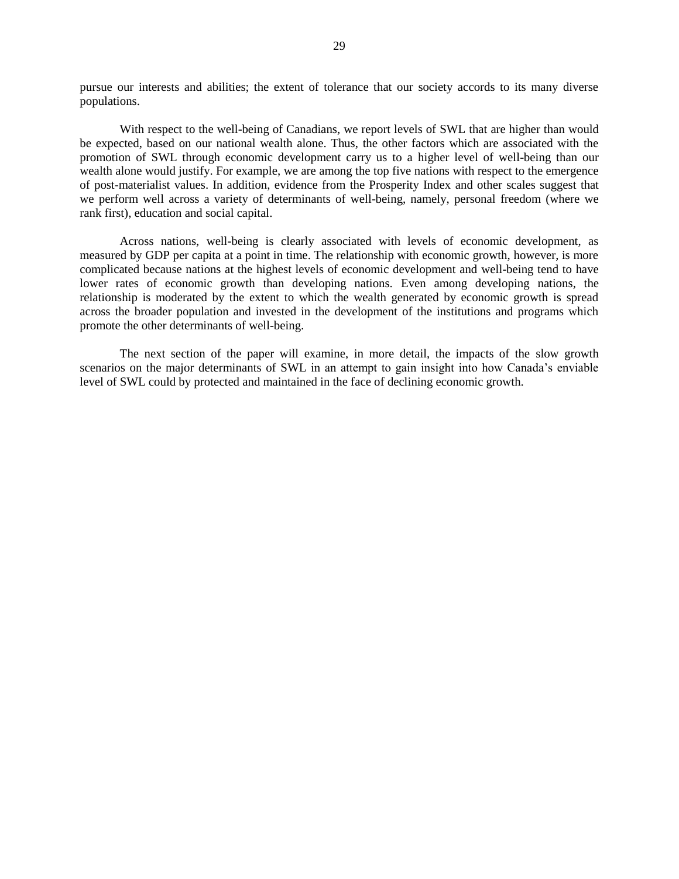pursue our interests and abilities; the extent of tolerance that our society accords to its many diverse populations.

With respect to the well-being of Canadians, we report levels of SWL that are higher than would be expected, based on our national wealth alone. Thus, the other factors which are associated with the promotion of SWL through economic development carry us to a higher level of well-being than our wealth alone would justify. For example, we are among the top five nations with respect to the emergence of post-materialist values. In addition, evidence from the Prosperity Index and other scales suggest that we perform well across a variety of determinants of well-being, namely, personal freedom (where we rank first), education and social capital.

Across nations, well-being is clearly associated with levels of economic development, as measured by GDP per capita at a point in time. The relationship with economic growth, however, is more complicated because nations at the highest levels of economic development and well-being tend to have lower rates of economic growth than developing nations. Even among developing nations, the relationship is moderated by the extent to which the wealth generated by economic growth is spread across the broader population and invested in the development of the institutions and programs which promote the other determinants of well-being.

The next section of the paper will examine, in more detail, the impacts of the slow growth scenarios on the major determinants of SWL in an attempt to gain insight into how Canada's enviable level of SWL could by protected and maintained in the face of declining economic growth.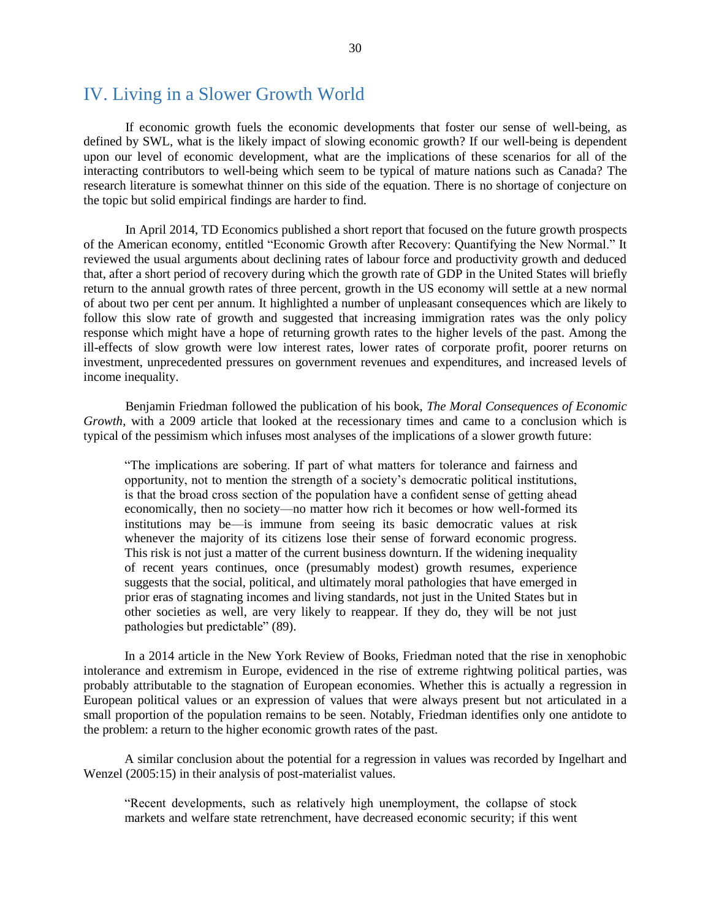## IV. Living in a Slower Growth World

If economic growth fuels the economic developments that foster our sense of well-being, as defined by SWL, what is the likely impact of slowing economic growth? If our well-being is dependent upon our level of economic development, what are the implications of these scenarios for all of the interacting contributors to well-being which seem to be typical of mature nations such as Canada? The research literature is somewhat thinner on this side of the equation. There is no shortage of conjecture on the topic but solid empirical findings are harder to find.

In April 2014, TD Economics published a short report that focused on the future growth prospects of the American economy, entitled "Economic Growth after Recovery: Quantifying the New Normal." It reviewed the usual arguments about declining rates of labour force and productivity growth and deduced that, after a short period of recovery during which the growth rate of GDP in the United States will briefly return to the annual growth rates of three percent, growth in the US economy will settle at a new normal of about two per cent per annum. It highlighted a number of unpleasant consequences which are likely to follow this slow rate of growth and suggested that increasing immigration rates was the only policy response which might have a hope of returning growth rates to the higher levels of the past. Among the ill-effects of slow growth were low interest rates, lower rates of corporate profit, poorer returns on investment, unprecedented pressures on government revenues and expenditures, and increased levels of income inequality.

Benjamin Friedman followed the publication of his book, *The Moral Consequences of Economic Growth*, with a 2009 article that looked at the recessionary times and came to a conclusion which is typical of the pessimism which infuses most analyses of the implications of a slower growth future:

> "The implications are sobering. If part of what matters for tolerance and fairness and opportunity, not to mention the strength of a society's democratic political institutions, is that the broad cross section of the population have a confident sense of getting ahead economically, then no society—no matter how rich it becomes or how well-formed its institutions may be—is immune from seeing its basic democratic values at risk whenever the majority of its citizens lose their sense of forward economic progress. This risk is not just a matter of the current business downturn. If the widening inequality of recent years continues, once (presumably modest) growth resumes, experience suggests that the social, political, and ultimately moral pathologies that have emerged in prior eras of stagnating incomes and living standards, not just in the United States but in other societies as well, are very likely to reappear. If they do, they will be not just pathologies but predictable" (89).

In a 2014 article in the New York Review of Books, Friedman noted that the rise in xenophobic intolerance and extremism in Europe, evidenced in the rise of extreme rightwing political parties, was probably attributable to the stagnation of European economies. Whether this is actually a regression in European political values or an expression of values that were always present but not articulated in a small proportion of the population remains to be seen. Notably, Friedman identifies only one antidote to the problem: a return to the higher economic growth rates of the past.

A similar conclusion about the potential for a regression in values was recorded by Ingelhart and Wenzel (2005:15) in their analysis of post-materialist values.

> "Recent developments, such as relatively high unemployment, the collapse of stock markets and welfare state retrenchment, have decreased economic security; if this went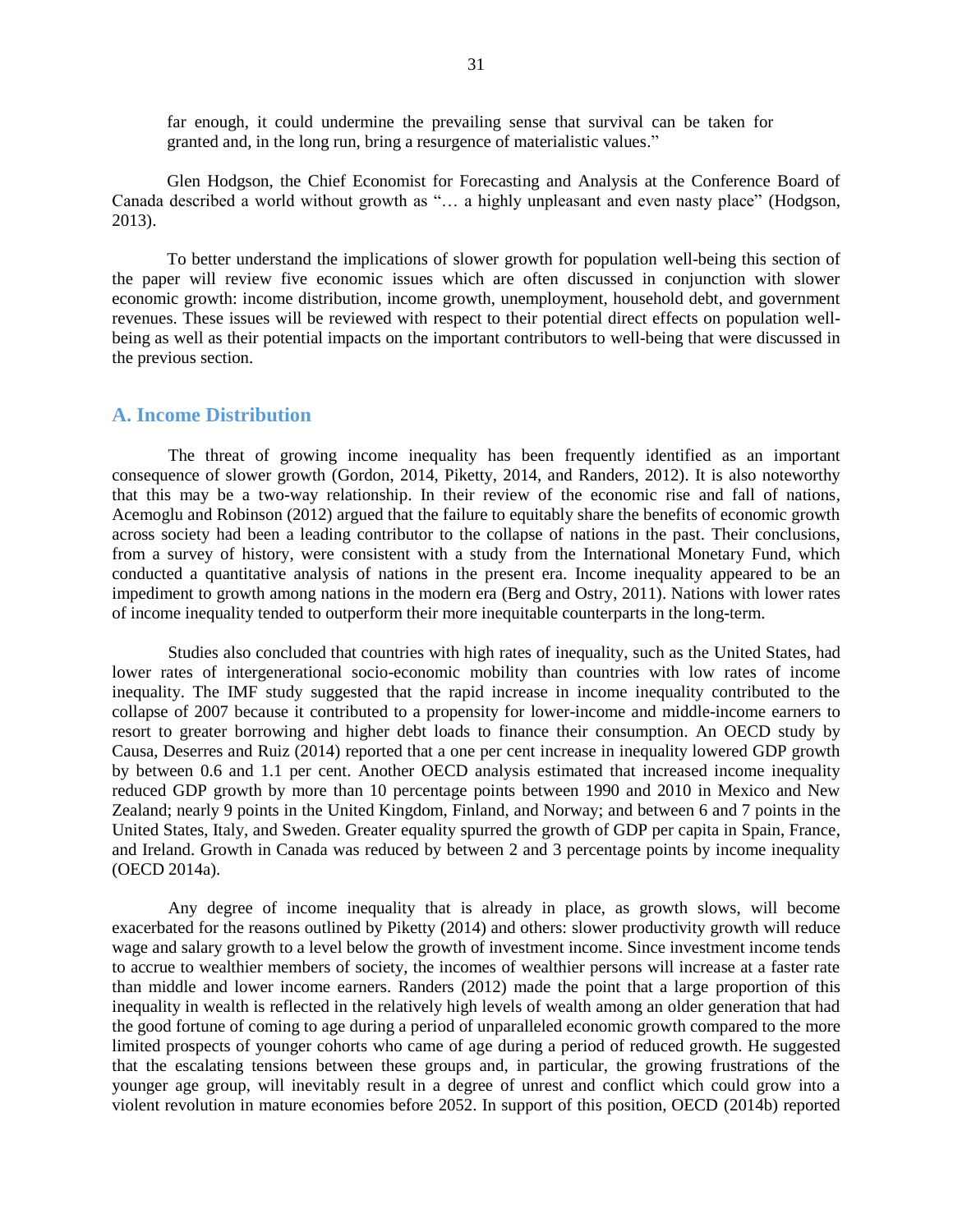far enough, it could undermine the prevailing sense that survival can be taken for granted and, in the long run, bring a resurgence of materialistic values."

Glen Hodgson, the Chief Economist for Forecasting and Analysis at the Conference Board of Canada described a world without growth as "… a highly unpleasant and even nasty place" (Hodgson, 2013).

To better understand the implications of slower growth for population well-being this section of the paper will review five economic issues which are often discussed in conjunction with slower economic growth: income distribution, income growth, unemployment, household debt, and government revenues. These issues will be reviewed with respect to their potential direct effects on population well-being as well as their potential impacts on the important contributors to well-being that were discussed in the previous section.

## A. Income Distribution

The threat of growing income inequality has been frequently identified as an important consequence of slower growth (Gordon, 2014, Piketty, 2014, and Randers, 2012). It is also noteworthy that this may be a two-way relationship. In their review of the economic rise and fall of nations, Acemoglu and Robinson (2012) argued that the failure to equitably share the benefits of economic growth across society had been a leading contributor to the collapse of nations in the past. Their conclusions, from a survey of history, were consistent with a study from the International Monetary Fund, which conducted a quantitative analysis of nations in the present era. Income inequality appeared to be an impediment to growth among nations in the modern era (Berg and Ostry, 2011). Nations with lower rates of income inequality tended to outperform their more inequitable counterparts in the long-term.

Studies also concluded that countries with high rates of inequality, such as the United States, had lower rates of intergenerational socio-economic mobility than countries with low rates of income inequality. The IMF study suggested that the rapid increase in income inequality contributed to the collapse of 2007 because it contributed to a propensity for lower-income and middle-income earners to resort to greater borrowing and higher debt loads to finance their consumption. An OECD study by Causa, Deserres and Ruiz (2014) reported that a one per cent increase in inequality lowered GDP growth by between 0.6 and 1.1 per cent. Another OECD analysis estimated that increased income inequality reduced GDP growth by more than 10 percentage points between 1990 and 2010 in Mexico and New Zealand; nearly 9 points in the United Kingdom, Finland, and Norway; and between 6 and 7 points in the United States, Italy, and Sweden. Greater equality spurred the growth of GDP per capita in Spain, France, and Ireland. Growth in Canada was reduced by between 2 and 3 percentage points by income inequality (OECD 2014a).

Any degree of income inequality that is already in place, as growth slows, will become exacerbated for the reasons outlined by Piketty (2014) and others: slower productivity growth will reduce wage and salary growth to a level below the growth of investment income. Since investment income tends to accrue to wealthier members of society, the incomes of wealthier persons will increase at a faster rate than middle and lower income earners. Randers (2012) made the point that a large proportion of this inequality in wealth is reflected in the relatively high levels of wealth among an older generation that had the good fortune of coming to age during a period of unparalleled economic growth compared to the more limited prospects of younger cohorts who came of age during a period of reduced growth. He suggested that the escalating tensions between these groups and, in particular, the growing frustrations of the younger age group, will inevitably result in a degree of unrest and conflict which could grow into a violent revolution in mature economies before 2052. In support of this position, OECD (2014b) reported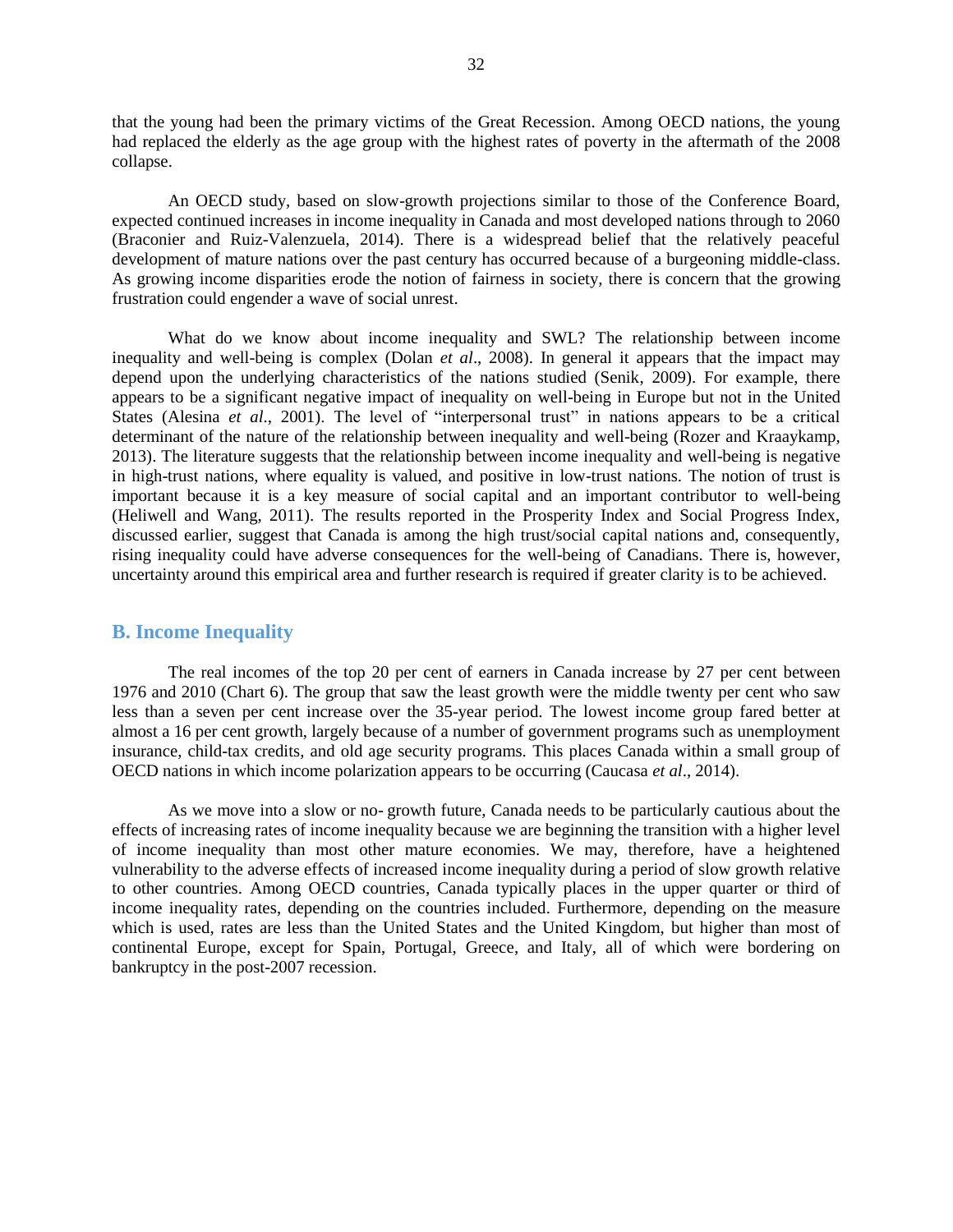that the young had been the primary victims of the Great Recession. Among OECD nations, the young had replaced the elderly as the age group with the highest rates of poverty in the aftermath of the 2008 collapse.

An OECD study, based on slow-growth projections similar to those of the Conference Board, expected continued increases in income inequality in Canada and most developed nations through to 2060 (Braconier and Ruiz-Valenzuela, 2014). There is a widespread belief that the relatively peaceful development of mature nations over the past century has occurred because of a burgeoning middle-class. As growing income disparities erode the notion of fairness in society, there is concern that the growing frustration could engender a wave of social unrest.

What do we know about income inequality and SWL? The relationship between income inequality and well-being is complex (Dolan *et al*., 2008). In general it appears that the impact may depend upon the underlying characteristics of the nations studied (Senik, 2009). For example, there appears to be a significant negative impact of inequality on well-being in Europe but not in the United States (Alesina *et al*., 2001). The level of "interpersonal trust" in nations appears to be a critical determinant of the nature of the relationship between inequality and well-being (Rozer and Kraaykamp, 2013). The literature suggests that the relationship between income inequality and well-being is negative in high-trust nations, where equality is valued, and positive in low-trust nations. The notion of trust is important because it is a key measure of social capital and an important contributor to well-being (Heliwell and Wang, 2011). The results reported in the Prosperity Index and Social Progress Index, discussed earlier, suggest that Canada is among the high trust/social capital nations and, consequently, rising inequality could have adverse consequences for the well-being of Canadians. There is, however, uncertainty around this empirical area and further research is required if greater clarity is to be achieved.

## B. Income Inequality

The real incomes of the top 20 per cent of earners in Canada increase by 27 per cent between 1976 and 2010 (Chart 6). The group that saw the least growth were the middle twenty per cent who saw less than a seven per cent increase over the 35-year period. The lowest income group fared better at almost a 16 per cent growth, largely because of a number of government programs such as unemployment insurance, child-tax credits, and old age security programs. This places Canada within a small group of OECD nations in which income polarization appears to be occurring (Caucasa *et al*., 2014).

As we move into a slow or no- growth future, Canada needs to be particularly cautious about the effects of increasing rates of income inequality because we are beginning the transition with a higher level of income inequality than most other mature economies. We may, therefore, have a heightened vulnerability to the adverse effects of increased income inequality during a period of slow growth relative to other countries. Among OECD countries, Canada typically places in the upper quarter or third of income inequality rates, depending on the countries included. Furthermore, depending on the measure which is used, rates are less than the United States and the United Kingdom, but higher than most of continental Europe, except for Spain, Portugal, Greece, and Italy, all of which were bordering on bankruptcy in the post-2007 recession.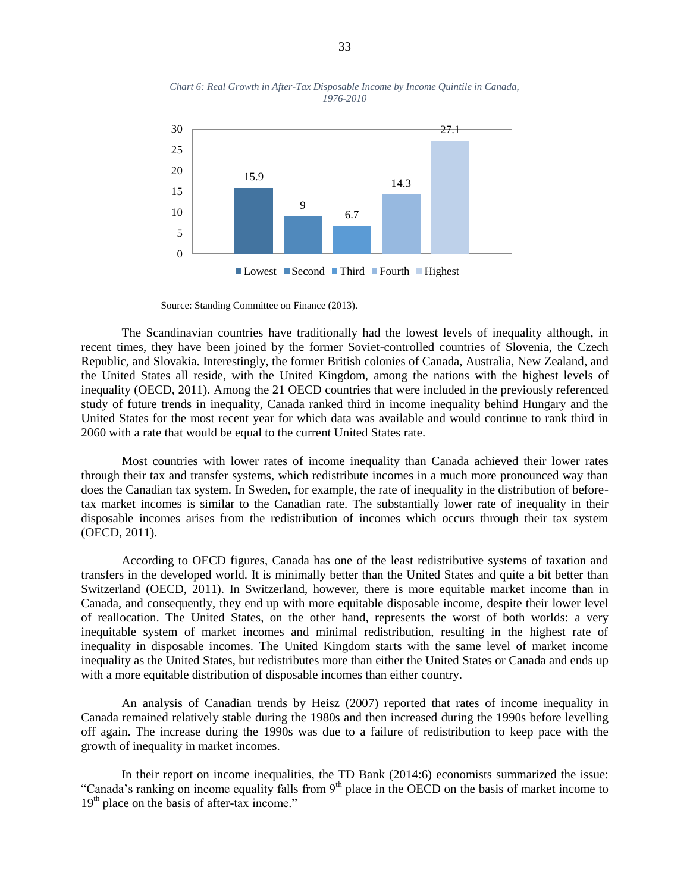*Chart 6: Real Growth in After-Tax Disposable Income by Income Quintile in Canada, 1976-2010*

| Quintile | Growth (%) |
|---|---|
| Lowest | 15.9 |
| Second | 9 |
| Third | 6.7 |
| Fourth | 14.3 |
| Highest | 27.1 |

Source: Standing Committee on Finance (2013).

The Scandinavian countries have traditionally had the lowest levels of inequality although, in recent times, they have been joined by the former Soviet-controlled countries of Slovenia, the Czech Republic, and Slovakia. Interestingly, the former British colonies of Canada, Australia, New Zealand, and the United States all reside, with the United Kingdom, among the nations with the highest levels of inequality (OECD, 2011). Among the 21 OECD countries that were included in the previously referenced study of future trends in inequality, Canada ranked third in income inequality behind Hungary and the United States for the most recent year for which data was available and would continue to rank third in 2060 with a rate that would be equal to the current United States rate.

Most countries with lower rates of income inequality than Canada achieved their lower rates through their tax and transfer systems, which redistribute incomes in a much more pronounced way than does the Canadian tax system. In Sweden, for example, the rate of inequality in the distribution of before-tax market incomes is similar to the Canadian rate. The substantially lower rate of inequality in their disposable incomes arises from the redistribution of incomes which occurs through their tax system (OECD, 2011).

According to OECD figures, Canada has one of the least redistributive systems of taxation and transfers in the developed world. It is minimally better than the United States and quite a bit better than Switzerland (OECD, 2011). In Switzerland, however, there is more equitable market income than in Canada, and consequently, they end up with more equitable disposable income, despite their lower level of reallocation. The United States, on the other hand, represents the worst of both worlds: a very inequitable system of market incomes and minimal redistribution, resulting in the highest rate of inequality in disposable incomes. The United Kingdom starts with the same level of market income inequality as the United States, but redistributes more than either the United States or Canada and ends up with a more equitable distribution of disposable incomes than either country.

An analysis of Canadian trends by Heisz (2007) reported that rates of income inequality in Canada remained relatively stable during the 1980s and then increased during the 1990s before levelling off again. The increase during the 1990s was due to a failure of redistribution to keep pace with the growth of inequality in market incomes.

In their report on income inequalities, the TD Bank (2014:6) economists summarized the issue: "Canada's ranking on income equality falls from 9th place in the OECD on the basis of market income to 19th place on the basis of after-tax income."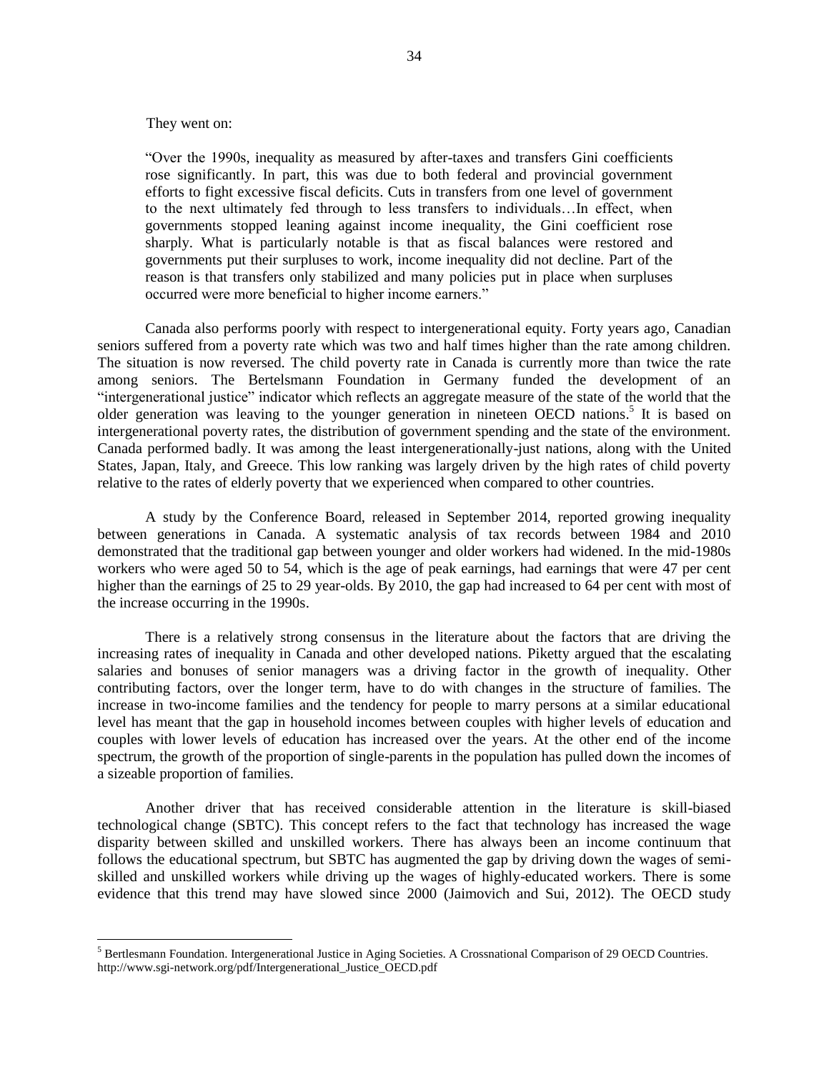They went on:

> "Over the 1990s, inequality as measured by after-taxes and transfers Gini coefficients rose significantly. In part, this was due to both federal and provincial government efforts to fight excessive fiscal deficits. Cuts in transfers from one level of government to the next ultimately fed through to less transfers to individuals…In effect, when governments stopped leaning against income inequality, the Gini coefficient rose sharply. What is particularly notable is that as fiscal balances were restored and governments put their surpluses to work, income inequality did not decline. Part of the reason is that transfers only stabilized and many policies put in place when surpluses occurred were more beneficial to higher income earners."

Canada also performs poorly with respect to intergenerational equity. Forty years ago, Canadian seniors suffered from a poverty rate which was two and half times higher than the rate among children. The situation is now reversed. The child poverty rate in Canada is currently more than twice the rate among seniors. The Bertelsmann Foundation in Germany funded the development of an "intergenerational justice" indicator which reflects an aggregate measure of the state of the world that the older generation was leaving to the younger generation in nineteen OECD nations.[5] It is based on intergenerational poverty rates, the distribution of government spending and the state of the environment. Canada performed badly. It was among the least intergenerationally-just nations, along with the United States, Japan, Italy, and Greece. This low ranking was largely driven by the high rates of child poverty relative to the rates of elderly poverty that we experienced when compared to other countries.

A study by the Conference Board, released in September 2014, reported growing inequality between generations in Canada. A systematic analysis of tax records between 1984 and 2010 demonstrated that the traditional gap between younger and older workers had widened. In the mid-1980s workers who were aged 50 to 54, which is the age of peak earnings, had earnings that were 47 per cent higher than the earnings of 25 to 29 year-olds. By 2010, the gap had increased to 64 per cent with most of the increase occurring in the 1990s.

There is a relatively strong consensus in the literature about the factors that are driving the increasing rates of inequality in Canada and other developed nations. Piketty argued that the escalating salaries and bonuses of senior managers was a driving factor in the growth of inequality. Other contributing factors, over the longer term, have to do with changes in the structure of families. The increase in two-income families and the tendency for people to marry persons at a similar educational level has meant that the gap in household incomes between couples with higher levels of education and couples with lower levels of education has increased over the years. At the other end of the income spectrum, the growth of the proportion of single-parents in the population has pulled down the incomes of a sizeable proportion of families.

Another driver that has received considerable attention in the literature is skill-biased technological change (SBTC). This concept refers to the fact that technology has increased the wage disparity between skilled and unskilled workers. There has always been an income continuum that follows the educational spectrum, but SBTC has augmented the gap by driving down the wages of semi-skilled and unskilled workers while driving up the wages of highly-educated workers. There is some evidence that this trend may have slowed since 2000 (Jaimovich and Sui, 2012). The OECD study

---

[5] Bertlesmann Foundation. Intergenerational Justice in Aging Societies. A Crossnational Comparison of 29 OECD Countries. http://www.sgi-network.org/pdf/Intergenerational_Justice_OECD.pdf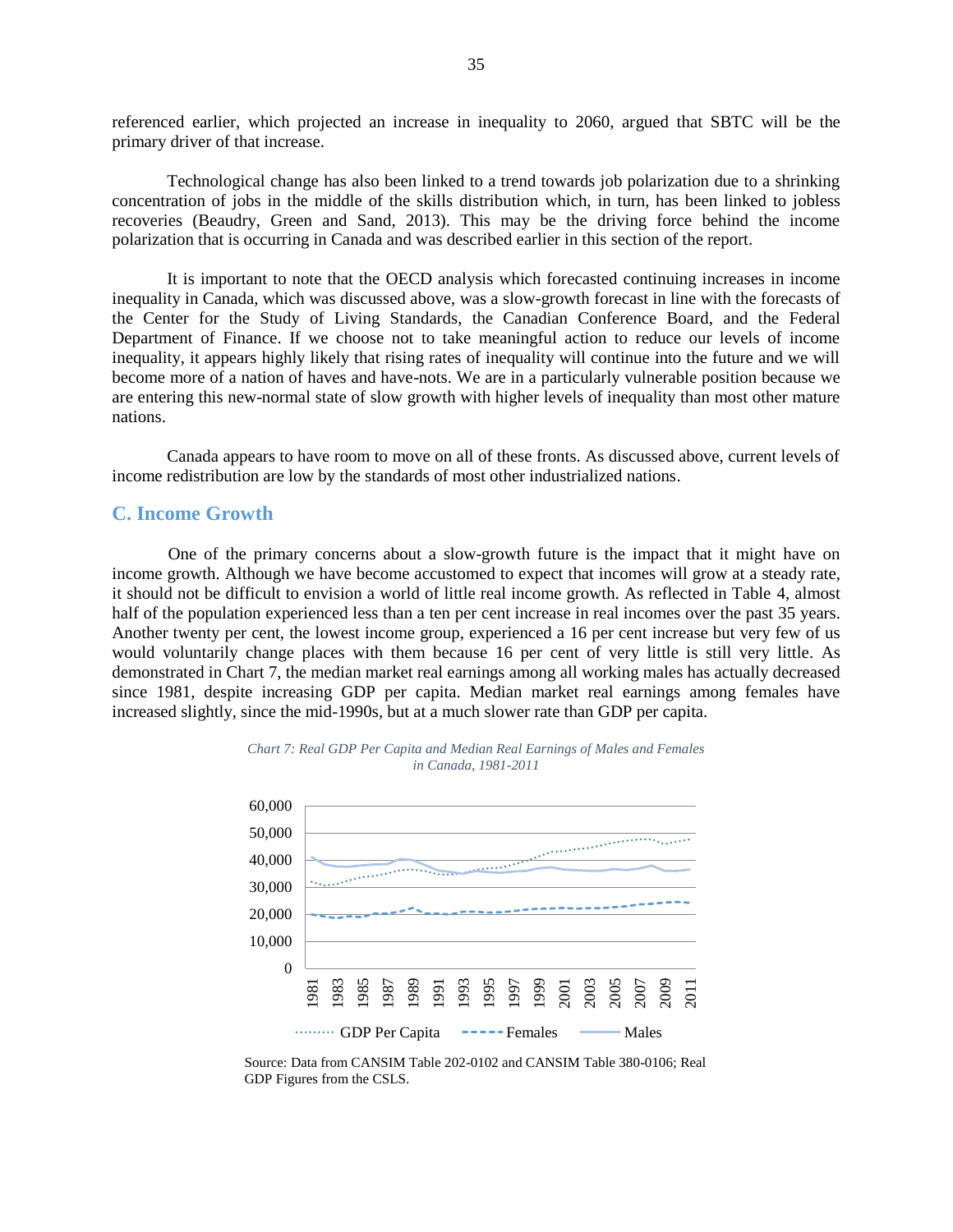referenced earlier, which projected an increase in inequality to 2060, argued that SBTC will be the primary driver of that increase.

Technological change has also been linked to a trend towards job polarization due to a shrinking concentration of jobs in the middle of the skills distribution which, in turn, has been linked to jobless recoveries (Beaudry, Green and Sand, 2013). This may be the driving force behind the income polarization that is occurring in Canada and was described earlier in this section of the report.

It is important to note that the OECD analysis which forecasted continuing increases in income inequality in Canada, which was discussed above, was a slow-growth forecast in line with the forecasts of the Center for the Study of Living Standards, the Canadian Conference Board, and the Federal Department of Finance. If we choose not to take meaningful action to reduce our levels of income inequality, it appears highly likely that rising rates of inequality will continue into the future and we will become more of a nation of haves and have-nots. We are in a particularly vulnerable position because we are entering this new-normal state of slow growth with higher levels of inequality than most other mature nations.

Canada appears to have room to move on all of these fronts. As discussed above, current levels of income redistribution are low by the standards of most other industrialized nations.

## C. Income Growth

One of the primary concerns about a slow-growth future is the impact that it might have on income growth. Although we have become accustomed to expect that incomes will grow at a steady rate, it should not be difficult to envision a world of little real income growth. As reflected in Table 4, almost half of the population experienced less than a ten per cent increase in real incomes over the past 35 years. Another twenty per cent, the lowest income group, experienced a 16 per cent increase but very few of us would voluntarily change places with them because 16 per cent of very little is still very little. As demonstrated in Chart 7, the median market real earnings among all working males has actually decreased since 1981, despite increasing GDP per capita. Median market real earnings among females have increased slightly, since the mid-1990s, but at a much slower rate than GDP per capita.

*Chart 7: Real GDP Per Capita and Median Real Earnings of Males and Females in Canada, 1981-2011*

Source: Data from CANSIM Table 202-0102 and CANSIM Table 380-0106; Real GDP Figures from the CSLS.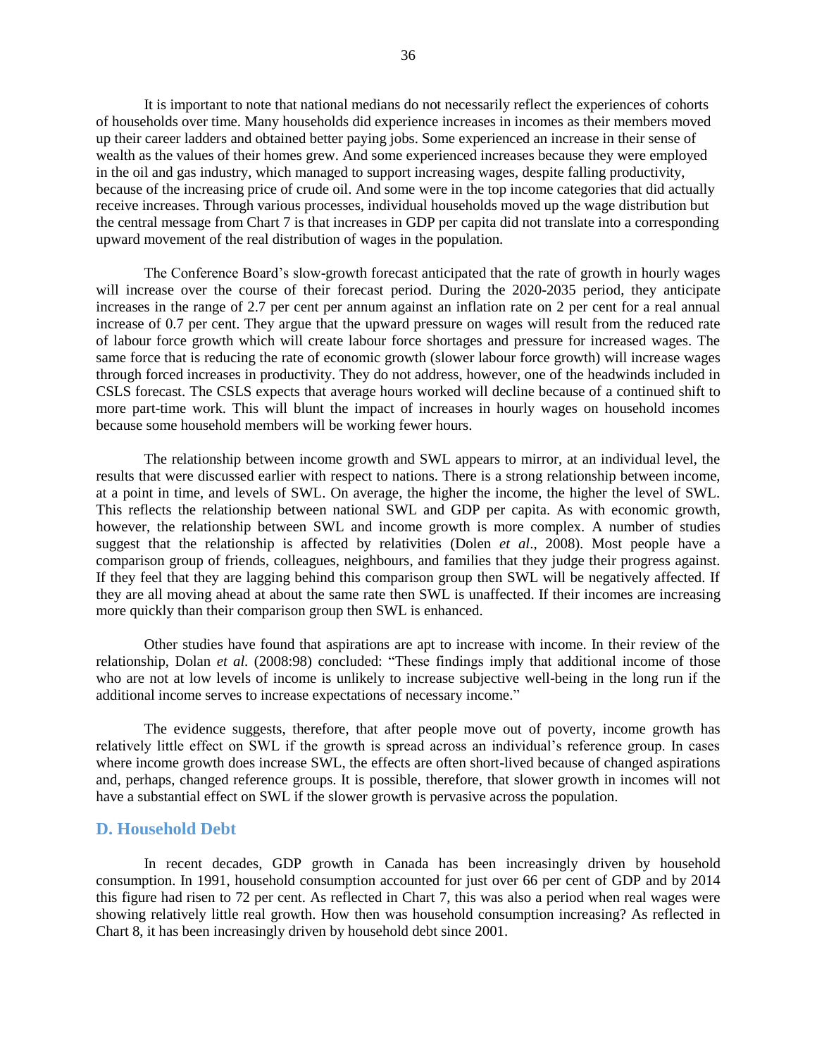It is important to note that national medians do not necessarily reflect the experiences of cohorts of households over time. Many households did experience increases in incomes as their members moved up their career ladders and obtained better paying jobs. Some experienced an increase in their sense of wealth as the values of their homes grew. And some experienced increases because they were employed in the oil and gas industry, which managed to support increasing wages, despite falling productivity, because of the increasing price of crude oil. And some were in the top income categories that did actually receive increases. Through various processes, individual households moved up the wage distribution but the central message from Chart 7 is that increases in GDP per capita did not translate into a corresponding upward movement of the real distribution of wages in the population.

The Conference Board's slow-growth forecast anticipated that the rate of growth in hourly wages will increase over the course of their forecast period. During the 2020-2035 period, they anticipate increases in the range of 2.7 per cent per annum against an inflation rate on 2 per cent for a real annual increase of 0.7 per cent. They argue that the upward pressure on wages will result from the reduced rate of labour force growth which will create labour force shortages and pressure for increased wages. The same force that is reducing the rate of economic growth (slower labour force growth) will increase wages through forced increases in productivity. They do not address, however, one of the headwinds included in CSLS forecast. The CSLS expects that average hours worked will decline because of a continued shift to more part-time work. This will blunt the impact of increases in hourly wages on household incomes because some household members will be working fewer hours.

The relationship between income growth and SWL appears to mirror, at an individual level, the results that were discussed earlier with respect to nations. There is a strong relationship between income, at a point in time, and levels of SWL. On average, the higher the income, the higher the level of SWL. This reflects the relationship between national SWL and GDP per capita. As with economic growth, however, the relationship between SWL and income growth is more complex. A number of studies suggest that the relationship is affected by relativities (Dolen *et al*., 2008). Most people have a comparison group of friends, colleagues, neighbours, and families that they judge their progress against. If they feel that they are lagging behind this comparison group then SWL will be negatively affected. If they are all moving ahead at about the same rate then SWL is unaffected. If their incomes are increasing more quickly than their comparison group then SWL is enhanced.

Other studies have found that aspirations are apt to increase with income. In their review of the relationship, Dolan *et al.* (2008:98) concluded: "These findings imply that additional income of those who are not at low levels of income is unlikely to increase subjective well-being in the long run if the additional income serves to increase expectations of necessary income."

The evidence suggests, therefore, that after people move out of poverty, income growth has relatively little effect on SWL if the growth is spread across an individual's reference group. In cases where income growth does increase SWL, the effects are often short-lived because of changed aspirations and, perhaps, changed reference groups. It is possible, therefore, that slower growth in incomes will not have a substantial effect on SWL if the slower growth is pervasive across the population.

## D. Household Debt

In recent decades, GDP growth in Canada has been increasingly driven by household consumption. In 1991, household consumption accounted for just over 66 per cent of GDP and by 2014 this figure had risen to 72 per cent. As reflected in Chart 7, this was also a period when real wages were showing relatively little real growth. How then was household consumption increasing? As reflected in Chart 8, it has been increasingly driven by household debt since 2001.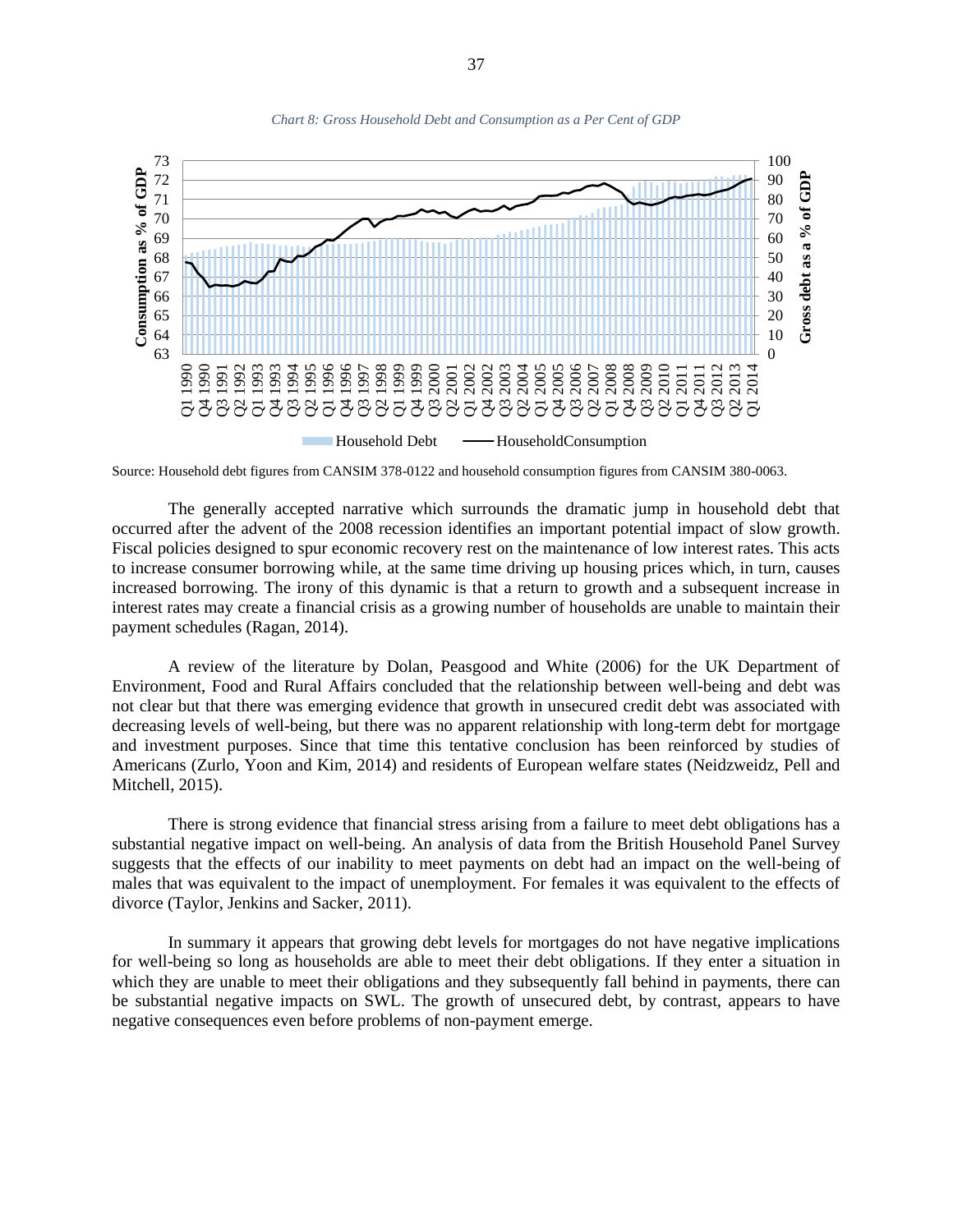*Chart 8: Gross Household Debt and Consumption as a Per Cent of GDP*

Source: Household debt figures from CANSIM 378-0122 and household consumption figures from CANSIM 380-0063.

The generally accepted narrative which surrounds the dramatic jump in household debt that occurred after the advent of the 2008 recession identifies an important potential impact of slow growth. Fiscal policies designed to spur economic recovery rest on the maintenance of low interest rates. This acts to increase consumer borrowing while, at the same time driving up housing prices which, in turn, causes increased borrowing. The irony of this dynamic is that a return to growth and a subsequent increase in interest rates may create a financial crisis as a growing number of households are unable to maintain their payment schedules (Ragan, 2014).

A review of the literature by Dolan, Peasgood and White (2006) for the UK Department of Environment, Food and Rural Affairs concluded that the relationship between well-being and debt was not clear but that there was emerging evidence that growth in unsecured credit debt was associated with decreasing levels of well-being, but there was no apparent relationship with long-term debt for mortgage and investment purposes. Since that time this tentative conclusion has been reinforced by studies of Americans (Zurlo, Yoon and Kim, 2014) and residents of European welfare states (Neidzweidz, Pell and Mitchell, 2015).

There is strong evidence that financial stress arising from a failure to meet debt obligations has a substantial negative impact on well-being. An analysis of data from the British Household Panel Survey suggests that the effects of our inability to meet payments on debt had an impact on the well-being of males that was equivalent to the impact of unemployment. For females it was equivalent to the effects of divorce (Taylor, Jenkins and Sacker, 2011).

In summary it appears that growing debt levels for mortgages do not have negative implications for well-being so long as households are able to meet their debt obligations. If they enter a situation in which they are unable to meet their obligations and they subsequently fall behind in payments, there can be substantial negative impacts on SWL. The growth of unsecured debt, by contrast, appears to have negative consequences even before problems of non-payment emerge.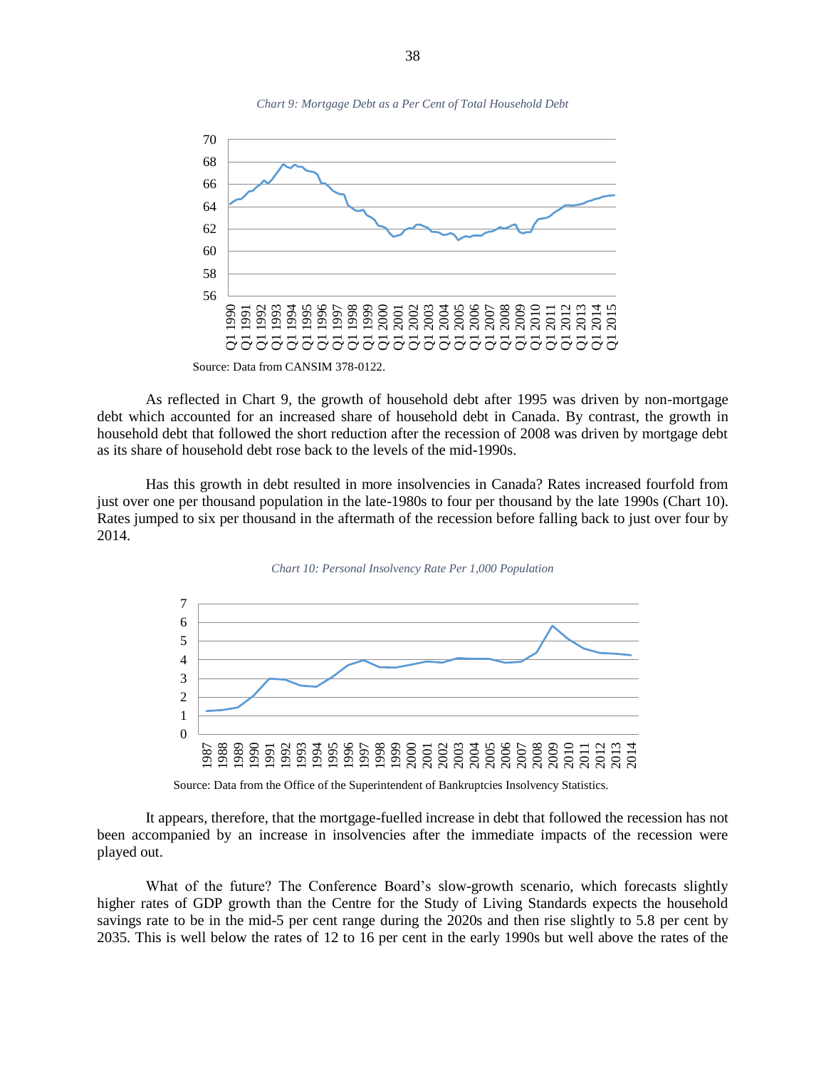*Chart 9: Mortgage Debt as a Per Cent of Total Household Debt*

Source: Data from CANSIM 378-0122.

As reflected in Chart 9, the growth of household debt after 1995 was driven by non-mortgage debt which accounted for an increased share of household debt in Canada. By contrast, the growth in household debt that followed the short reduction after the recession of 2008 was driven by mortgage debt as its share of household debt rose back to the levels of the mid-1990s.

Has this growth in debt resulted in more insolvencies in Canada? Rates increased fourfold from just over one per thousand population in the late-1980s to four per thousand by the late 1990s (Chart 10). Rates jumped to six per thousand in the aftermath of the recession before falling back to just over four by 2014.

*Chart 10: Personal Insolvency Rate Per 1,000 Population*

Source: Data from the Office of the Superintendent of Bankruptcies Insolvency Statistics.

It appears, therefore, that the mortgage-fuelled increase in debt that followed the recession has not been accompanied by an increase in insolvencies after the immediate impacts of the recession were played out.

What of the future? The Conference Board's slow-growth scenario, which forecasts slightly higher rates of GDP growth than the Centre for the Study of Living Standards expects the household savings rate to be in the mid-5 per cent range during the 2020s and then rise slightly to 5.8 per cent by 2035. This is well below the rates of 12 to 16 per cent in the early 1990s but well above the rates of the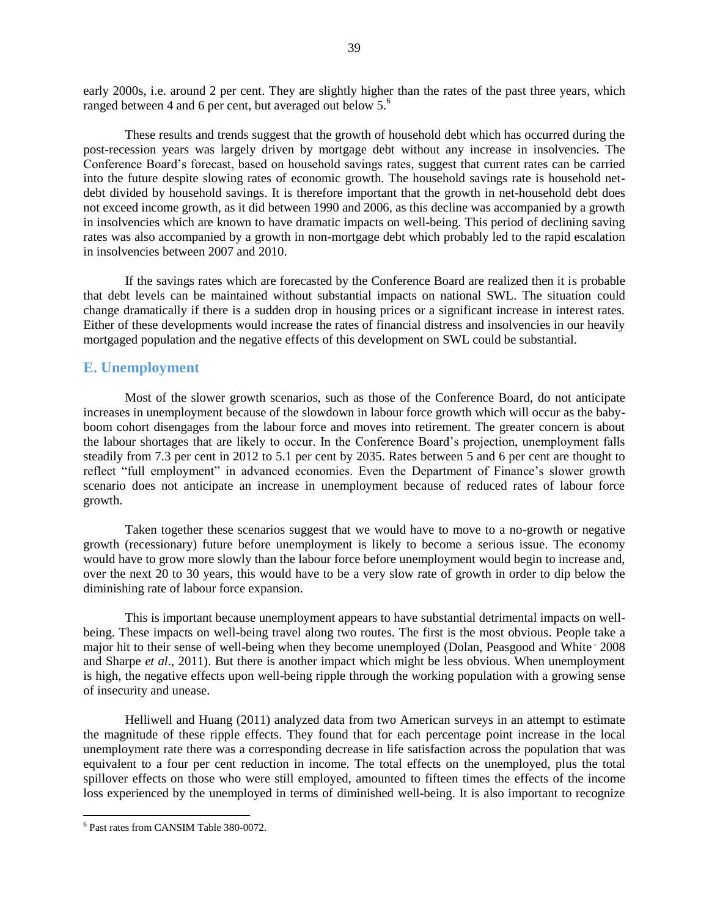early 2000s, i.e. around 2 per cent. They are slightly higher than the rates of the past three years, which ranged between 4 and 6 per cent, but averaged out below 5.[6]

These results and trends suggest that the growth of household debt which has occurred during the post-recession years was largely driven by mortgage debt without any increase in insolvencies. The Conference Board's forecast, based on household savings rates, suggest that current rates can be carried into the future despite slowing rates of economic growth. The household savings rate is household net-debt divided by household savings. It is therefore important that the growth in net-household debt does not exceed income growth, as it did between 1990 and 2006, as this decline was accompanied by a growth in insolvencies which are known to have dramatic impacts on well-being. This period of declining saving rates was also accompanied by a growth in non-mortgage debt which probably led to the rapid escalation in insolvencies between 2007 and 2010.

If the savings rates which are forecasted by the Conference Board are realized then it is probable that debt levels can be maintained without substantial impacts on national SWL. The situation could change dramatically if there is a sudden drop in housing prices or a significant increase in interest rates. Either of these developments would increase the rates of financial distress and insolvencies in our heavily mortgaged population and the negative effects of this development on SWL could be substantial.

## E. Unemployment

Most of the slower growth scenarios, such as those of the Conference Board, do not anticipate increases in unemployment because of the slowdown in labour force growth which will occur as the baby-boom cohort disengages from the labour force and moves into retirement. The greater concern is about the labour shortages that are likely to occur. In the Conference Board's projection, unemployment falls steadily from 7.3 per cent in 2012 to 5.1 per cent by 2035. Rates between 5 and 6 per cent are thought to reflect "full employment" in advanced economies. Even the Department of Finance's slower growth scenario does not anticipate an increase in unemployment because of reduced rates of labour force growth.

Taken together these scenarios suggest that we would have to move to a no-growth or negative growth (recessionary) future before unemployment is likely to become a serious issue. The economy would have to grow more slowly than the labour force before unemployment would begin to increase and, over the next 20 to 30 years, this would have to be a very slow rate of growth in order to dip below the diminishing rate of labour force expansion.

This is important because unemployment appears to have substantial detrimental impacts on well-being. These impacts on well-being travel along two routes. The first is the most obvious. People take a major hit to their sense of well-being when they become unemployed (Dolan, Peasgood and White, 2008 and Sharpe *et al*., 2011). But there is another impact which might be less obvious. When unemployment is high, the negative effects upon well-being ripple through the working population with a growing sense of insecurity and unease.

Helliwell and Huang (2011) analyzed data from two American surveys in an attempt to estimate the magnitude of these ripple effects. They found that for each percentage point increase in the local unemployment rate there was a corresponding decrease in life satisfaction across the population that was equivalent to a four per cent reduction in income. The total effects on the unemployed, plus the total spillover effects on those who were still employed, amounted to fifteen times the effects of the income loss experienced by the unemployed in terms of diminished well-being. It is also important to recognize

[6] Past rates from CANSIM Table 380-0072.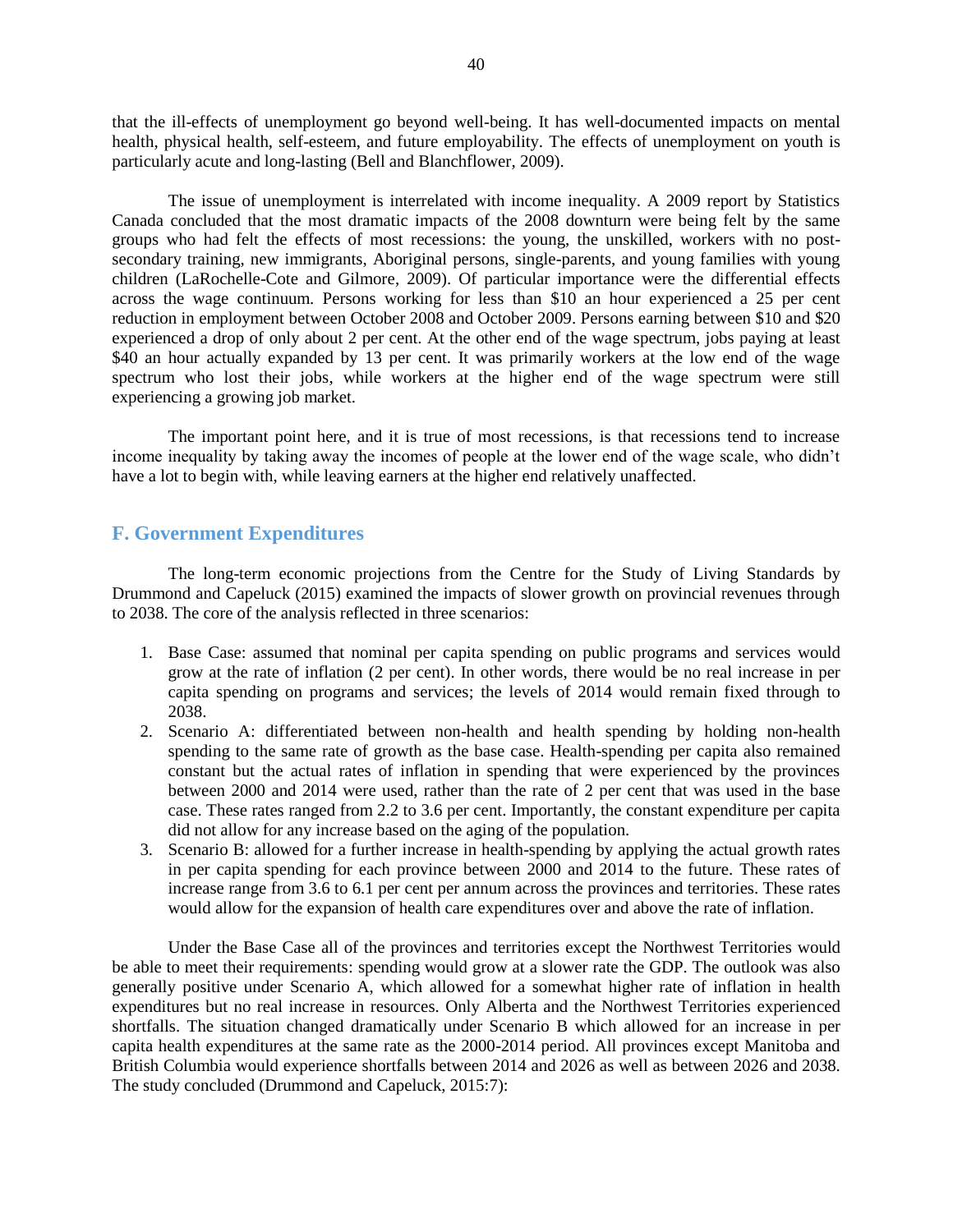that the ill-effects of unemployment go beyond well-being. It has well-documented impacts on mental health, physical health, self-esteem, and future employability. The effects of unemployment on youth is particularly acute and long-lasting (Bell and Blanchflower, 2009).

The issue of unemployment is interrelated with income inequality. A 2009 report by Statistics Canada concluded that the most dramatic impacts of the 2008 downturn were being felt by the same groups who had felt the effects of most recessions: the young, the unskilled, workers with no post-secondary training, new immigrants, Aboriginal persons, single-parents, and young families with young children (LaRochelle-Cote and Gilmore, 2009). Of particular importance were the differential effects across the wage continuum. Persons working for less than $10 an hour experienced a 25 per cent reduction in employment between October 2008 and October 2009. Persons earning between $10 and $20 experienced a drop of only about 2 per cent. At the other end of the wage spectrum, jobs paying at least $40 an hour actually expanded by 13 per cent. It was primarily workers at the low end of the wage spectrum who lost their jobs, while workers at the higher end of the wage spectrum were still experiencing a growing job market.

The important point here, and it is true of most recessions, is that recessions tend to increase income inequality by taking away the incomes of people at the lower end of the wage scale, who didn't have a lot to begin with, while leaving earners at the higher end relatively unaffected.

## F. Government Expenditures

The long-term economic projections from the Centre for the Study of Living Standards by Drummond and Capeluck (2015) examined the impacts of slower growth on provincial revenues through to 2038. The core of the analysis reflected in three scenarios:

1. Base Case: assumed that nominal per capita spending on public programs and services would grow at the rate of inflation (2 per cent). In other words, there would be no real increase in per capita spending on programs and services; the levels of 2014 would remain fixed through to 2038.
2. Scenario A: differentiated between non-health and health spending by holding non-health spending to the same rate of growth as the base case. Health-spending per capita also remained constant but the actual rates of inflation in spending that were experienced by the provinces between 2000 and 2014 were used, rather than the rate of 2 per cent that was used in the base case. These rates ranged from 2.2 to 3.6 per cent. Importantly, the constant expenditure per capita did not allow for any increase based on the aging of the population.
3. Scenario B: allowed for a further increase in health-spending by applying the actual growth rates in per capita spending for each province between 2000 and 2014 to the future. These rates of increase range from 3.6 to 6.1 per cent per annum across the provinces and territories. These rates would allow for the expansion of health care expenditures over and above the rate of inflation.

Under the Base Case all of the provinces and territories except the Northwest Territories would be able to meet their requirements: spending would grow at a slower rate the GDP. The outlook was also generally positive under Scenario A, which allowed for a somewhat higher rate of inflation in health expenditures but no real increase in resources. Only Alberta and the Northwest Territories experienced shortfalls. The situation changed dramatically under Scenario B which allowed for an increase in per capita health expenditures at the same rate as the 2000-2014 period. All provinces except Manitoba and British Columbia would experience shortfalls between 2014 and 2026 as well as between 2026 and 2038. The study concluded (Drummond and Capeluck, 2015:7):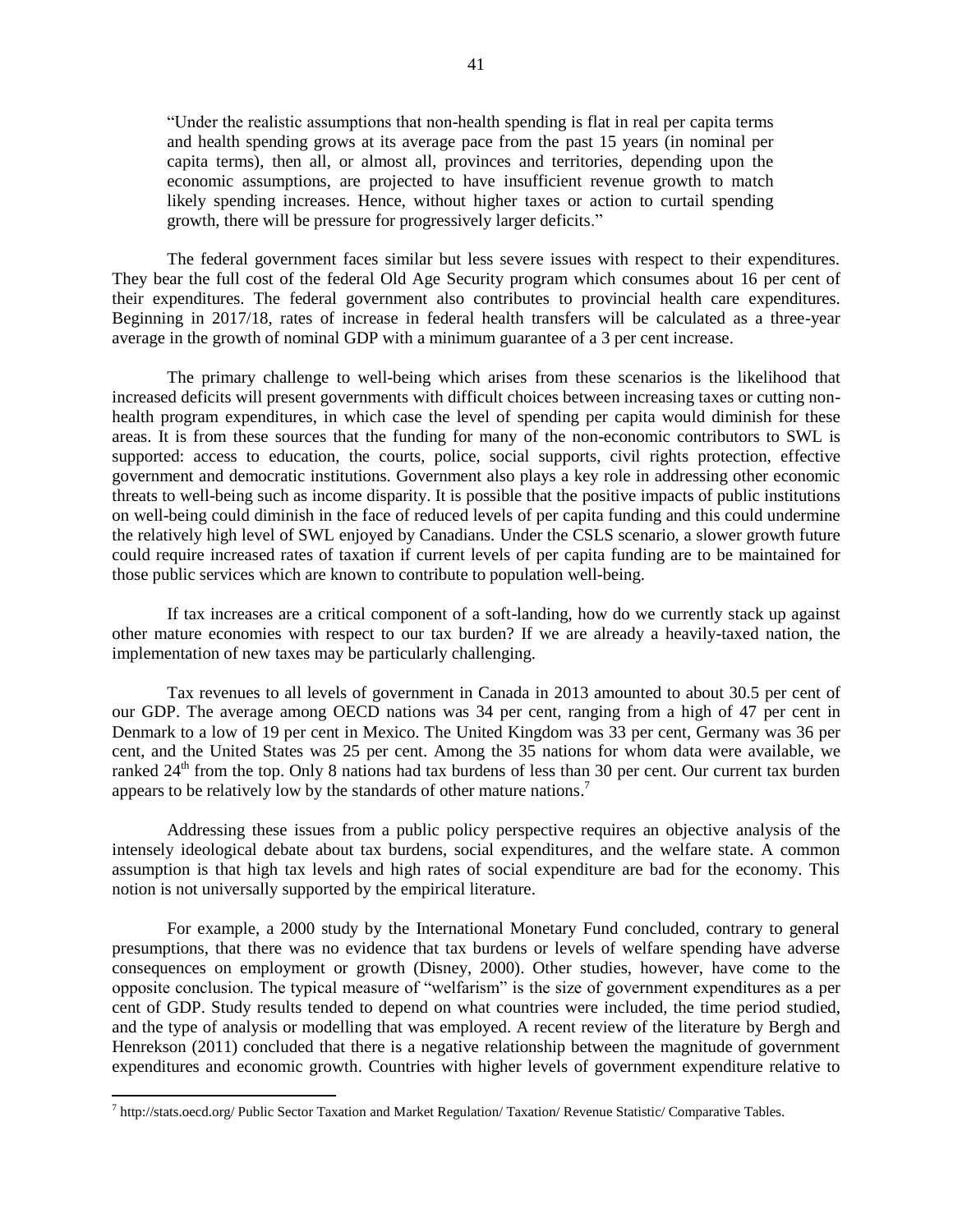> "Under the realistic assumptions that non-health spending is flat in real per capita terms and health spending grows at its average pace from the past 15 years (in nominal per capita terms), then all, or almost all, provinces and territories, depending upon the economic assumptions, are projected to have insufficient revenue growth to match likely spending increases. Hence, without higher taxes or action to curtail spending growth, there will be pressure for progressively larger deficits."

The federal government faces similar but less severe issues with respect to their expenditures. They bear the full cost of the federal Old Age Security program which consumes about 16 per cent of their expenditures. The federal government also contributes to provincial health care expenditures. Beginning in 2017/18, rates of increase in federal health transfers will be calculated as a three-year average in the growth of nominal GDP with a minimum guarantee of a 3 per cent increase.

The primary challenge to well-being which arises from these scenarios is the likelihood that increased deficits will present governments with difficult choices between increasing taxes or cutting non-health program expenditures, in which case the level of spending per capita would diminish for these areas. It is from these sources that the funding for many of the non-economic contributors to SWL is supported: access to education, the courts, police, social supports, civil rights protection, effective government and democratic institutions. Government also plays a key role in addressing other economic threats to well-being such as income disparity. It is possible that the positive impacts of public institutions on well-being could diminish in the face of reduced levels of per capita funding and this could undermine the relatively high level of SWL enjoyed by Canadians. Under the CSLS scenario, a slower growth future could require increased rates of taxation if current levels of per capita funding are to be maintained for those public services which are known to contribute to population well-being.

If tax increases are a critical component of a soft-landing, how do we currently stack up against other mature economies with respect to our tax burden? If we are already a heavily-taxed nation, the implementation of new taxes may be particularly challenging.

Tax revenues to all levels of government in Canada in 2013 amounted to about 30.5 per cent of our GDP. The average among OECD nations was 34 per cent, ranging from a high of 47 per cent in Denmark to a low of 19 per cent in Mexico. The United Kingdom was 33 per cent, Germany was 36 per cent, and the United States was 25 per cent. Among the 35 nations for whom data were available, we ranked 24th from the top. Only 8 nations had tax burdens of less than 30 per cent. Our current tax burden appears to be relatively low by the standards of other mature nations.[7]

Addressing these issues from a public policy perspective requires an objective analysis of the intensely ideological debate about tax burdens, social expenditures, and the welfare state. A common assumption is that high tax levels and high rates of social expenditure are bad for the economy. This notion is not universally supported by the empirical literature.

For example, a 2000 study by the International Monetary Fund concluded, contrary to general presumptions, that there was no evidence that tax burdens or levels of welfare spending have adverse consequences on employment or growth (Disney, 2000). Other studies, however, have come to the opposite conclusion. The typical measure of "welfarism" is the size of government expenditures as a per cent of GDP. Study results tended to depend on what countries were included, the time period studied, and the type of analysis or modelling that was employed. A recent review of the literature by Bergh and Henrekson (2011) concluded that there is a negative relationship between the magnitude of government expenditures and economic growth. Countries with higher levels of government expenditure relative to

[7] http://stats.oecd.org/ Public Sector Taxation and Market Regulation/ Taxation/ Revenue Statistic/ Comparative Tables.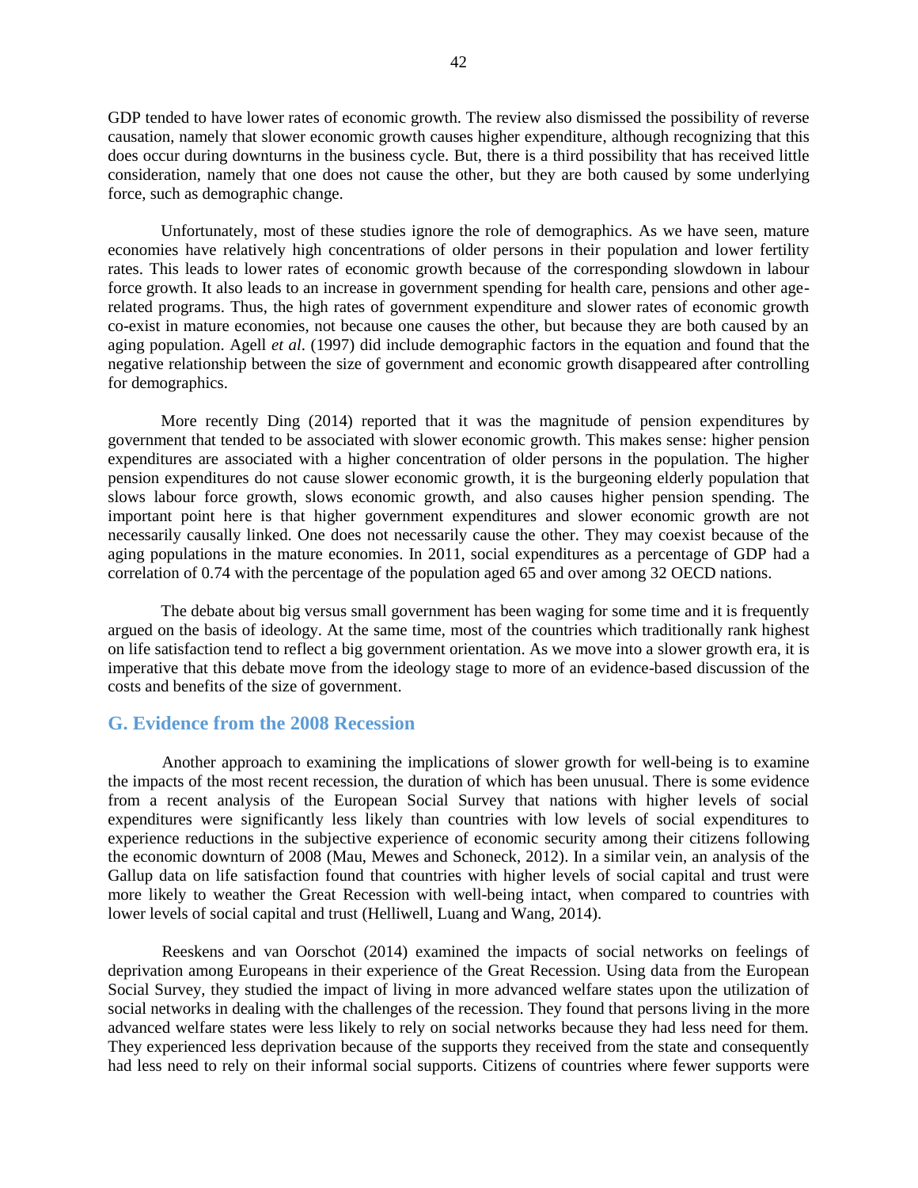GDP tended to have lower rates of economic growth. The review also dismissed the possibility of reverse causation, namely that slower economic growth causes higher expenditure, although recognizing that this does occur during downturns in the business cycle. But, there is a third possibility that has received little consideration, namely that one does not cause the other, but they are both caused by some underlying force, such as demographic change.

Unfortunately, most of these studies ignore the role of demographics. As we have seen, mature economies have relatively high concentrations of older persons in their population and lower fertility rates. This leads to lower rates of economic growth because of the corresponding slowdown in labour force growth. It also leads to an increase in government spending for health care, pensions and other age-related programs. Thus, the high rates of government expenditure and slower rates of economic growth co-exist in mature economies, not because one causes the other, but because they are both caused by an aging population. Agell *et al*. (1997) did include demographic factors in the equation and found that the negative relationship between the size of government and economic growth disappeared after controlling for demographics.

More recently Ding (2014) reported that it was the magnitude of pension expenditures by government that tended to be associated with slower economic growth. This makes sense: higher pension expenditures are associated with a higher concentration of older persons in the population. The higher pension expenditures do not cause slower economic growth, it is the burgeoning elderly population that slows labour force growth, slows economic growth, and also causes higher pension spending. The important point here is that higher government expenditures and slower economic growth are not necessarily causally linked. One does not necessarily cause the other. They may coexist because of the aging populations in the mature economies. In 2011, social expenditures as a percentage of GDP had a correlation of 0.74 with the percentage of the population aged 65 and over among 32 OECD nations.

The debate about big versus small government has been waging for some time and it is frequently argued on the basis of ideology. At the same time, most of the countries which traditionally rank highest on life satisfaction tend to reflect a big government orientation. As we move into a slower growth era, it is imperative that this debate move from the ideology stage to more of an evidence-based discussion of the costs and benefits of the size of government.

## G. Evidence from the 2008 Recession

Another approach to examining the implications of slower growth for well-being is to examine the impacts of the most recent recession, the duration of which has been unusual. There is some evidence from a recent analysis of the European Social Survey that nations with higher levels of social expenditures were significantly less likely than countries with low levels of social expenditures to experience reductions in the subjective experience of economic security among their citizens following the economic downturn of 2008 (Mau, Mewes and Schoneck, 2012). In a similar vein, an analysis of the Gallup data on life satisfaction found that countries with higher levels of social capital and trust were more likely to weather the Great Recession with well-being intact, when compared to countries with lower levels of social capital and trust (Helliwell, Luang and Wang, 2014).

Reeskens and van Oorschot (2014) examined the impacts of social networks on feelings of deprivation among Europeans in their experience of the Great Recession. Using data from the European Social Survey, they studied the impact of living in more advanced welfare states upon the utilization of social networks in dealing with the challenges of the recession. They found that persons living in the more advanced welfare states were less likely to rely on social networks because they had less need for them. They experienced less deprivation because of the supports they received from the state and consequently had less need to rely on their informal social supports. Citizens of countries where fewer supports were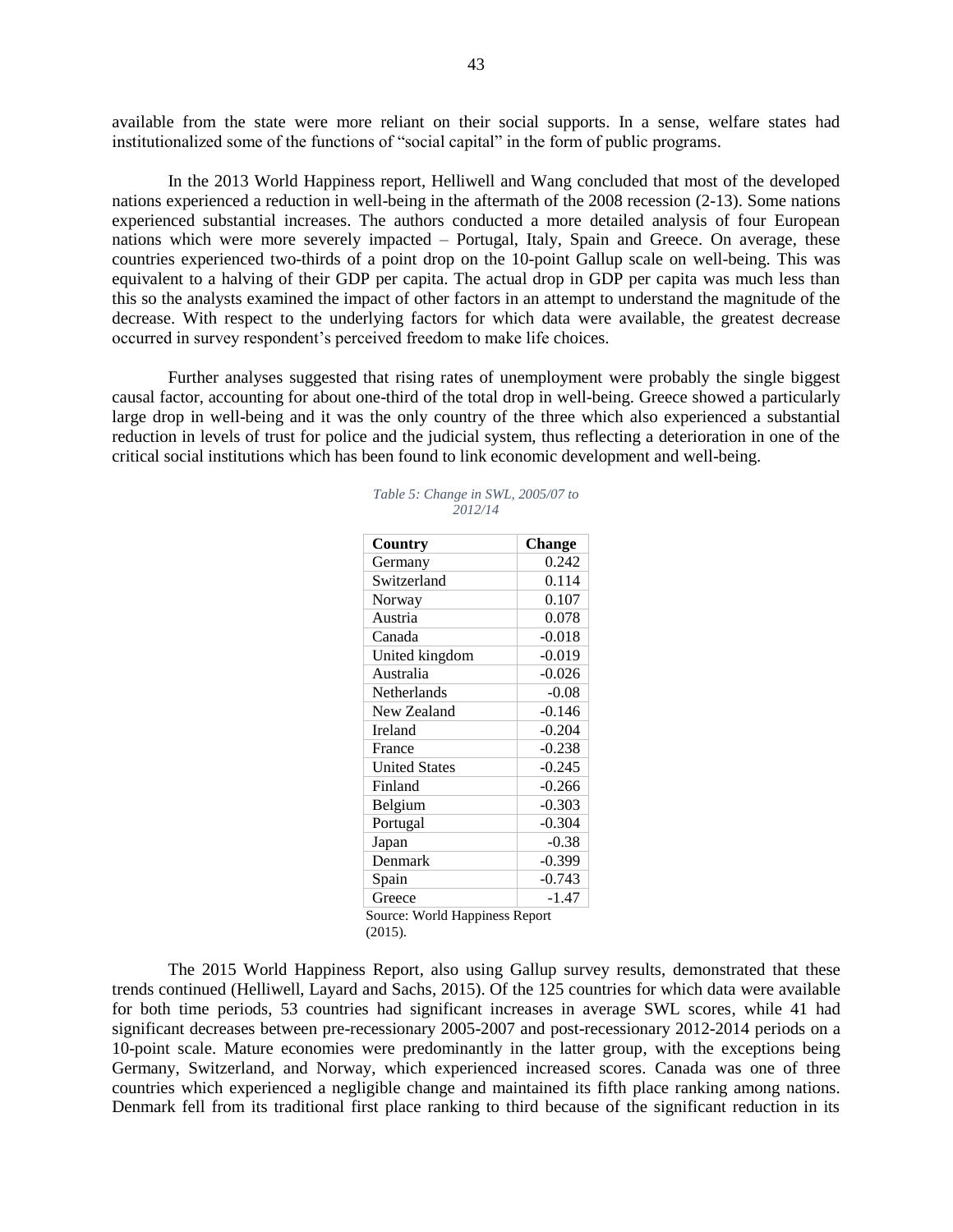available from the state were more reliant on their social supports. In a sense, welfare states had institutionalized some of the functions of "social capital" in the form of public programs.

In the 2013 World Happiness report, Helliwell and Wang concluded that most of the developed nations experienced a reduction in well-being in the aftermath of the 2008 recession (2-13). Some nations experienced substantial increases. The authors conducted a more detailed analysis of four European nations which were more severely impacted – Portugal, Italy, Spain and Greece. On average, these countries experienced two-thirds of a point drop on the 10-point Gallup scale on well-being. This was equivalent to a halving of their GDP per capita. The actual drop in GDP per capita was much less than this so the analysts examined the impact of other factors in an attempt to understand the magnitude of the decrease. With respect to the underlying factors for which data were available, the greatest decrease occurred in survey respondent's perceived freedom to make life choices.

Further analyses suggested that rising rates of unemployment were probably the single biggest causal factor, accounting for about one-third of the total drop in well-being. Greece showed a particularly large drop in well-being and it was the only country of the three which also experienced a substantial reduction in levels of trust for police and the judicial system, thus reflecting a deterioration in one of the critical social institutions which has been found to link economic development and well-being.

*Table 5: Change in SWL, 2005/07 to 2012/14*

| Country | Change |
|---|---:|
| Germany | 0.242 |
| Switzerland | 0.114 |
| Norway | 0.107 |
| Austria | 0.078 |
| Canada | -0.018 |
| United kingdom | -0.019 |
| Australia | -0.026 |
| Netherlands | -0.08 |
| New Zealand | -0.146 |
| Ireland | -0.204 |
| France | -0.238 |
| United States | -0.245 |
| Finland | -0.266 |
| Belgium | -0.303 |
| Portugal | -0.304 |
| Japan | -0.38 |
| Denmark | -0.399 |
| Spain | -0.743 |
| Greece | -1.47 |

Source: World Happiness Report (2015).

The 2015 World Happiness Report, also using Gallup survey results, demonstrated that these trends continued (Helliwell, Layard and Sachs, 2015). Of the 125 countries for which data were available for both time periods, 53 countries had significant increases in average SWL scores, while 41 had significant decreases between pre-recessionary 2005-2007 and post-recessionary 2012-2014 periods on a 10-point scale. Mature economies were predominantly in the latter group, with the exceptions being Germany, Switzerland, and Norway, which experienced increased scores. Canada was one of three countries which experienced a negligible change and maintained its fifth place ranking among nations. Denmark fell from its traditional first place ranking to third because of the significant reduction in its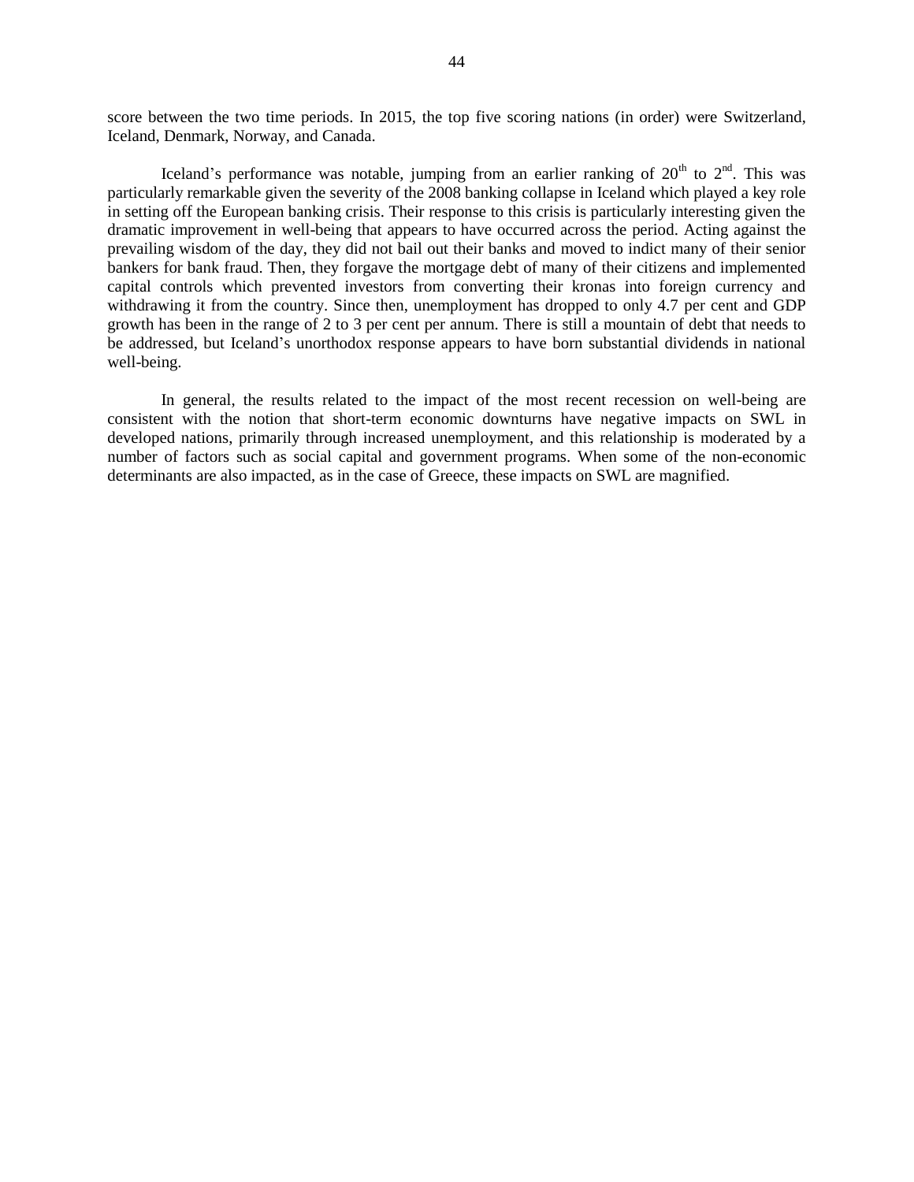score between the two time periods. In 2015, the top five scoring nations (in order) were Switzerland, Iceland, Denmark, Norway, and Canada.

Iceland's performance was notable, jumping from an earlier ranking of 20th to 2nd. This was particularly remarkable given the severity of the 2008 banking collapse in Iceland which played a key role in setting off the European banking crisis. Their response to this crisis is particularly interesting given the dramatic improvement in well-being that appears to have occurred across the period. Acting against the prevailing wisdom of the day, they did not bail out their banks and moved to indict many of their senior bankers for bank fraud. Then, they forgave the mortgage debt of many of their citizens and implemented capital controls which prevented investors from converting their kronas into foreign currency and withdrawing it from the country. Since then, unemployment has dropped to only 4.7 per cent and GDP growth has been in the range of 2 to 3 per cent per annum. There is still a mountain of debt that needs to be addressed, but Iceland's unorthodox response appears to have born substantial dividends in national well-being.

In general, the results related to the impact of the most recent recession on well-being are consistent with the notion that short-term economic downturns have negative impacts on SWL in developed nations, primarily through increased unemployment, and this relationship is moderated by a number of factors such as social capital and government programs. When some of the non-economic determinants are also impacted, as in the case of Greece, these impacts on SWL are magnified.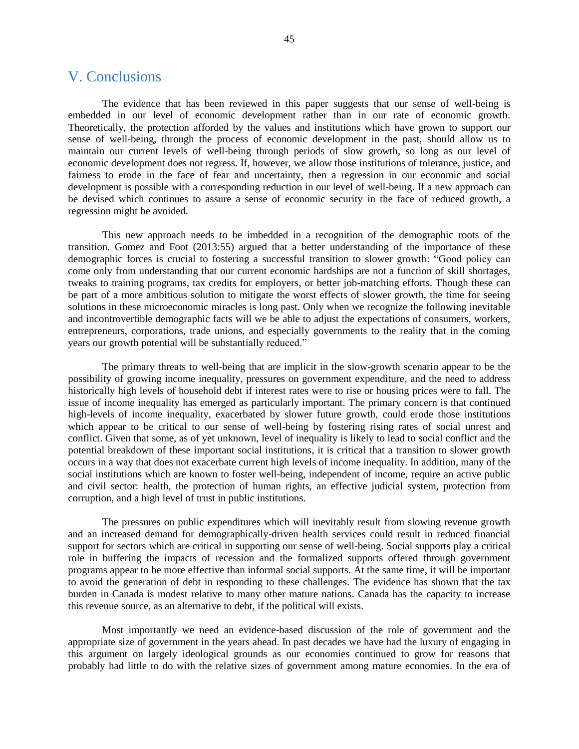## V. Conclusions

The evidence that has been reviewed in this paper suggests that our sense of well-being is embedded in our level of economic development rather than in our rate of economic growth. Theoretically, the protection afforded by the values and institutions which have grown to support our sense of well-being, through the process of economic development in the past, should allow us to maintain our current levels of well-being through periods of slow growth, so long as our level of economic development does not regress. If, however, we allow those institutions of tolerance, justice, and fairness to erode in the face of fear and uncertainty, then a regression in our economic and social development is possible with a corresponding reduction in our level of well-being. If a new approach can be devised which continues to assure a sense of economic security in the face of reduced growth, a regression might be avoided.

This new approach needs to be imbedded in a recognition of the demographic roots of the transition. Gomez and Foot (2013:55) argued that a better understanding of the importance of these demographic forces is crucial to fostering a successful transition to slower growth: "Good policy can come only from understanding that our current economic hardships are not a function of skill shortages, tweaks to training programs, tax credits for employers, or better job-matching efforts. Though these can be part of a more ambitious solution to mitigate the worst effects of slower growth, the time for seeing solutions in these microeconomic miracles is long past. Only when we recognize the following inevitable and incontrovertible demographic facts will we be able to adjust the expectations of consumers, workers, entrepreneurs, corporations, trade unions, and especially governments to the reality that in the coming years our growth potential will be substantially reduced."

The primary threats to well-being that are implicit in the slow-growth scenario appear to be the possibility of growing income inequality, pressures on government expenditure, and the need to address historically high levels of household debt if interest rates were to rise or housing prices were to fall. The issue of income inequality has emerged as particularly important. The primary concern is that continued high-levels of income inequality, exacerbated by slower future growth, could erode those institutions which appear to be critical to our sense of well-being by fostering rising rates of social unrest and conflict. Given that some, as of yet unknown, level of inequality is likely to lead to social conflict and the potential breakdown of these important social institutions, it is critical that a transition to slower growth occurs in a way that does not exacerbate current high levels of income inequality. In addition, many of the social institutions which are known to foster well-being, independent of income, require an active public and civil sector: health, the protection of human rights, an effective judicial system, protection from corruption, and a high level of trust in public institutions.

The pressures on public expenditures which will inevitably result from slowing revenue growth and an increased demand for demographically-driven health services could result in reduced financial support for sectors which are critical in supporting our sense of well-being. Social supports play a critical role in buffering the impacts of recession and the formalized supports offered through government programs appear to be more effective than informal social supports. At the same time, it will be important to avoid the generation of debt in responding to these challenges. The evidence has shown that the tax burden in Canada is modest relative to many other mature nations. Canada has the capacity to increase this revenue source, as an alternative to debt, if the political will exists.

Most importantly we need an evidence-based discussion of the role of government and the appropriate size of government in the years ahead. In past decades we have had the luxury of engaging in this argument on largely ideological grounds as our economies continued to grow for reasons that probably had little to do with the relative sizes of government among mature economies. In the era of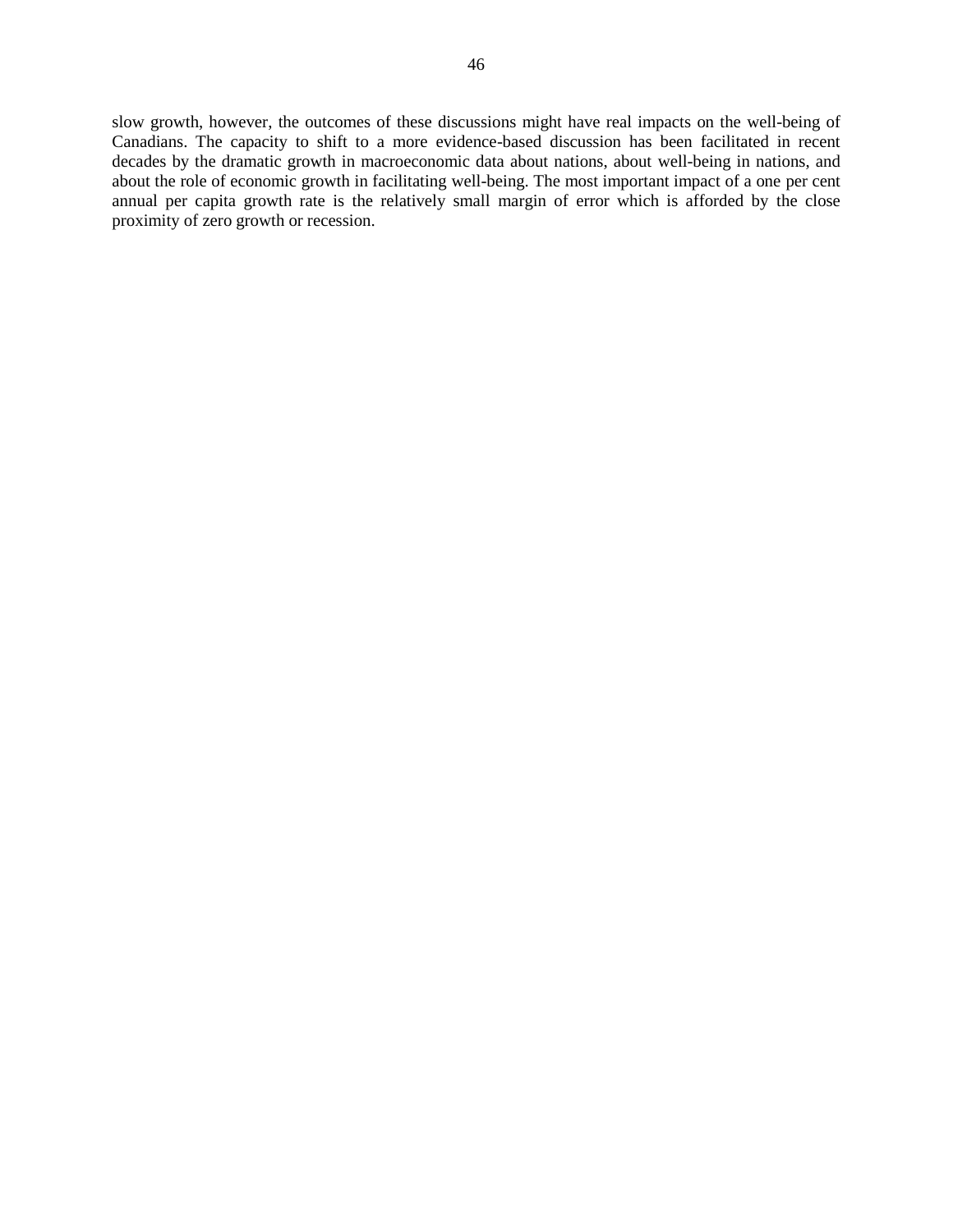slow growth, however, the outcomes of these discussions might have real impacts on the well-being of Canadians. The capacity to shift to a more evidence-based discussion has been facilitated in recent decades by the dramatic growth in macroeconomic data about nations, about well-being in nations, and about the role of economic growth in facilitating well-being. The most important impact of a one per cent annual per capita growth rate is the relatively small margin of error which is afforded by the close proximity of zero growth or recession.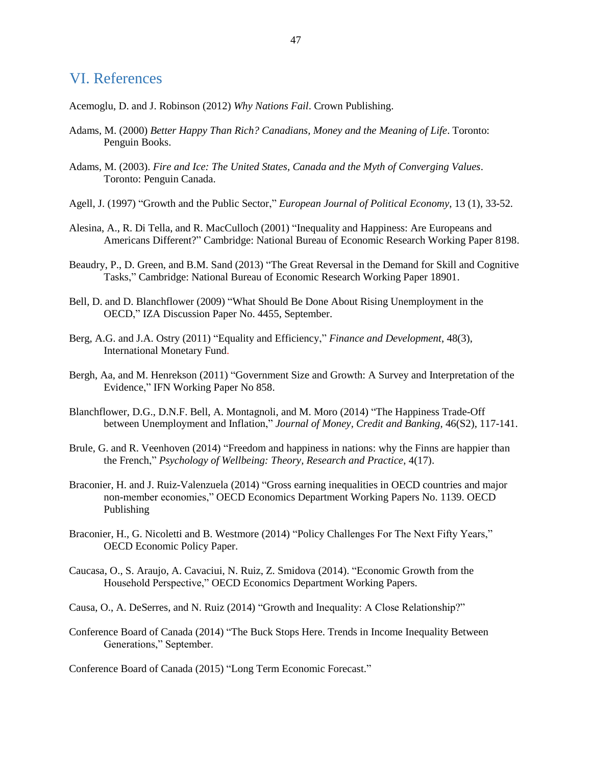## VI. References

Acemoglu, D. and J. Robinson (2012) *Why Nations Fail*. Crown Publishing.

Adams, M. (2000) *Better Happy Than Rich? Canadians, Money and the Meaning of Life*. Toronto: Penguin Books.

Adams, M. (2003). *Fire and Ice: The United States, Canada and the Myth of Converging Values*. Toronto: Penguin Canada.

Agell, J. (1997) "Growth and the Public Sector," *European Journal of Political Economy*, 13 (1), 33-52.

Alesina, A., R. Di Tella, and R. MacCulloch (2001) "Inequality and Happiness: Are Europeans and Americans Different?" Cambridge: National Bureau of Economic Research Working Paper 8198.

Beaudry, P., D. Green, and B.M. Sand (2013) "The Great Reversal in the Demand for Skill and Cognitive Tasks," Cambridge: National Bureau of Economic Research Working Paper 18901.

Bell, D. and D. Blanchflower (2009) "What Should Be Done About Rising Unemployment in the OECD," IZA Discussion Paper No. 4455, September.

Berg, A.G. and J.A. Ostry (2011) "Equality and Efficiency," *Finance and Development*, 48(3), International Monetary Fund.

Bergh, Aa, and M. Henrekson (2011) "Government Size and Growth: A Survey and Interpretation of the Evidence," IFN Working Paper No 858.

Blanchflower, D.G., D.N.F. Bell, A. Montagnoli, and M. Moro (2014) "The Happiness Trade-Off between Unemployment and Inflation," *Journal of Money, Credit and Banking*, 46(S2), 117-141.

Brule, G. and R. Veenhoven (2014) "Freedom and happiness in nations: why the Finns are happier than the French," *Psychology of Wellbeing: Theory, Research and Practice*, 4(17).

Braconier, H. and J. Ruiz-Valenzuela (2014) "Gross earning inequalities in OECD countries and major non-member economies," OECD Economics Department Working Papers No. 1139. OECD Publishing

Braconier, H., G. Nicoletti and B. Westmore (2014) "Policy Challenges For The Next Fifty Years," OECD Economic Policy Paper.

Caucasa, O., S. Araujo, A. Cavaciui, N. Ruiz, Z. Smidova (2014). "Economic Growth from the Household Perspective," OECD Economics Department Working Papers.

Causa, O., A. DeSerres, and N. Ruiz (2014) "Growth and Inequality: A Close Relationship?"

Conference Board of Canada (2014) "The Buck Stops Here. Trends in Income Inequality Between Generations," September.

Conference Board of Canada (2015) "Long Term Economic Forecast."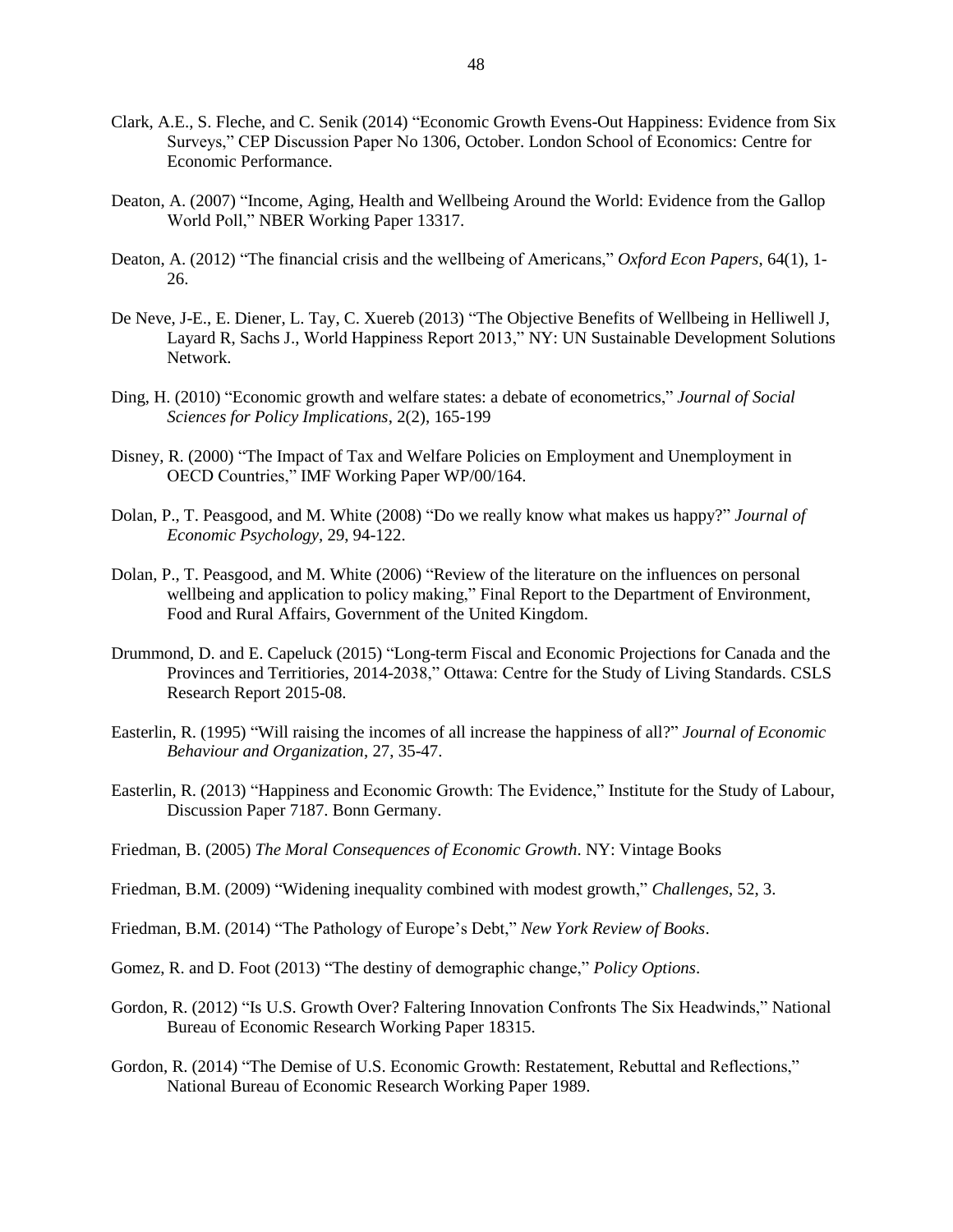Clark, A.E., S. Fleche, and C. Senik (2014) "Economic Growth Evens-Out Happiness: Evidence from Six Surveys," CEP Discussion Paper No 1306, October. London School of Economics: Centre for Economic Performance.

Deaton, A. (2007) "Income, Aging, Health and Wellbeing Around the World: Evidence from the Gallop World Poll," NBER Working Paper 13317.

Deaton, A. (2012) "The financial crisis and the wellbeing of Americans," *Oxford Econ Papers*, 64(1), 1-26.

De Neve, J-E., E. Diener, L. Tay, C. Xuereb (2013) "The Objective Benefits of Wellbeing in Helliwell J, Layard R, Sachs J., World Happiness Report 2013," NY: UN Sustainable Development Solutions Network.

Ding, H. (2010) "Economic growth and welfare states: a debate of econometrics," *Journal of Social Sciences for Policy Implications*, 2(2), 165-199

Disney, R. (2000) "The Impact of Tax and Welfare Policies on Employment and Unemployment in OECD Countries," IMF Working Paper WP/00/164.

Dolan, P., T. Peasgood, and M. White (2008) "Do we really know what makes us happy?" *Journal of Economic Psychology*, 29, 94-122.

Dolan, P., T. Peasgood, and M. White (2006) "Review of the literature on the influences on personal wellbeing and application to policy making," Final Report to the Department of Environment, Food and Rural Affairs, Government of the United Kingdom.

Drummond, D. and E. Capeluck (2015) "Long-term Fiscal and Economic Projections for Canada and the Provinces and Territiories, 2014-2038," Ottawa: Centre for the Study of Living Standards. CSLS Research Report 2015-08.

Easterlin, R. (1995) "Will raising the incomes of all increase the happiness of all?" *Journal of Economic Behaviour and Organization*, 27, 35-47.

Easterlin, R. (2013) "Happiness and Economic Growth: The Evidence," Institute for the Study of Labour, Discussion Paper 7187. Bonn Germany.

Friedman, B. (2005) *The Moral Consequences of Economic Growth*. NY: Vintage Books

Friedman, B.M. (2009) "Widening inequality combined with modest growth," *Challenges*, 52, 3.

Friedman, B.M. (2014) "The Pathology of Europe's Debt," *New York Review of Books*.

Gomez, R. and D. Foot (2013) "The destiny of demographic change," *Policy Options*.

Gordon, R. (2012) "Is U.S. Growth Over? Faltering Innovation Confronts The Six Headwinds," National Bureau of Economic Research Working Paper 18315.

Gordon, R. (2014) "The Demise of U.S. Economic Growth: Restatement, Rebuttal and Reflections," National Bureau of Economic Research Working Paper 1989.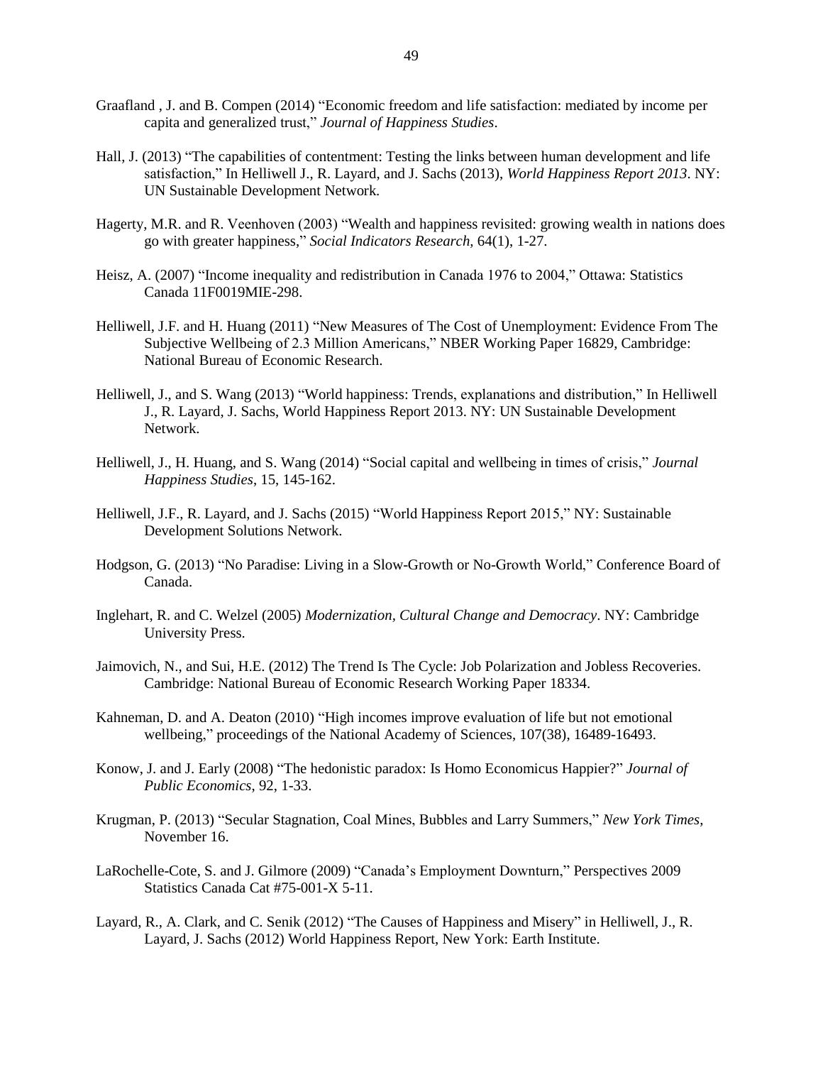Graafland , J. and B. Compen (2014) “Economic freedom and life satisfaction: mediated by income per capita and generalized trust,” *Journal of Happiness Studies*.

Hall, J. (2013) “The capabilities of contentment: Testing the links between human development and life satisfaction,” In Helliwell J., R. Layard, and J. Sachs (2013), *World Happiness Report 2013*. NY: UN Sustainable Development Network.

Hagerty, M.R. and R. Veenhoven (2003) “Wealth and happiness revisited: growing wealth in nations does go with greater happiness,” *Social Indicators Research,* 64(1), 1-27.

Heisz, A. (2007) “Income inequality and redistribution in Canada 1976 to 2004,” Ottawa: Statistics Canada 11F0019MIE-298.

Helliwell, J.F. and H. Huang (2011) “New Measures of The Cost of Unemployment: Evidence From The Subjective Wellbeing of 2.3 Million Americans,” NBER Working Paper 16829, Cambridge: National Bureau of Economic Research.

Helliwell, J., and S. Wang (2013) “World happiness: Trends, explanations and distribution,” In Helliwell J., R. Layard, J. Sachs, World Happiness Report 2013. NY: UN Sustainable Development Network.

Helliwell, J., H. Huang, and S. Wang (2014) “Social capital and wellbeing in times of crisis,” *Journal Happiness Studies*, 15, 145-162.

Helliwell, J.F., R. Layard, and J. Sachs (2015) “World Happiness Report 2015,” NY: Sustainable Development Solutions Network.

Hodgson, G. (2013) “No Paradise: Living in a Slow-Growth or No-Growth World,” Conference Board of Canada.

Inglehart, R. and C. Welzel (2005) *Modernization, Cultural Change and Democracy*. NY: Cambridge University Press.

Jaimovich, N., and Sui, H.E. (2012) The Trend Is The Cycle: Job Polarization and Jobless Recoveries. Cambridge: National Bureau of Economic Research Working Paper 18334.

Kahneman, D. and A. Deaton (2010) “High incomes improve evaluation of life but not emotional wellbeing,” proceedings of the National Academy of Sciences, 107(38), 16489-16493.

Konow, J. and J. Early (2008) “The hedonistic paradox: Is Homo Economicus Happier?” *Journal of Public Economics*, 92, 1-33.

Krugman, P. (2013) “Secular Stagnation, Coal Mines, Bubbles and Larry Summers,” *New York Times*, November 16.

LaRochelle-Cote, S. and J. Gilmore (2009) “Canada’s Employment Downturn,” Perspectives 2009 Statistics Canada Cat #75-001-X 5-11.

Layard, R., A. Clark, and C. Senik (2012) “The Causes of Happiness and Misery” in Helliwell, J., R. Layard, J. Sachs (2012) World Happiness Report, New York: Earth Institute.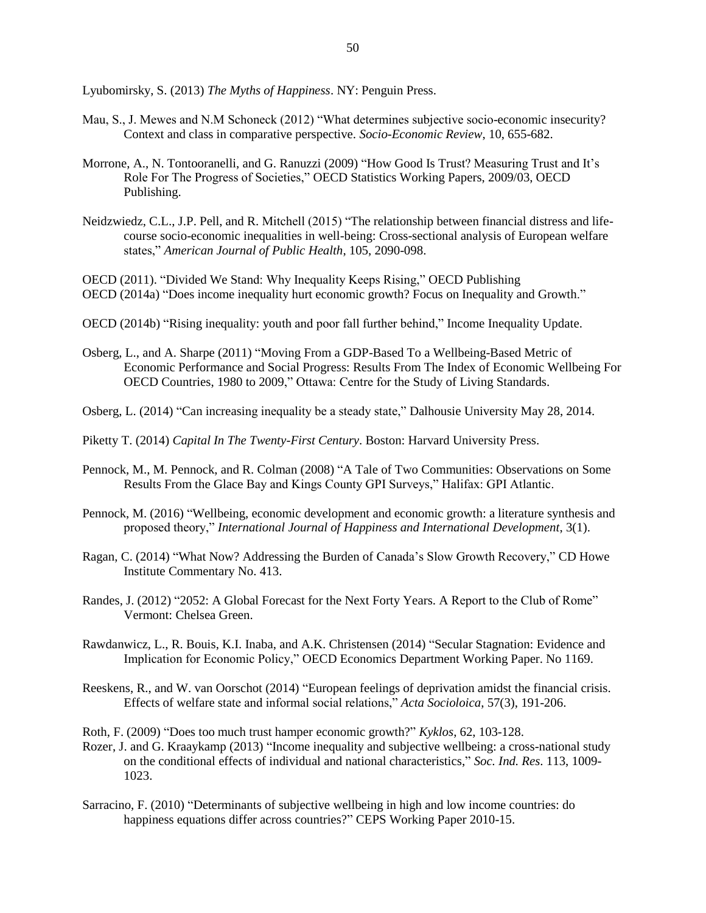Lyubomirsky, S. (2013) *The Myths of Happiness*. NY: Penguin Press.

Mau, S., J. Mewes and N.M Schoneck (2012) "What determines subjective socio-economic insecurity? Context and class in comparative perspective. *Socio-Economic Review*, 10, 655-682.

Morrone, A., N. Tontooranelli, and G. Ranuzzi (2009) "How Good Is Trust? Measuring Trust and It's Role For The Progress of Societies," OECD Statistics Working Papers, 2009/03, OECD Publishing.

Neidzwiedz, C.L., J.P. Pell, and R. Mitchell (2015) "The relationship between financial distress and life-course socio-economic inequalities in well-being: Cross-sectional analysis of European welfare states," *American Journal of Public Health*, 105, 2090-098.

OECD (2011). "Divided We Stand: Why Inequality Keeps Rising," OECD Publishing

OECD (2014a) "Does income inequality hurt economic growth? Focus on Inequality and Growth."

OECD (2014b) "Rising inequality: youth and poor fall further behind," Income Inequality Update.

Osberg, L., and A. Sharpe (2011) "Moving From a GDP-Based To a Wellbeing-Based Metric of Economic Performance and Social Progress: Results From The Index of Economic Wellbeing For OECD Countries, 1980 to 2009," Ottawa: Centre for the Study of Living Standards.

Osberg, L. (2014) "Can increasing inequality be a steady state," Dalhousie University May 28, 2014.

Piketty T. (2014) *Capital In The Twenty-First Century*. Boston: Harvard University Press.

Pennock, M., M. Pennock, and R. Colman (2008) "A Tale of Two Communities: Observations on Some Results From the Glace Bay and Kings County GPI Surveys," Halifax: GPI Atlantic.

Pennock, M. (2016) "Wellbeing, economic development and economic growth: a literature synthesis and proposed theory," *International Journal of Happiness and International Development*, 3(1).

Ragan, C. (2014) "What Now? Addressing the Burden of Canada's Slow Growth Recovery," CD Howe Institute Commentary No. 413.

Randes, J. (2012) "2052: A Global Forecast for the Next Forty Years. A Report to the Club of Rome" Vermont: Chelsea Green.

Rawdanwicz, L., R. Bouis, K.I. Inaba, and A.K. Christensen (2014) "Secular Stagnation: Evidence and Implication for Economic Policy," OECD Economics Department Working Paper. No 1169.

Reeskens, R., and W. van Oorschot (2014) "European feelings of deprivation amidst the financial crisis. Effects of welfare state and informal social relations," *Acta Socioloica*, 57(3), 191-206.

Roth, F. (2009) "Does too much trust hamper economic growth?" *Kyklos*, 62, 103-128.

Rozer, J. and G. Kraaykamp (2013) "Income inequality and subjective wellbeing: a cross-national study on the conditional effects of individual and national characteristics," *Soc. Ind. Res*. 113, 1009-1023.

Sarracino, F. (2010) "Determinants of subjective wellbeing in high and low income countries: do happiness equations differ across countries?" CEPS Working Paper 2010-15.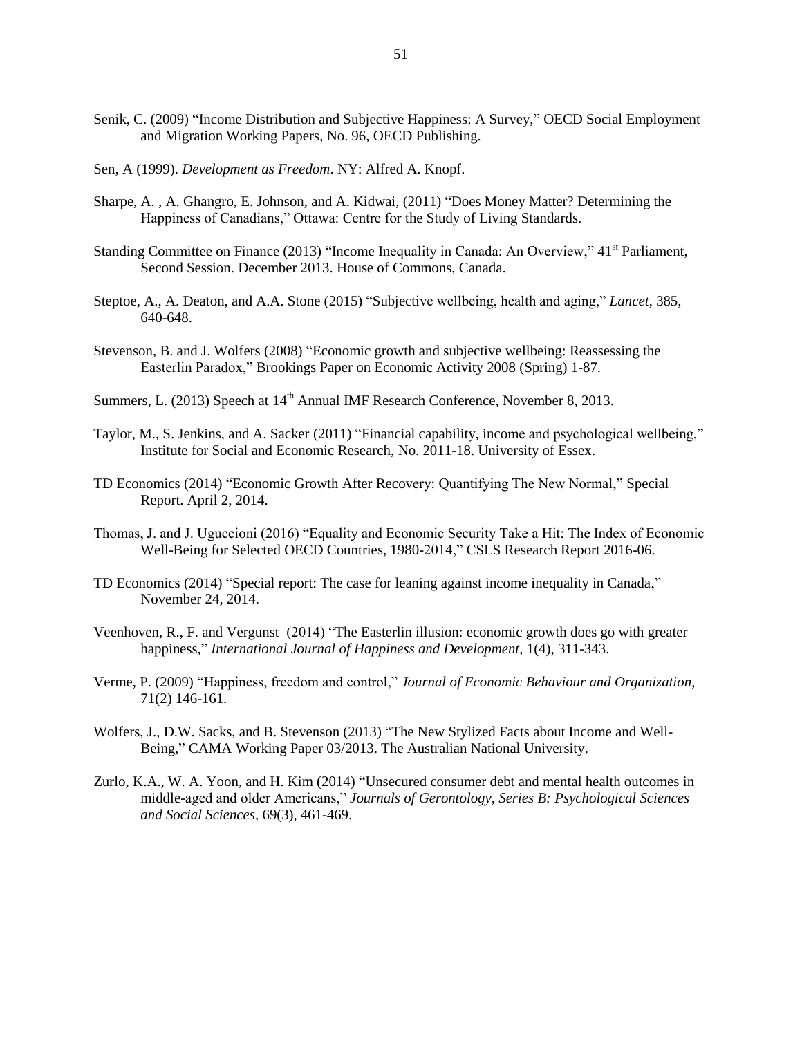Senik, C. (2009) "Income Distribution and Subjective Happiness: A Survey," OECD Social Employment and Migration Working Papers, No. 96, OECD Publishing.

Sen, A (1999). *Development as Freedom*. NY: Alfred A. Knopf.

Sharpe, A. , A. Ghangro, E. Johnson, and A. Kidwai, (2011) "Does Money Matter? Determining the Happiness of Canadians," Ottawa: Centre for the Study of Living Standards.

Standing Committee on Finance (2013) "Income Inequality in Canada: An Overview," 41st Parliament, Second Session. December 2013. House of Commons, Canada.

Steptoe, A., A. Deaton, and A.A. Stone (2015) "Subjective wellbeing, health and aging," *Lancet*, 385, 640-648.

Stevenson, B. and J. Wolfers (2008) "Economic growth and subjective wellbeing: Reassessing the Easterlin Paradox," Brookings Paper on Economic Activity 2008 (Spring) 1-87.

Summers, L. (2013) Speech at 14th Annual IMF Research Conference, November 8, 2013.

Taylor, M., S. Jenkins, and A. Sacker (2011) "Financial capability, income and psychological wellbeing," Institute for Social and Economic Research, No. 2011-18. University of Essex.

TD Economics (2014) "Economic Growth After Recovery: Quantifying The New Normal," Special Report. April 2, 2014.

Thomas, J. and J. Uguccioni (2016) "Equality and Economic Security Take a Hit: The Index of Economic Well-Being for Selected OECD Countries, 1980-2014," CSLS Research Report 2016-06.

TD Economics (2014) "Special report: The case for leaning against income inequality in Canada," November 24, 2014.

Veenhoven, R., F. and Vergunst (2014) "The Easterlin illusion: economic growth does go with greater happiness," *International Journal of Happiness and Development*, 1(4), 311-343.

Verme, P. (2009) "Happiness, freedom and control," *Journal of Economic Behaviour and Organization*, 71(2) 146-161.

Wolfers, J., D.W. Sacks, and B. Stevenson (2013) "The New Stylized Facts about Income and Well-Being," CAMA Working Paper 03/2013. The Australian National University.

Zurlo, K.A., W. A. Yoon, and H. Kim (2014) "Unsecured consumer debt and mental health outcomes in middle-aged and older Americans," *Journals of Gerontology, Series B: Psychological Sciences and Social Sciences*, 69(3), 461-469.